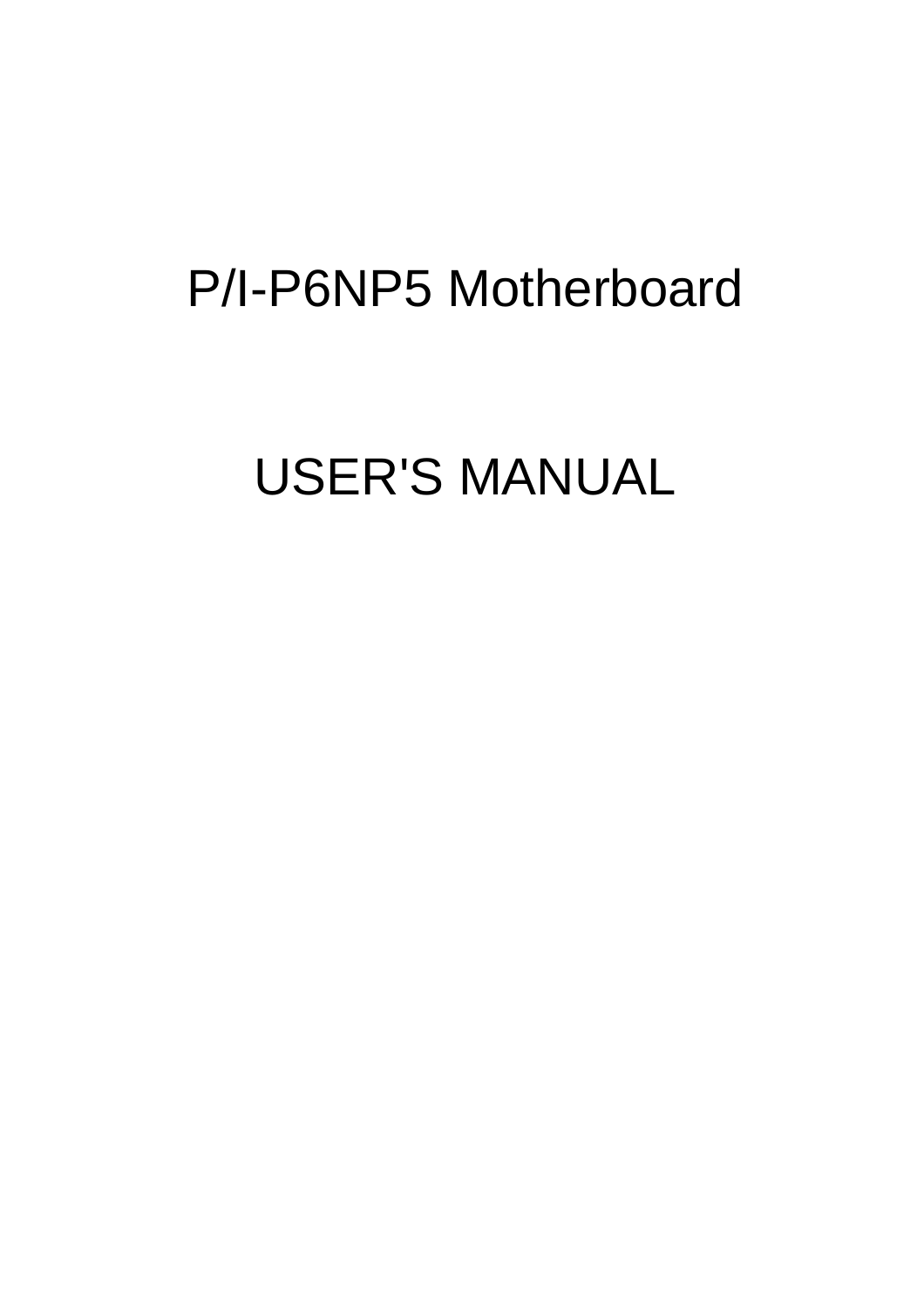# P/I-P6NP5 Motherboard

# USER'S MANUAL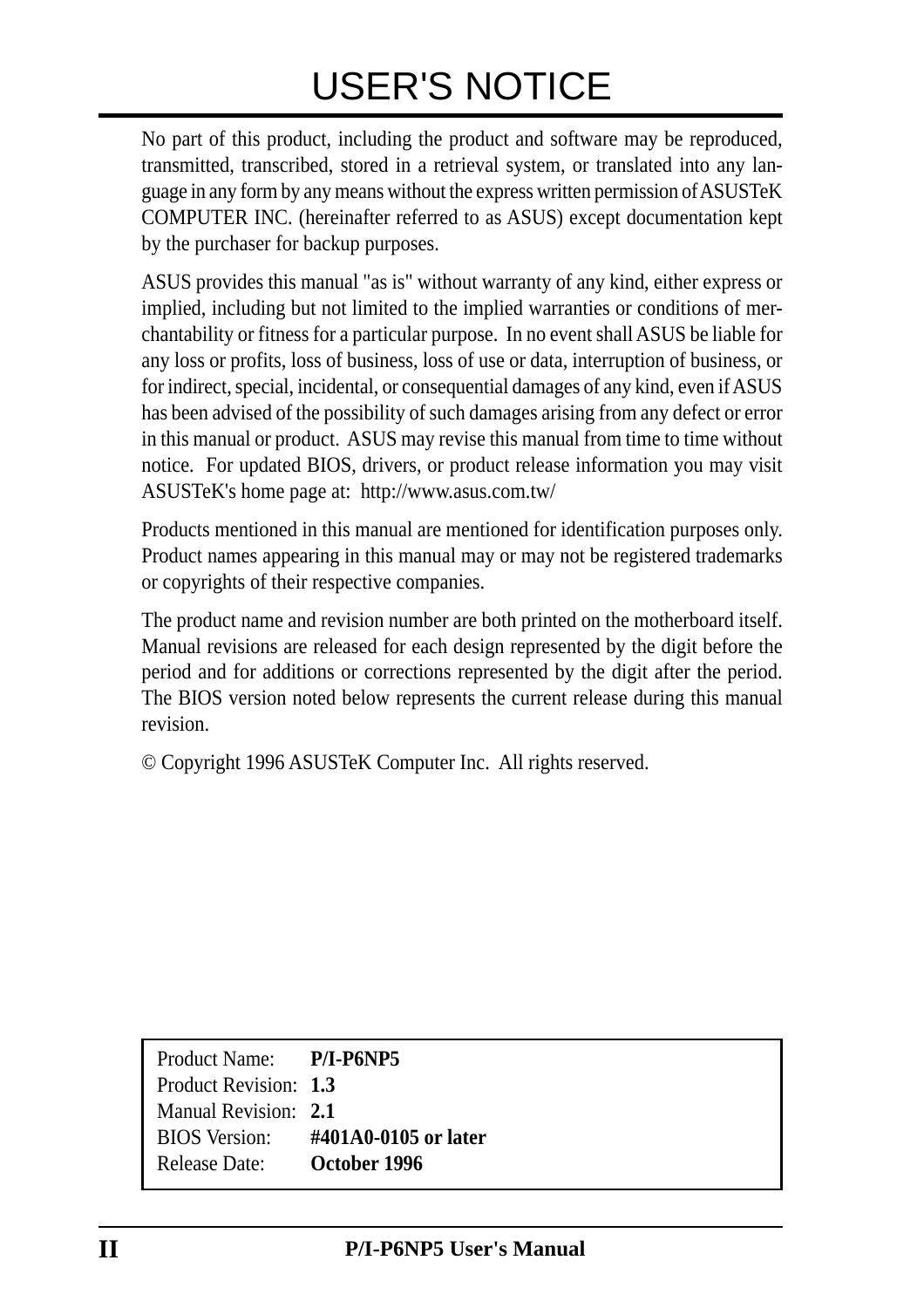# USER'S NOTICE

No part of this product, including the product and software may be reproduced, transmitted, transcribed, stored in a retrieval system, or translated into any language in any form by any means without the express written permission of ASUSTeK COMPUTER INC. (hereinafter referred to as ASUS) except documentation kept by the purchaser for backup purposes.

ASUS provides this manual "as is" without warranty of any kind, either express or implied, including but not limited to the implied warranties or conditions of merchantability or fitness for a particular purpose. In no event shall ASUS be liable for any loss or profits, loss of business, loss of use or data, interruption of business, or for indirect, special, incidental, or consequential damages of any kind, even if ASUS has been advised of the possibility of such damages arising from any defect or error in this manual or product. ASUS may revise this manual from time to time without notice. For updated BIOS, drivers, or product release information you may visit ASUSTeK's home page at: http://www.asus.com.tw/

Products mentioned in this manual are mentioned for identification purposes only. Product names appearing in this manual may or may not be registered trademarks or copyrights of their respective companies.

The product name and revision number are both printed on the motherboard itself. Manual revisions are released for each design represented by the digit before the period and for additions or corrections represented by the digit after the period. The BIOS version noted below represents the current release during this manual revision.

© Copyright 1996 ASUSTeK Computer Inc. All rights reserved.

| | |
|---|---|
| Product Name: | **P/I-P6NP5** |
| Product Revision: | **1.3** |
| Manual Revision: | **2.1** |
| BIOS Version: | **#401A0-0105 or later** |
| Release Date: | **October 1996** |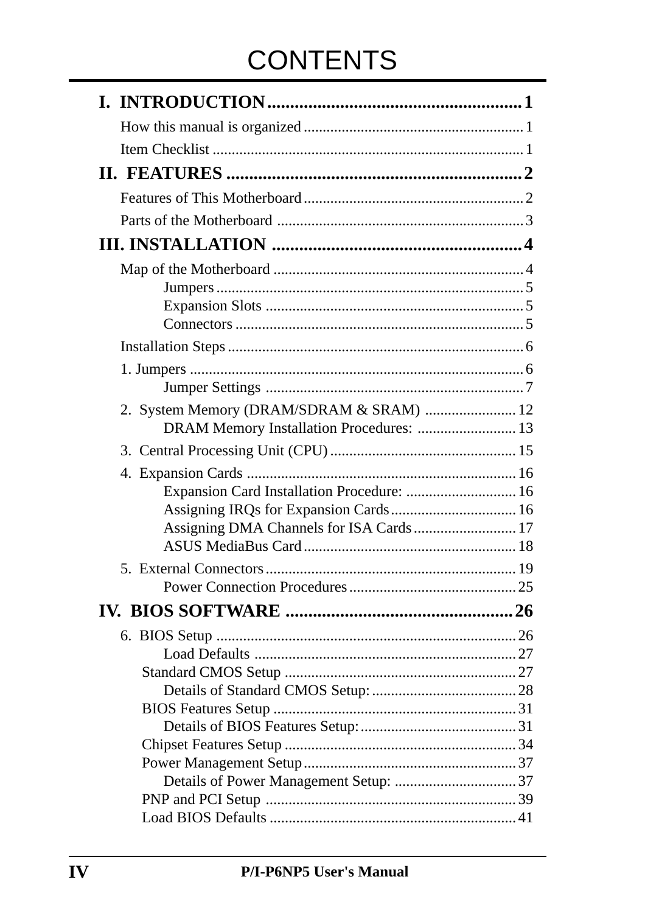# CONTENTS

**I. INTRODUCTION ........................................................ 1**

How this manual is organized ........................................................ 1

Item Checklist ........................................................ 1

**II. FEATURES ........................................................ 2**

Features of This Motherboard ........................................................ 2

Parts of the Motherboard ........................................................ 3

**III. INSTALLATION ........................................................ 4**

Map of the Motherboard ........................................................ 4

- Jumpers ........................................................ 5
- Expansion Slots ........................................................ 5
- Connectors ........................................................ 5

Installation Steps ........................................................ 6

1. Jumpers ........................................................ 6
   - Jumper Settings ........................................................ 7
2. System Memory (DRAM/SDRAM & SRAM) ........................ 12
   - DRAM Memory Installation Procedures: ........................ 13
3. Central Processing Unit (CPU) ........................................................ 15
4. Expansion Cards ........................................................ 16
   - Expansion Card Installation Procedure: ........................ 16
   - Assigning IRQs for Expansion Cards ........................ 16
   - Assigning DMA Channels for ISA Cards ........................ 17
   - ASUS MediaBus Card ........................................................ 18
5. External Connectors ........................................................ 19
   - Power Connection Procedures ........................................................ 25

**IV. BIOS SOFTWARE ........................................................ 26**

6. BIOS Setup ........................................................ 26
   - Load Defaults ........................................................ 27
   - Standard CMOS Setup ........................................................ 27
     - Details of Standard CMOS Setup: ........................ 28
   - BIOS Features Setup ........................................................ 31
     - Details of BIOS Features Setup: ........................ 31
   - Chipset Features Setup ........................................................ 34
   - Power Management Setup ........................................................ 37
     - Details of Power Management Setup: ........................ 37
   - PNP and PCI Setup ........................................................ 39
   - Load BIOS Defaults ........................................................ 41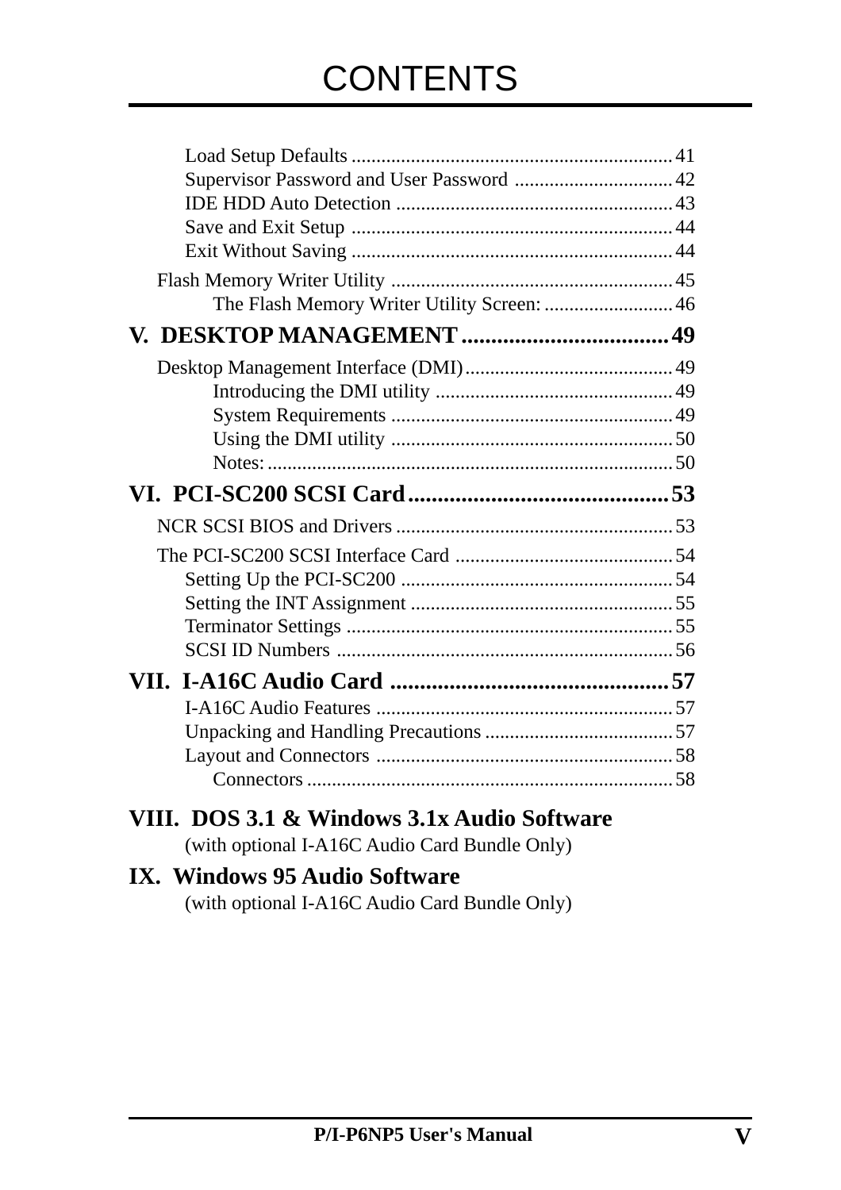# CONTENTS

- Load Setup Defaults ................................................................ 41
- Supervisor Password and User Password ................................ 42
- IDE HDD Auto Detection ........................................................ 43
- Save and Exit Setup ................................................................ 44
- Exit Without Saving ................................................................ 44

Flash Memory Writer Utility ........................................................ 45

- The Flash Memory Writer Utility Screen: .......................... 46

## V. DESKTOP MANAGEMENT .................................. 49

Desktop Management Interface (DMI) .......................................... 49

- Introducing the DMI utility ................................................ 49
- System Requirements ......................................................... 49
- Using the DMI utility ......................................................... 50
- Notes: .................................................................................. 50

## VI. PCI-SC200 SCSI Card ............................................ 53

NCR SCSI BIOS and Drivers ........................................................ 53

The PCI-SC200 SCSI Interface Card ............................................ 54

- Setting Up the PCI-SC200 ....................................................... 54
- Setting the INT Assignment ..................................................... 55
- Terminator Settings .................................................................. 55
- SCSI ID Numbers .................................................................... 56

## VII. I-A16C Audio Card ............................................... 57

- I-A16C Audio Features ............................................................ 57
- Unpacking and Handling Precautions ...................................... 57
- Layout and Connectors ............................................................ 58
  - Connectors .......................................................................... 58

## VIII. DOS 3.1 & Windows 3.1x Audio Software

(with optional I-A16C Audio Card Bundle Only)

## IX. Windows 95 Audio Software

(with optional I-A16C Audio Card Bundle Only)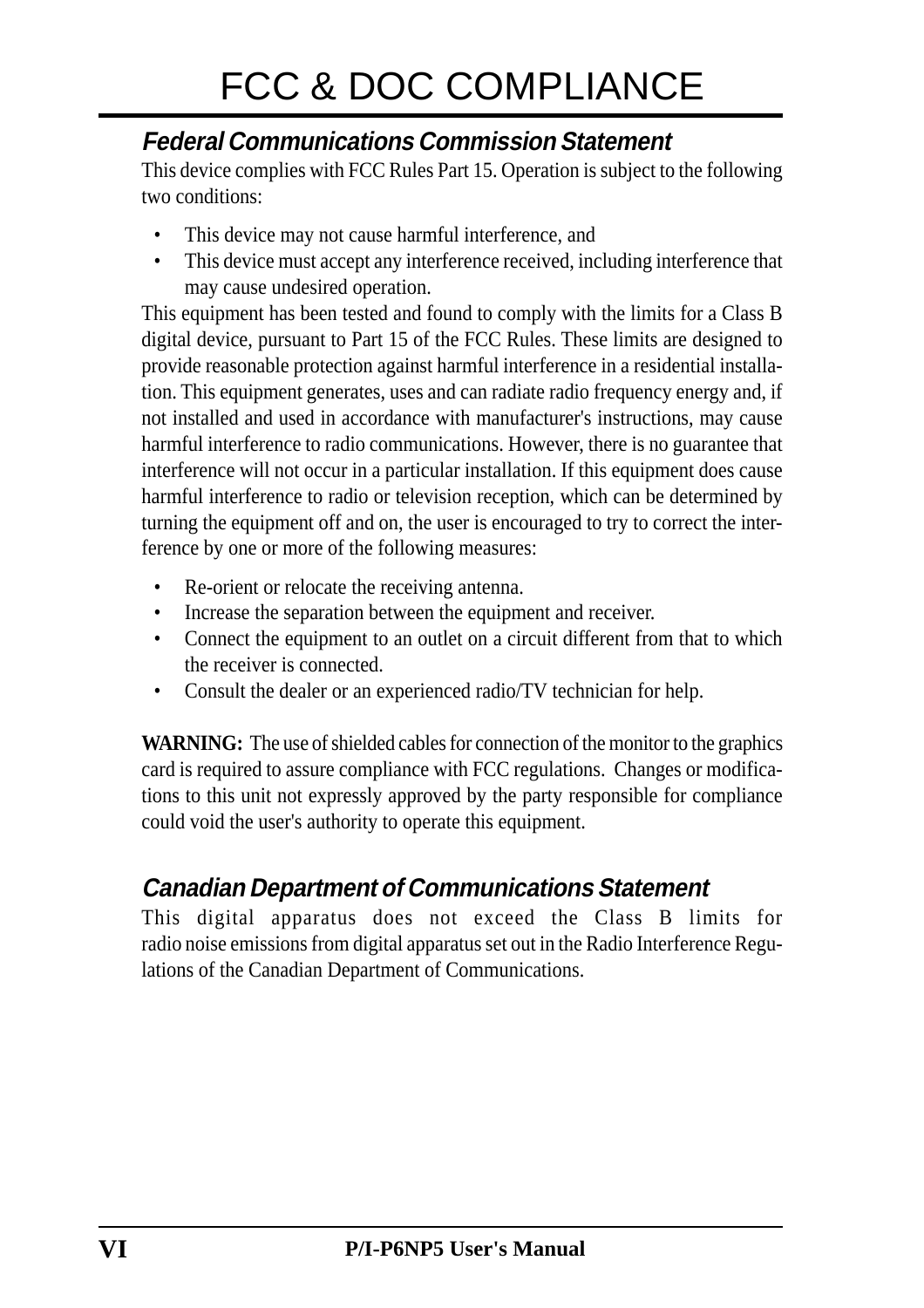# FCC & DOC COMPLIANCE

## *Federal Communications Commission Statement*

This device complies with FCC Rules Part 15. Operation is subject to the following two conditions:

- This device may not cause harmful interference, and
- This device must accept any interference received, including interference that may cause undesired operation.

This equipment has been tested and found to comply with the limits for a Class B digital device, pursuant to Part 15 of the FCC Rules. These limits are designed to provide reasonable protection against harmful interference in a residential installation. This equipment generates, uses and can radiate radio frequency energy and, if not installed and used in accordance with manufacturer's instructions, may cause harmful interference to radio communications. However, there is no guarantee that interference will not occur in a particular installation. If this equipment does cause harmful interference to radio or television reception, which can be determined by turning the equipment off and on, the user is encouraged to try to correct the interference by one or more of the following measures:

- Re-orient or relocate the receiving antenna.
- Increase the separation between the equipment and receiver.
- Connect the equipment to an outlet on a circuit different from that to which the receiver is connected.
- Consult the dealer or an experienced radio/TV technician for help.

**WARNING:** The use of shielded cables for connection of the monitor to the graphics card is required to assure compliance with FCC regulations. Changes or modifications to this unit not expressly approved by the party responsible for compliance could void the user's authority to operate this equipment.

## *Canadian Department of Communications Statement*

This digital apparatus does not exceed the Class B limits for radio noise emissions from digital apparatus set out in the Radio Interference Regulations of the Canadian Department of Communications.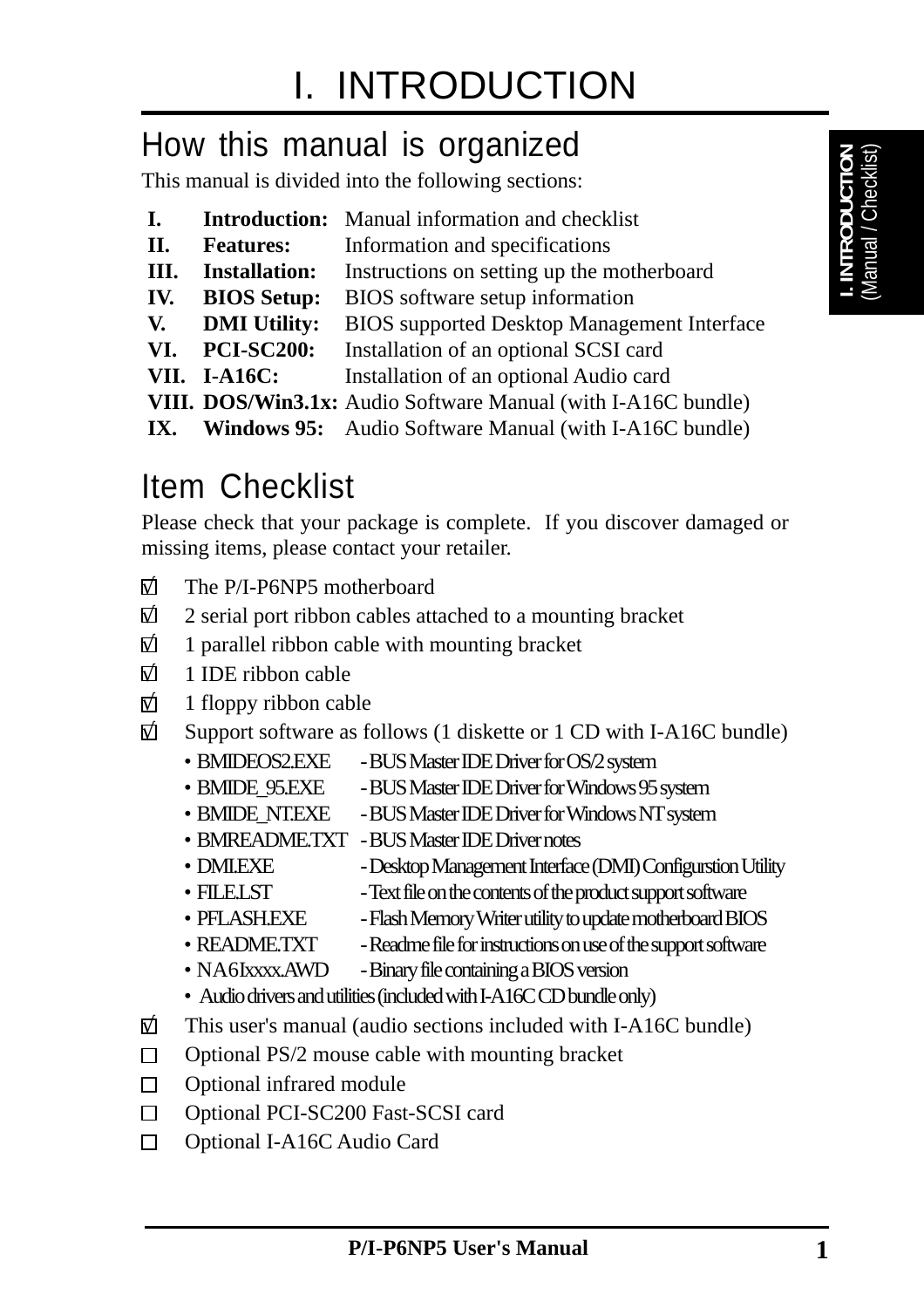# I. INTRODUCTION

## How this manual is organized

This manual is divided into the following sections:

| | | |
|---|---|---|
| **I.** | **Introduction:** | Manual information and checklist |
| **II.** | **Features:** | Information and specifications |
| **III.** | **Installation:** | Instructions on setting up the motherboard |
| **IV.** | **BIOS Setup:** | BIOS software setup information |
| **V.** | **DMI Utility:** | BIOS supported Desktop Management Interface |
| **VI.** | **PCI-SC200:** | Installation of an optional SCSI card |
| **VII.** | **I-A16C:** | Installation of an optional Audio card |
| **VIII.** | **DOS/Win3.1x:** | Audio Software Manual (with I-A16C bundle) |
| **IX.** | **Windows 95:** | Audio Software Manual (with I-A16C bundle) |

## Item Checklist

Please check that your package is complete. If you discover damaged or missing items, please contact your retailer.

- ☑ The P/I-P6NP5 motherboard
- ☑ 2 serial port ribbon cables attached to a mounting bracket
- ☑ 1 parallel ribbon cable with mounting bracket
- ☑ 1 IDE ribbon cable
- ☑ 1 floppy ribbon cable
- ☑ Support software as follows (1 diskette or 1 CD with I-A16C bundle)
  - BMIDEOS2.EXE - BUS Master IDE Driver for OS/2 system
  - BMIDE_95.EXE - BUS Master IDE Driver for Windows 95 system
  - BMIDE_NT.EXE - BUS Master IDE Driver for Windows NT system
  - BMREADME.TXT - BUS Master IDE Driver notes
  - DMI.EXE - Desktop Management Interface (DMI) Configurstion Utility
  - FILE.LST - Text file on the contents of the product support software
  - PFLASH.EXE - Flash Memory Writer utility to update motherboard BIOS
  - README.TXT - Readme file for instructions on use of the support software
  - NA6Ixxxx.AWD - Binary file containing a BIOS version
  - Audio drivers and utilities (included with I-A16C CD bundle only)
- ☑ This user's manual (audio sections included with I-A16C bundle)
- ☐ Optional PS/2 mouse cable with mounting bracket
- ☐ Optional infrared module
- ☐ Optional PCI-SC200 Fast-SCSI card
- ☐ Optional I-A16C Audio Card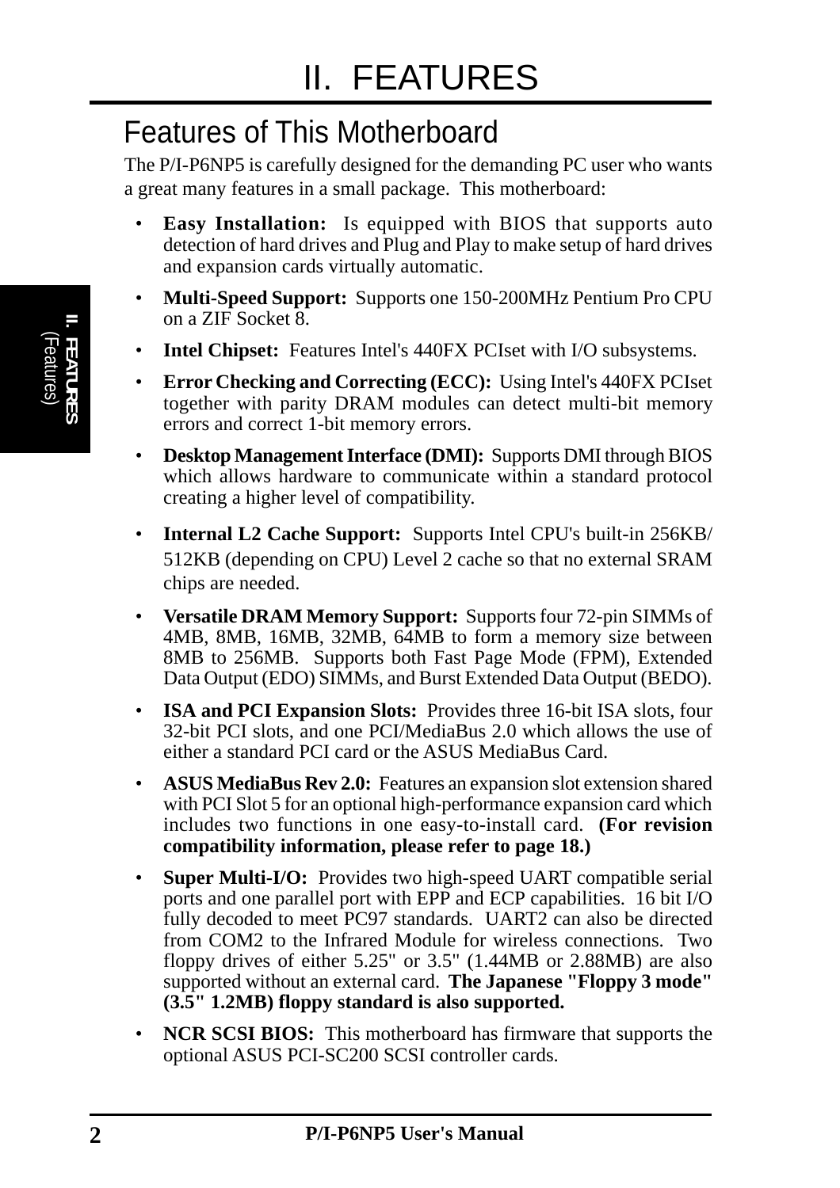# II. FEATURES

## Features of This Motherboard

The P/I-P6NP5 is carefully designed for the demanding PC user who wants a great many features in a small package. This motherboard:

- **Easy Installation:** Is equipped with BIOS that supports auto detection of hard drives and Plug and Play to make setup of hard drives and expansion cards virtually automatic.
- **Multi-Speed Support:** Supports one 150-200MHz Pentium Pro CPU on a ZIF Socket 8.
- **Intel Chipset:** Features Intel's 440FX PCIset with I/O subsystems.
- **Error Checking and Correcting (ECC):** Using Intel's 440FX PCIset together with parity DRAM modules can detect multi-bit memory errors and correct 1-bit memory errors.
- **Desktop Management Interface (DMI):** Supports DMI through BIOS which allows hardware to communicate within a standard protocol creating a higher level of compatibility.
- **Internal L2 Cache Support:** Supports Intel CPU's built-in 256KB/ 512KB (depending on CPU) Level 2 cache so that no external SRAM chips are needed.
- **Versatile DRAM Memory Support:** Supports four 72-pin SIMMs of 4MB, 8MB, 16MB, 32MB, 64MB to form a memory size between 8MB to 256MB. Supports both Fast Page Mode (FPM), Extended Data Output (EDO) SIMMs, and Burst Extended Data Output (BEDO).
- **ISA and PCI Expansion Slots:** Provides three 16-bit ISA slots, four 32-bit PCI slots, and one PCI/MediaBus 2.0 which allows the use of either a standard PCI card or the ASUS MediaBus Card.
- **ASUS MediaBus Rev 2.0:** Features an expansion slot extension shared with PCI Slot 5 for an optional high-performance expansion card which includes two functions in one easy-to-install card. **(For revision compatibility information, please refer to page 18.)**
- **Super Multi-I/O:** Provides two high-speed UART compatible serial ports and one parallel port with EPP and ECP capabilities. 16 bit I/O fully decoded to meet PC97 standards. UART2 can also be directed from COM2 to the Infrared Module for wireless connections. Two floppy drives of either 5.25" or 3.5" (1.44MB or 2.88MB) are also supported without an external card. **The Japanese "Floppy 3 mode" (3.5" 1.2MB) floppy standard is also supported.**
- **NCR SCSI BIOS:** This motherboard has firmware that supports the optional ASUS PCI-SC200 SCSI controller cards.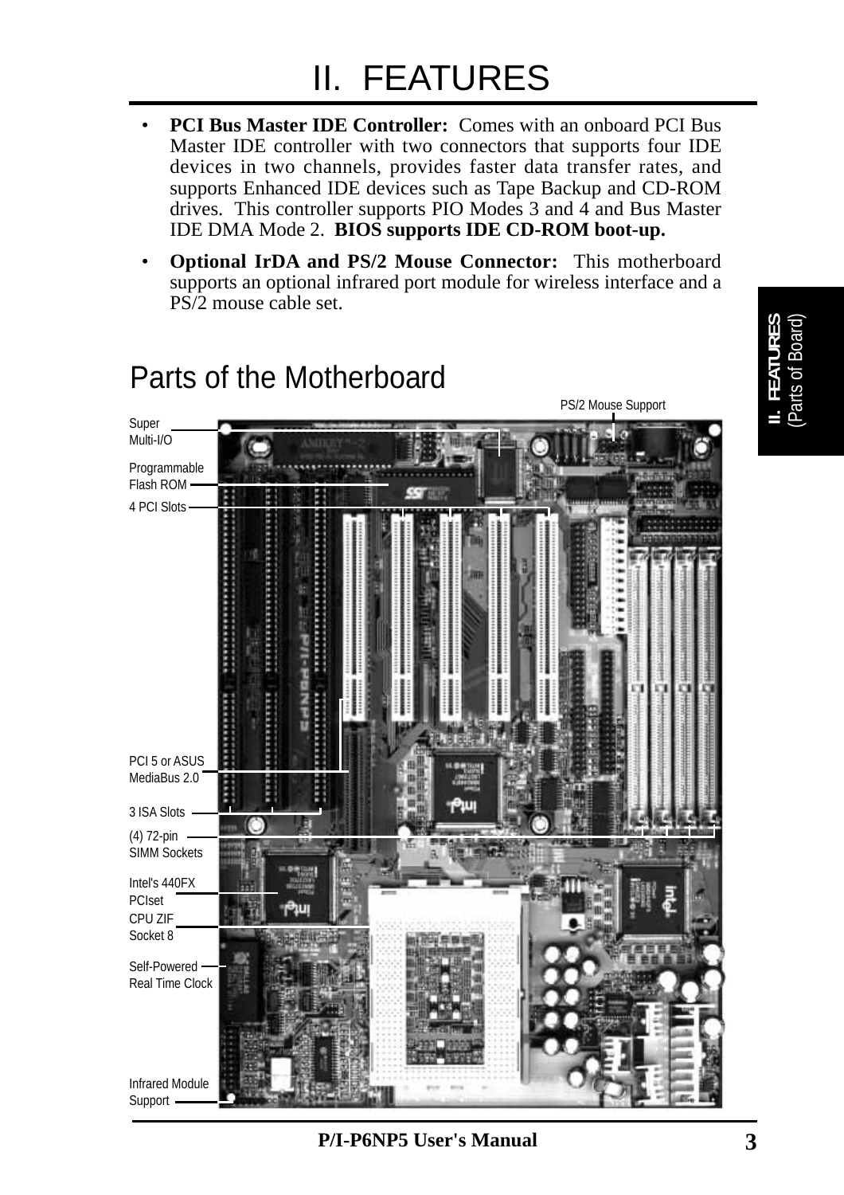# II. FEATURES

- **PCI Bus Master IDE Controller:** Comes with an onboard PCI Bus Master IDE controller with two connectors that supports four IDE devices in two channels, provides faster data transfer rates, and supports Enhanced IDE devices such as Tape Backup and CD-ROM drives. This controller supports PIO Modes 3 and 4 and Bus Master IDE DMA Mode 2. **BIOS supports IDE CD-ROM boot-up.**
- **Optional IrDA and PS/2 Mouse Connector:** This motherboard supports an optional infrared port module for wireless interface and a PS/2 mouse cable set.

## Parts of the Motherboard

PS/2 Mouse Support

Super Multi-I/O

Programmable Flash ROM

4 PCI Slots

PCI 5 or ASUS MediaBus 2.0

3 ISA Slots

(4) 72-pin SIMM Sockets

Intel's 440FX PCIset

CPU ZIF Socket 8

Self-Powered Real Time Clock

Infrared Module Support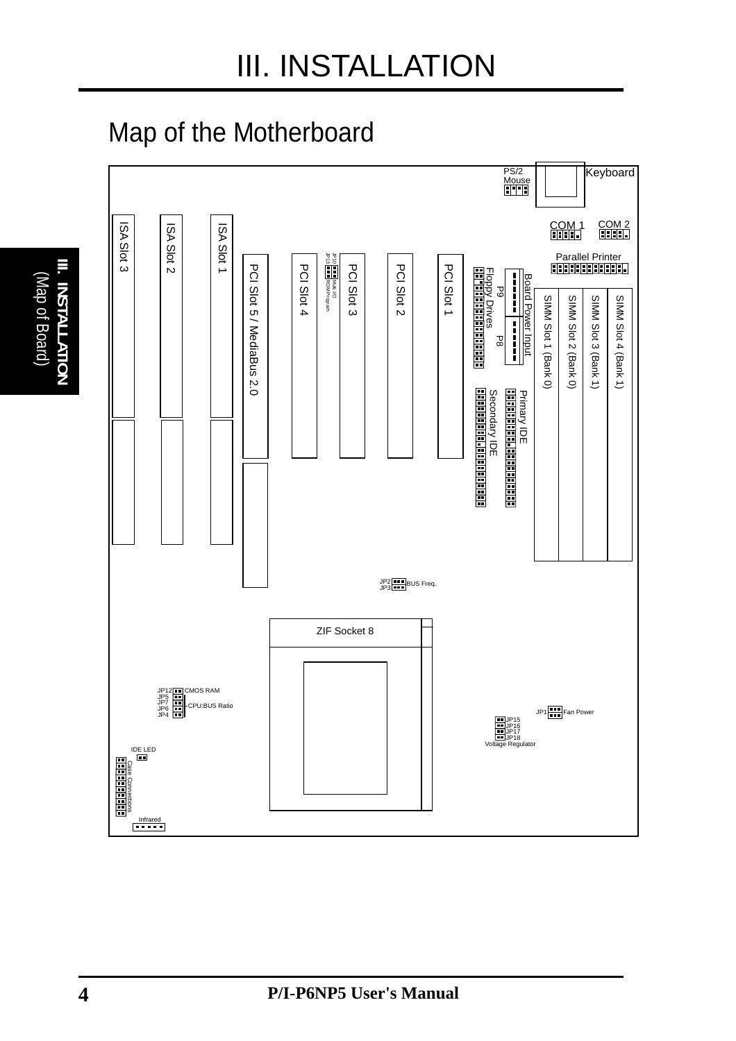# III. INSTALLATION

## Map of the Motherboard

PS/2 Mouse

Keyboard

COM 1

COM 2

Parallel Printer

ISA Slot 3

ISA Slot 2

ISA Slot 1

PCI Slot 5 / MediaBus 2.0

PCI Slot 4

JP10 JP13 Multi I/O ROM Program

PCI Slot 3

PCI Slot 2

PCI Slot 1

Floppy Drives

P9

P8

Board Power Input

SIMM Slot 1 (Bank 0)

SIMM Slot 2 (Bank 0)

SIMM Slot 3 (Bank 1)

SIMM Slot 4 (Bank 1)

Primary IDE

Secondary IDE

JP2 JP3 BUS Freq.

ZIF Socket 8

JP12 CMOS RAM

JP5 JP7 JP6 JP4 CPU:BUS Ratio

JP1 Fan Power

JP15 JP16 JP17 JP18 Voltage Regulator

IDE LED

Case Connections

Infrared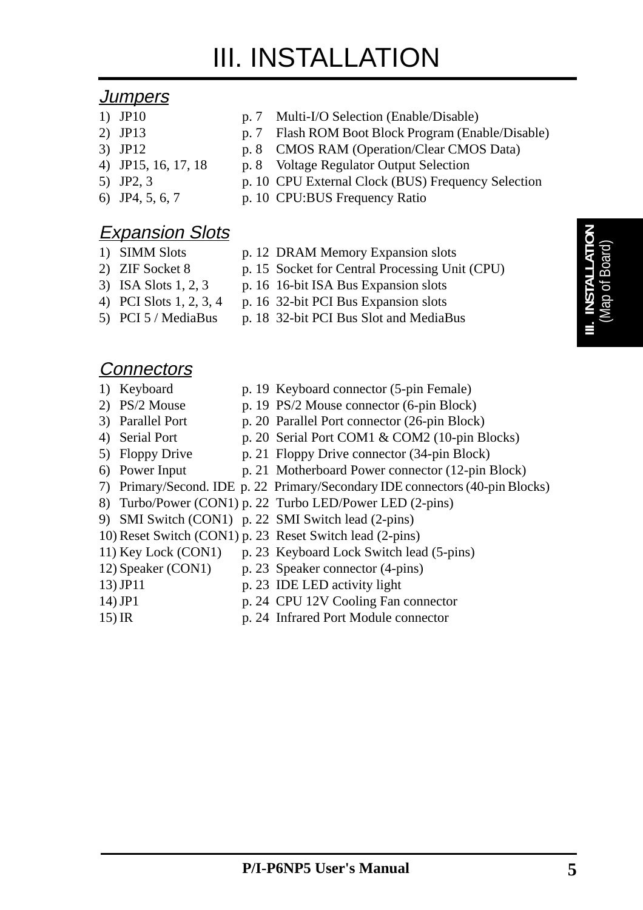# III. INSTALLATION

## *Jumpers*

| # | Item | Page | Description |
|---|---|---|---|
| 1) | JP10 | p. 7 | Multi-I/O Selection (Enable/Disable) |
| 2) | JP13 | p. 7 | Flash ROM Boot Block Program (Enable/Disable) |
| 3) | JP12 | p. 8 | CMOS RAM (Operation/Clear CMOS Data) |
| 4) | JP15, 16, 17, 18 | p. 8 | Voltage Regulator Output Selection |
| 5) | JP2, 3 | p. 10 | CPU External Clock (BUS) Frequency Selection |
| 6) | JP4, 5, 6, 7 | p. 10 | CPU:BUS Frequency Ratio |

## *Expansion Slots*

| # | Item | Page | Description |
|---|---|---|---|
| 1) | SIMM Slots | p. 12 | DRAM Memory Expansion slots |
| 2) | ZIF Socket 8 | p. 15 | Socket for Central Processing Unit (CPU) |
| 3) | ISA Slots 1, 2, 3 | p. 16 | 16-bit ISA Bus Expansion slots |
| 4) | PCI Slots 1, 2, 3, 4 | p. 16 | 32-bit PCI Bus Expansion slots |
| 5) | PCI 5 / MediaBus | p. 18 | 32-bit PCI Bus Slot and MediaBus |

## *Connectors*

| # | Item | Page | Description |
|---|---|---|---|
| 1) | Keyboard | p. 19 | Keyboard connector (5-pin Female) |
| 2) | PS/2 Mouse | p. 19 | PS/2 Mouse connector (6-pin Block) |
| 3) | Parallel Port | p. 20 | Parallel Port connector (26-pin Block) |
| 4) | Serial Port | p. 20 | Serial Port COM1 & COM2 (10-pin Blocks) |
| 5) | Floppy Drive | p. 21 | Floppy Drive connector (34-pin Block) |
| 6) | Power Input | p. 21 | Motherboard Power connector (12-pin Block) |
| 7) | Primary/Second. IDE | p. 22 | Primary/Secondary IDE connectors (40-pin Blocks) |
| 8) | Turbo/Power (CON1) | p. 22 | Turbo LED/Power LED (2-pins) |
| 9) | SMI Switch (CON1) | p. 22 | SMI Switch lead (2-pins) |
| 10) | Reset Switch (CON1) | p. 23 | Reset Switch lead (2-pins) |
| 11) | Key Lock (CON1) | p. 23 | Keyboard Lock Switch lead (5-pins) |
| 12) | Speaker (CON1) | p. 23 | Speaker connector (4-pins) |
| 13) | JP11 | p. 23 | IDE LED activity light |
| 14) | JP1 | p. 24 | CPU 12V Cooling Fan connector |
| 15) | IR | p. 24 | Infrared Port Module connector |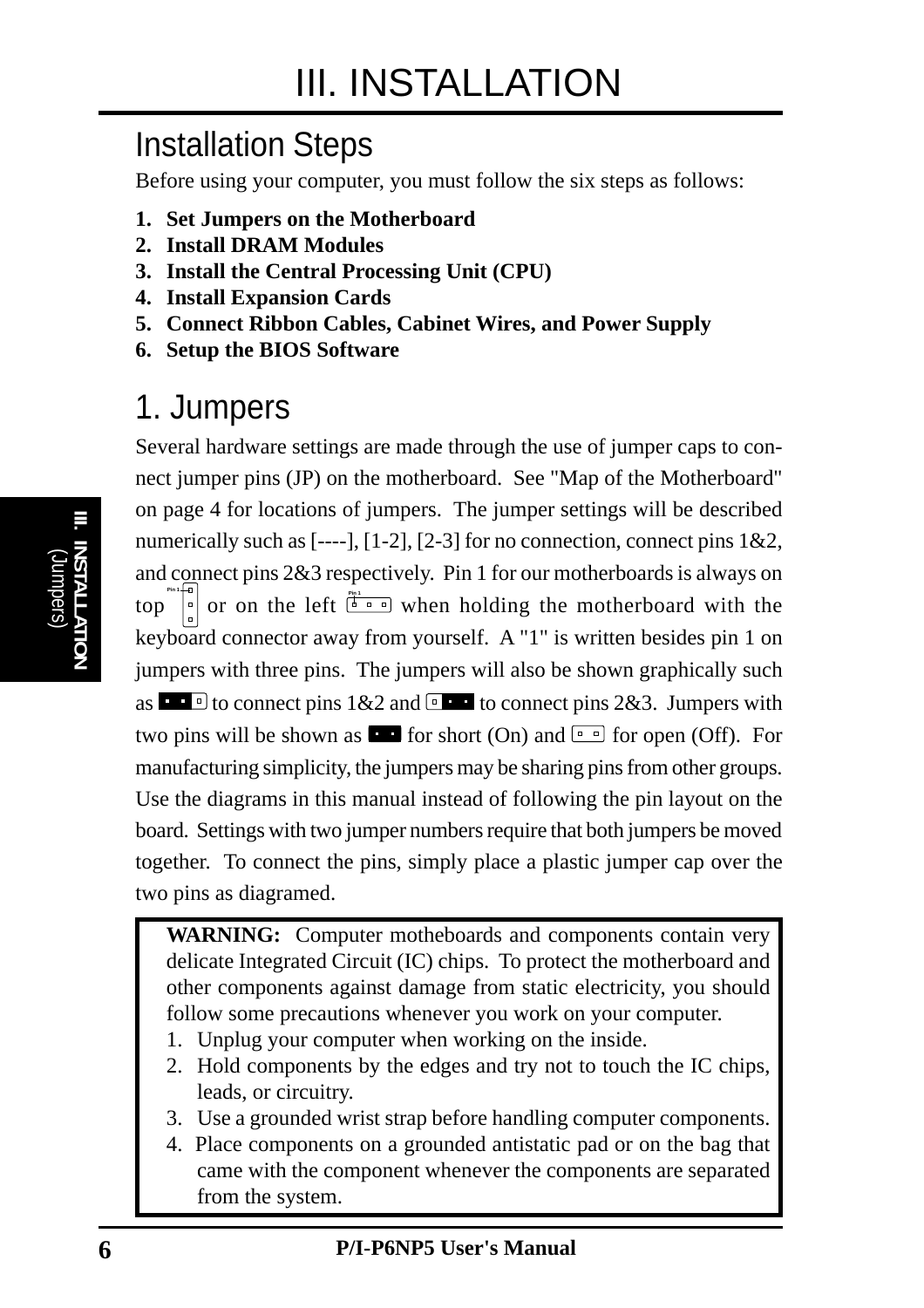# III. INSTALLATION

## Installation Steps

Before using your computer, you must follow the six steps as follows:

1. **Set Jumpers on the Motherboard**
2. **Install DRAM Modules**
3. **Install the Central Processing Unit (CPU)**
4. **Install Expansion Cards**
5. **Connect Ribbon Cables, Cabinet Wires, and Power Supply**
6. **Setup the BIOS Software**

## 1. Jumpers

Several hardware settings are made through the use of jumper caps to connect jumper pins (JP) on the motherboard. See "Map of the Motherboard" on page 4 for locations of jumpers. The jumper settings will be described numerically such as [----], [1-2], [2-3] for no connection, connect pins 1&2, and connect pins 2&3 respectively. Pin 1 for our motherboards is always on top or on the left when holding the motherboard with the keyboard connector away from yourself. A "1" is written besides pin 1 on jumpers with three pins. The jumpers will also be shown graphically such as to connect pins 1&2 and to connect pins 2&3. Jumpers with two pins will be shown as for short (On) and for open (Off). For manufacturing simplicity, the jumpers may be sharing pins from other groups. Use the diagrams in this manual instead of following the pin layout on the board. Settings with two jumper numbers require that both jumpers be moved together. To connect the pins, simply place a plastic jumper cap over the two pins as diagramed.

**WARNING:** Computer motheboards and components contain very delicate Integrated Circuit (IC) chips. To protect the motherboard and other components against damage from static electricity, you should follow some precautions whenever you work on your computer.

1. Unplug your computer when working on the inside.
2. Hold components by the edges and try not to touch the IC chips, leads, or circuitry.
3. Use a grounded wrist strap before handling computer components.
4. Place components on a grounded antistatic pad or on the bag that came with the component whenever the components are separated from the system.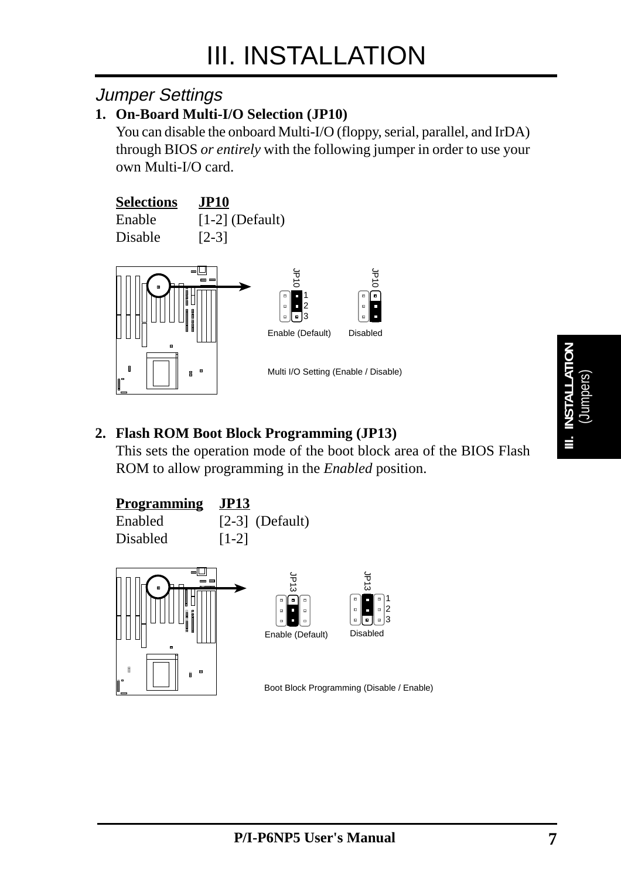# III. INSTALLATION

## Jumper Settings

**1. On-Board Multi-I/O Selection (JP10)**

You can disable the onboard Multi-I/O (floppy, serial, parallel, and IrDA) through BIOS *or entirely* with the following jumper in order to use your own Multi-I/O card.

| Selections | JP10 |
|---|---|
| Enable | [1-2] (Default) |
| Disable | [2-3] |

JP10 1 2 3 Enable (Default) JP10 Disabled

Multi I/O Setting (Enable / Disable)

**2. Flash ROM Boot Block Programming (JP13)**

This sets the operation mode of the boot block area of the BIOS Flash ROM to allow programming in the *Enabled* position.

| Programming | JP13 |
|---|---|
| Enabled | [2-3] (Default) |
| Disabled | [1-2] |

JP13 Enable (Default) JP13 1 2 3 Disabled

Boot Block Programming (Disable / Enable)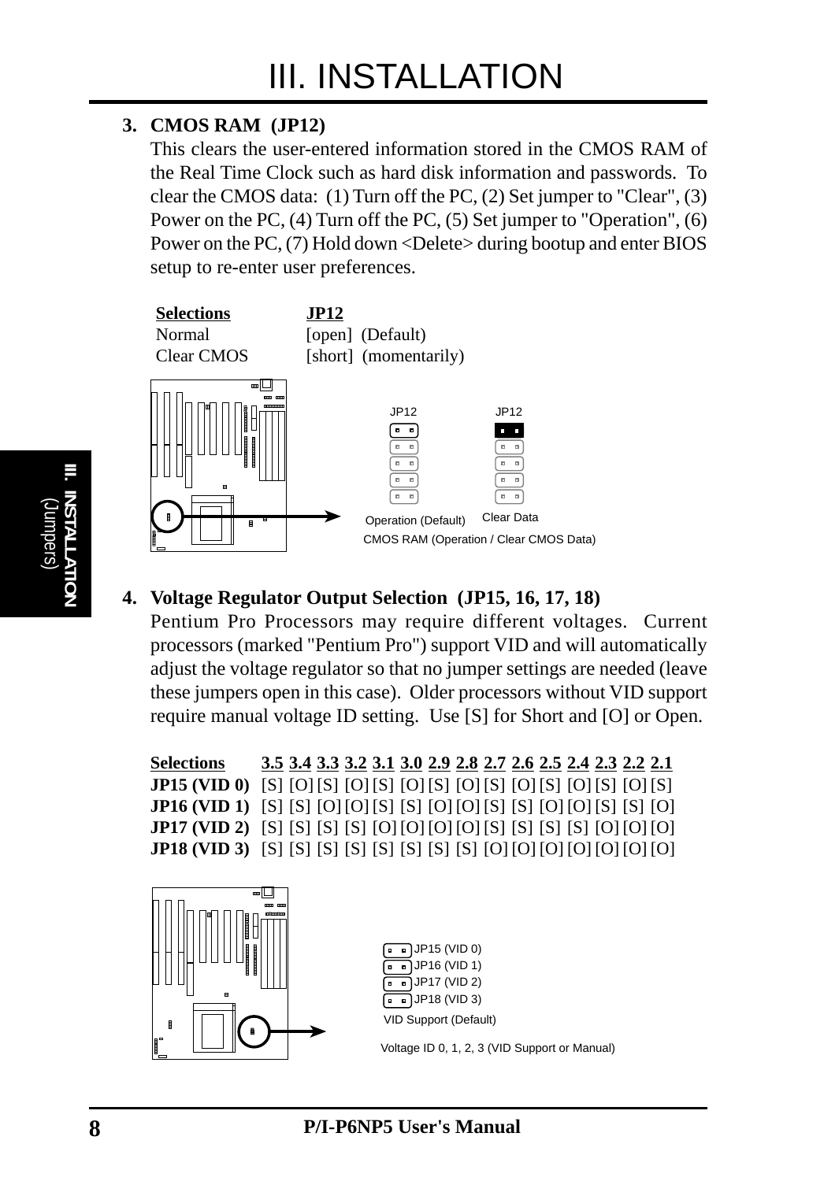### 3. CMOS RAM (JP12)

This clears the user-entered information stored in the CMOS RAM of the Real Time Clock such as hard disk information and passwords. To clear the CMOS data: (1) Turn off the PC, (2) Set jumper to "Clear", (3) Power on the PC, (4) Turn off the PC, (5) Set jumper to "Operation", (6) Power on the PC, (7) Hold down <Delete> during bootup and enter BIOS setup to re-enter user preferences.

| Selections | JP12 |
|---|---|
| Normal | [open] (Default) |
| Clear CMOS | [short] (momentarily) |

JP12 JP12

Operation (Default) Clear Data

CMOS RAM (Operation / Clear CMOS Data)

### 4. Voltage Regulator Output Selection (JP15, 16, 17, 18)

Pentium Pro Processors may require different voltages. Current processors (marked "Pentium Pro") support VID and will automatically adjust the voltage regulator so that no jumper settings are needed (leave these jumpers open in this case). Older processors without VID support require manual voltage ID setting. Use [S] for Short and [O] or Open.

| Selections | 3.5 | 3.4 | 3.3 | 3.2 | 3.1 | 3.0 | 2.9 | 2.8 | 2.7 | 2.6 | 2.5 | 2.4 | 2.3 | 2.2 | 2.1 |
|---|---|---|---|---|---|---|---|---|---|---|---|---|---|---|---|
| **JP15 (VID 0)** | [S] | [O] | [S] | [O] | [S] | [O] | [S] | [O] | [S] | [O] | [S] | [O] | [S] | [O] | [S] |
| **JP16 (VID 1)** | [S] | [S] | [O] | [O] | [S] | [S] | [O] | [O] | [S] | [S] | [O] | [O] | [S] | [S] | [O] |
| **JP17 (VID 2)** | [S] | [S] | [S] | [S] | [O] | [O] | [O] | [O] | [S] | [S] | [S] | [S] | [O] | [O] | [O] |
| **JP18 (VID 3)** | [S] | [S] | [S] | [S] | [S] | [S] | [S] | [S] | [O] | [O] | [O] | [O] | [O] | [O] | [O] |

JP15 (VID 0)
JP16 (VID 1)
JP17 (VID 2)
JP18 (VID 3)

VID Support (Default)

Voltage ID 0, 1, 2, 3 (VID Support or Manual)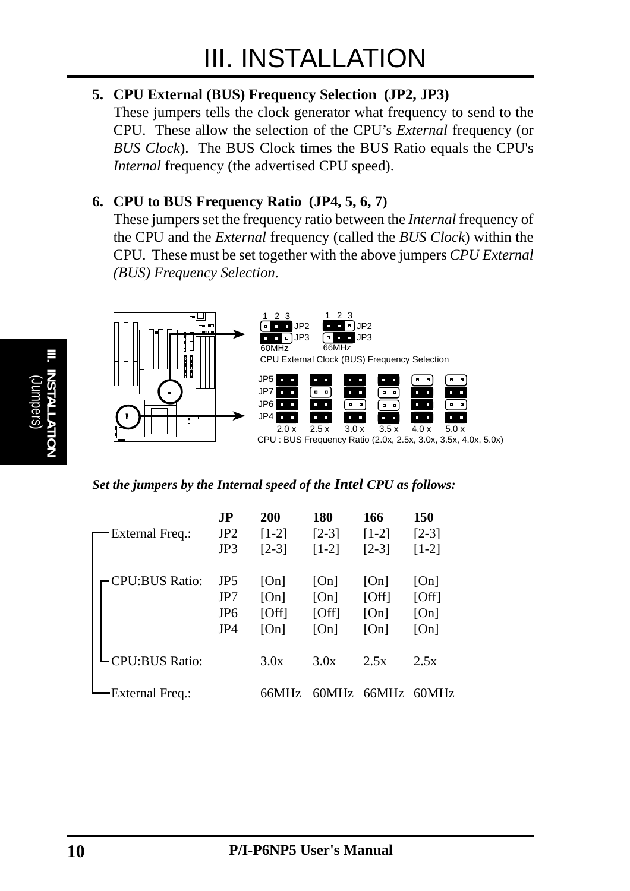### 5. CPU External (BUS) Frequency Selection (JP2, JP3)

These jumpers tells the clock generator what frequency to send to the CPU. These allow the selection of the CPU's *External* frequency (or *BUS Clock*). The BUS Clock times the BUS Ratio equals the CPU's *Internal* frequency (the advertised CPU speed).

### 6. CPU to BUS Frequency Ratio (JP4, 5, 6, 7)

These jumpers set the frequency ratio between the *Internal* frequency of the CPU and the *External* frequency (called the *BUS Clock*) within the CPU. These must be set together with the above jumpers *CPU External (BUS) Frequency Selection.*

CPU External Clock (BUS) Frequency Selection

CPU : BUS Frequency Ratio (2.0x, 2.5x, 3.0x, 3.5x, 4.0x, 5.0x)

***Set the jumpers by the Internal speed of the Intel CPU as follows:***

| | JP | 200 | 180 | 166 | 150 |
|---|---|---|---|---|---|
| External Freq.: | JP2 | [1-2] | [2-3] | [1-2] | [2-3] |
| | JP3 | [2-3] | [1-2] | [2-3] | [1-2] |
| CPU:BUS Ratio: | JP5 | [On] | [On] | [On] | [On] |
| | JP7 | [On] | [On] | [Off] | [Off] |
| | JP6 | [Off] | [Off] | [On] | [On] |
| | JP4 | [On] | [On] | [On] | [On] |
| CPU:BUS Ratio: | | 3.0x | 3.0x | 2.5x | 2.5x |
| External Freq.: | | 66MHz | 60MHz | 66MHz | 60MHz |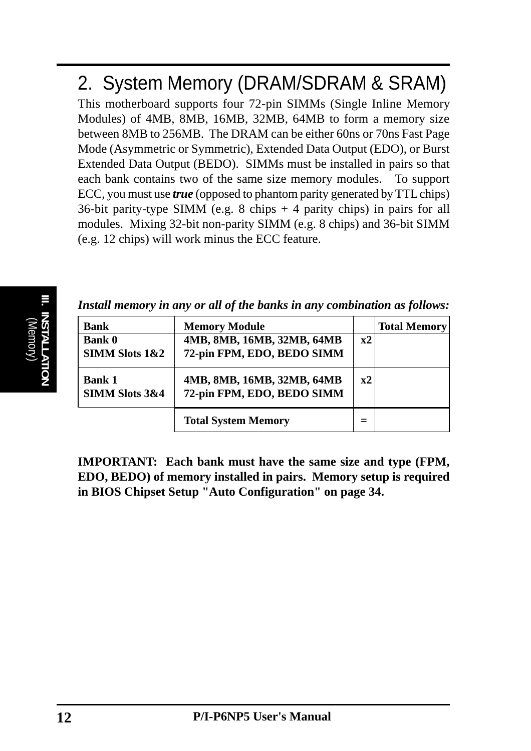## 2. System Memory (DRAM/SDRAM & SRAM)

This motherboard supports four 72-pin SIMMs (Single Inline Memory Modules) of 4MB, 8MB, 16MB, 32MB, 64MB to form a memory size between 8MB to 256MB. The DRAM can be either 60ns or 70ns Fast Page Mode (Asymmetric or Symmetric), Extended Data Output (EDO), or Burst Extended Data Output (BEDO). SIMMs must be installed in pairs so that each bank contains two of the same size memory modules. To support ECC, you must use ***true*** (opposed to phantom parity generated by TTL chips) 36-bit parity-type SIMM (e.g. 8 chips + 4 parity chips) in pairs for all modules. Mixing 32-bit non-parity SIMM (e.g. 8 chips) and 36-bit SIMM (e.g. 12 chips) will work minus the ECC feature.

***Install memory in any or all of the banks in any combination as follows:***

| Bank | Memory Module | | Total Memory |
|---|---|---|---|
| **Bank 0**<br>**SIMM Slots 1&2** | **4MB, 8MB, 16MB, 32MB, 64MB**<br>**72-pin FPM, EDO, BEDO SIMM** | **x2** | |
| **Bank 1**<br>**SIMM Slots 3&4** | **4MB, 8MB, 16MB, 32MB, 64MB**<br>**72-pin FPM, EDO, BEDO SIMM** | **x2** | |
| | **Total System Memory** | **=** | |

**IMPORTANT: Each bank must have the same size and type (FPM, EDO, BEDO) of memory installed in pairs. Memory setup is required in BIOS Chipset Setup "Auto Configuration" on page 34.**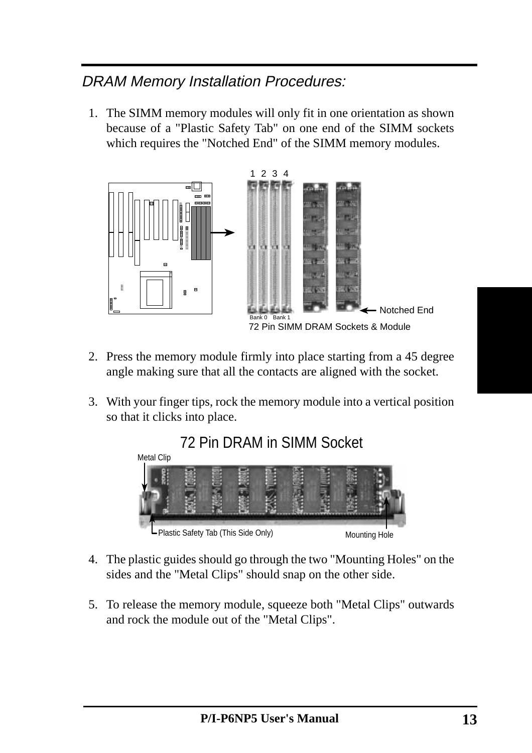## DRAM Memory Installation Procedures:

1. The SIMM memory modules will only fit in one orientation as shown because of a "Plastic Safety Tab" on one end of the SIMM sockets which requires the "Notched End" of the SIMM memory modules.

72 Pin SIMM DRAM Sockets & Module

2. Press the memory module firmly into place starting from a 45 degree angle making sure that all the contacts are aligned with the socket.

3. With your finger tips, rock the memory module into a vertical position so that it clicks into place.

72 Pin DRAM in SIMM Socket

4. The plastic guides should go through the two "Mounting Holes" on the sides and the "Metal Clips" should snap on the other side.

5. To release the memory module, squeeze both "Metal Clips" outwards and rock the module out of the "Metal Clips".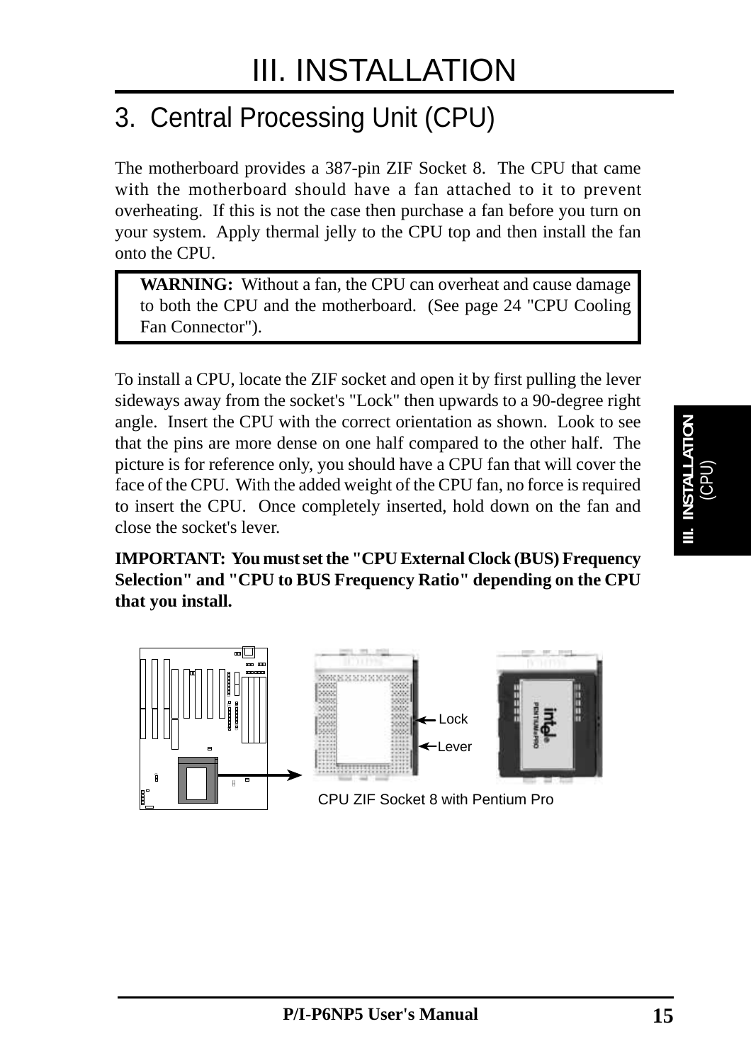# III. INSTALLATION

## 3. Central Processing Unit (CPU)

The motherboard provides a 387-pin ZIF Socket 8. The CPU that came with the motherboard should have a fan attached to it to prevent overheating. If this is not the case then purchase a fan before you turn on your system. Apply thermal jelly to the CPU top and then install the fan onto the CPU.

> **WARNING:** Without a fan, the CPU can overheat and cause damage to both the CPU and the motherboard. (See page 24 "CPU Cooling Fan Connector").

To install a CPU, locate the ZIF socket and open it by first pulling the lever sideways away from the socket's "Lock" then upwards to a 90-degree right angle. Insert the CPU with the correct orientation as shown. Look to see that the pins are more dense on one half compared to the other half. The picture is for reference only, you should have a CPU fan that will cover the face of the CPU. With the added weight of the CPU fan, no force is required to insert the CPU. Once completely inserted, hold down on the fan and close the socket's lever.

**IMPORTANT: You must set the "CPU External Clock (BUS) Frequency Selection" and "CPU to BUS Frequency Ratio" depending on the CPU that you install.**

Lock

Lever

CPU ZIF Socket 8 with Pentium Pro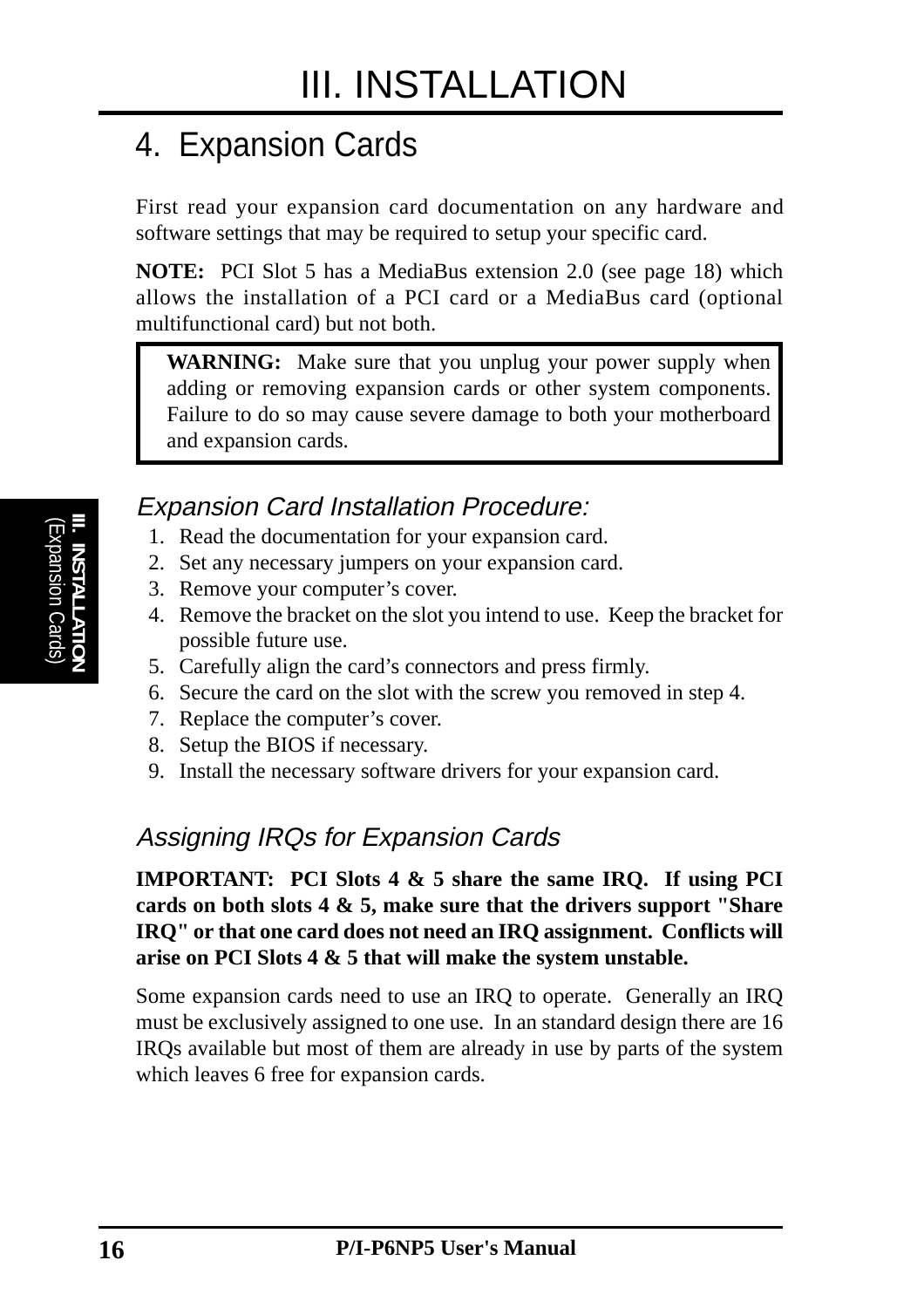# III. INSTALLATION

## 4. Expansion Cards

First read your expansion card documentation on any hardware and software settings that may be required to setup your specific card.

**NOTE:** PCI Slot 5 has a MediaBus extension 2.0 (see page 18) which allows the installation of a PCI card or a MediaBus card (optional multifunctional card) but not both.

> **WARNING:** Make sure that you unplug your power supply when adding or removing expansion cards or other system components. Failure to do so may cause severe damage to both your motherboard and expansion cards.

### *Expansion Card Installation Procedure:*

1. Read the documentation for your expansion card.
2. Set any necessary jumpers on your expansion card.
3. Remove your computer's cover.
4. Remove the bracket on the slot you intend to use. Keep the bracket for possible future use.
5. Carefully align the card's connectors and press firmly.
6. Secure the card on the slot with the screw you removed in step 4.
7. Replace the computer's cover.
8. Setup the BIOS if necessary.
9. Install the necessary software drivers for your expansion card.

### *Assigning IRQs for Expansion Cards*

**IMPORTANT: PCI Slots 4 & 5 share the same IRQ. If using PCI cards on both slots 4 & 5, make sure that the drivers support "Share IRQ" or that one card does not need an IRQ assignment. Conflicts will arise on PCI Slots 4 & 5 that will make the system unstable.**

Some expansion cards need to use an IRQ to operate. Generally an IRQ must be exclusively assigned to one use. In an standard design there are 16 IRQs available but most of them are already in use by parts of the system which leaves 6 free for expansion cards.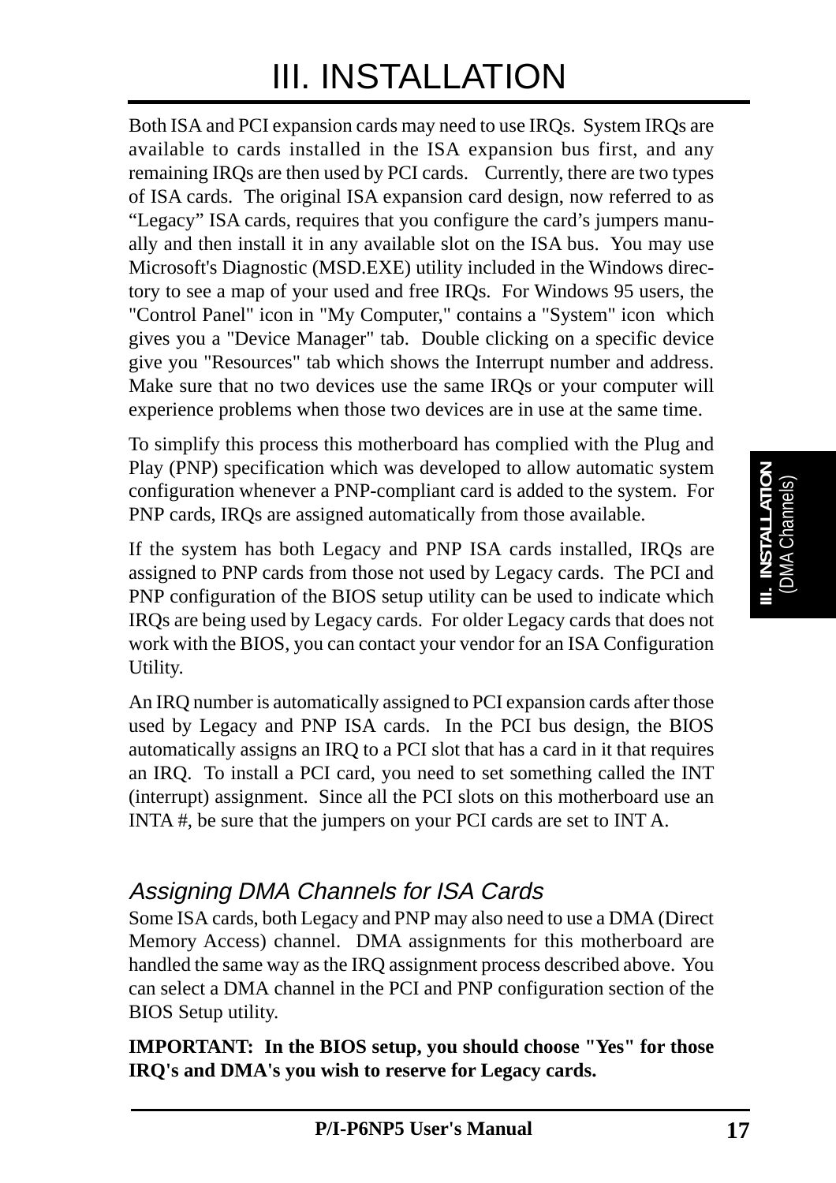Both ISA and PCI expansion cards may need to use IRQs. System IRQs are available to cards installed in the ISA expansion bus first, and any remaining IRQs are then used by PCI cards. Currently, there are two types of ISA cards. The original ISA expansion card design, now referred to as “Legacy” ISA cards, requires that you configure the card’s jumpers manually and then install it in any available slot on the ISA bus. You may use Microsoft's Diagnostic (MSD.EXE) utility included in the Windows directory to see a map of your used and free IRQs. For Windows 95 users, the "Control Panel" icon in "My Computer," contains a "System" icon which gives you a "Device Manager" tab. Double clicking on a specific device give you "Resources" tab which shows the Interrupt number and address. Make sure that no two devices use the same IRQs or your computer will experience problems when those two devices are in use at the same time.

To simplify this process this motherboard has complied with the Plug and Play (PNP) specification which was developed to allow automatic system configuration whenever a PNP-compliant card is added to the system. For PNP cards, IRQs are assigned automatically from those available.

If the system has both Legacy and PNP ISA cards installed, IRQs are assigned to PNP cards from those not used by Legacy cards. The PCI and PNP configuration of the BIOS setup utility can be used to indicate which IRQs are being used by Legacy cards. For older Legacy cards that does not work with the BIOS, you can contact your vendor for an ISA Configuration Utility.

An IRQ number is automatically assigned to PCI expansion cards after those used by Legacy and PNP ISA cards. In the PCI bus design, the BIOS automatically assigns an IRQ to a PCI slot that has a card in it that requires an IRQ. To install a PCI card, you need to set something called the INT (interrupt) assignment. Since all the PCI slots on this motherboard use an INTA #, be sure that the jumpers on your PCI cards are set to INT A.

### *Assigning DMA Channels for ISA Cards*

Some ISA cards, both Legacy and PNP may also need to use a DMA (Direct Memory Access) channel. DMA assignments for this motherboard are handled the same way as the IRQ assignment process described above. You can select a DMA channel in the PCI and PNP configuration section of the BIOS Setup utility.

**IMPORTANT: In the BIOS setup, you should choose "Yes" for those IRQ's and DMA's you wish to reserve for Legacy cards.**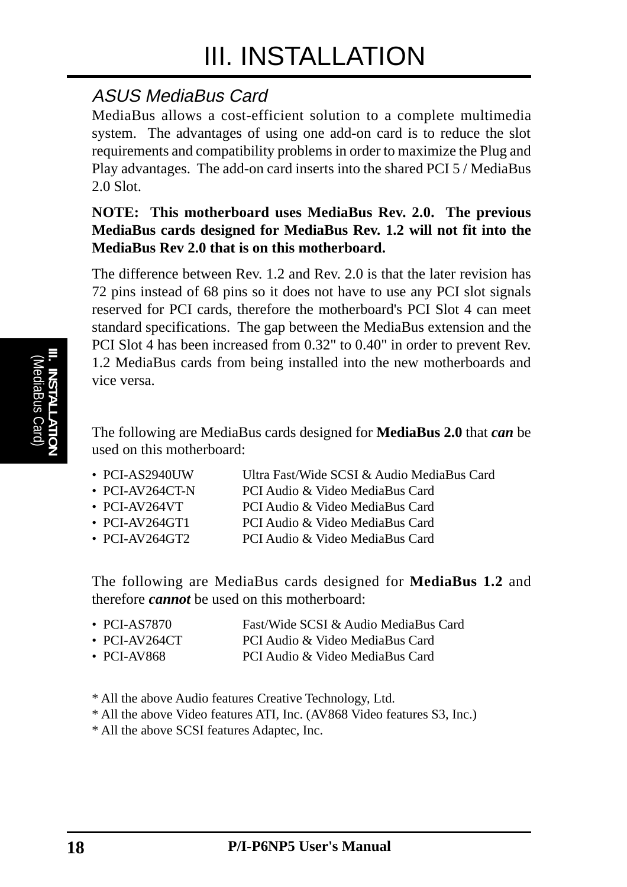## ASUS MediaBus Card

MediaBus allows a cost-efficient solution to a complete multimedia system. The advantages of using one add-on card is to reduce the slot requirements and compatibility problems in order to maximize the Plug and Play advantages. The add-on card inserts into the shared PCI 5 / MediaBus 2.0 Slot.

**NOTE: This motherboard uses MediaBus Rev. 2.0. The previous MediaBus cards designed for MediaBus Rev. 1.2 will not fit into the MediaBus Rev 2.0 that is on this motherboard.**

The difference between Rev. 1.2 and Rev. 2.0 is that the later revision has 72 pins instead of 68 pins so it does not have to use any PCI slot signals reserved for PCI cards, therefore the motherboard's PCI Slot 4 can meet standard specifications. The gap between the MediaBus extension and the PCI Slot 4 has been increased from 0.32" to 0.40" in order to prevent Rev. 1.2 MediaBus cards from being installed into the new motherboards and vice versa.

The following are MediaBus cards designed for **MediaBus 2.0** that ***can*** be used on this motherboard:

- PCI-AS2940UW — Ultra Fast/Wide SCSI & Audio MediaBus Card
- PCI-AV264CT-N — PCI Audio & Video MediaBus Card
- PCI-AV264VT — PCI Audio & Video MediaBus Card
- PCI-AV264GT1 — PCI Audio & Video MediaBus Card
- PCI-AV264GT2 — PCI Audio & Video MediaBus Card

The following are MediaBus cards designed for **MediaBus 1.2** and therefore ***cannot*** be used on this motherboard:

- PCI-AS7870 — Fast/Wide SCSI & Audio MediaBus Card
- PCI-AV264CT — PCI Audio & Video MediaBus Card
- PCI-AV868 — PCI Audio & Video MediaBus Card

* All the above Audio features Creative Technology, Ltd.
* All the above Video features ATI, Inc. (AV868 Video features S3, Inc.)
* All the above SCSI features Adaptec, Inc.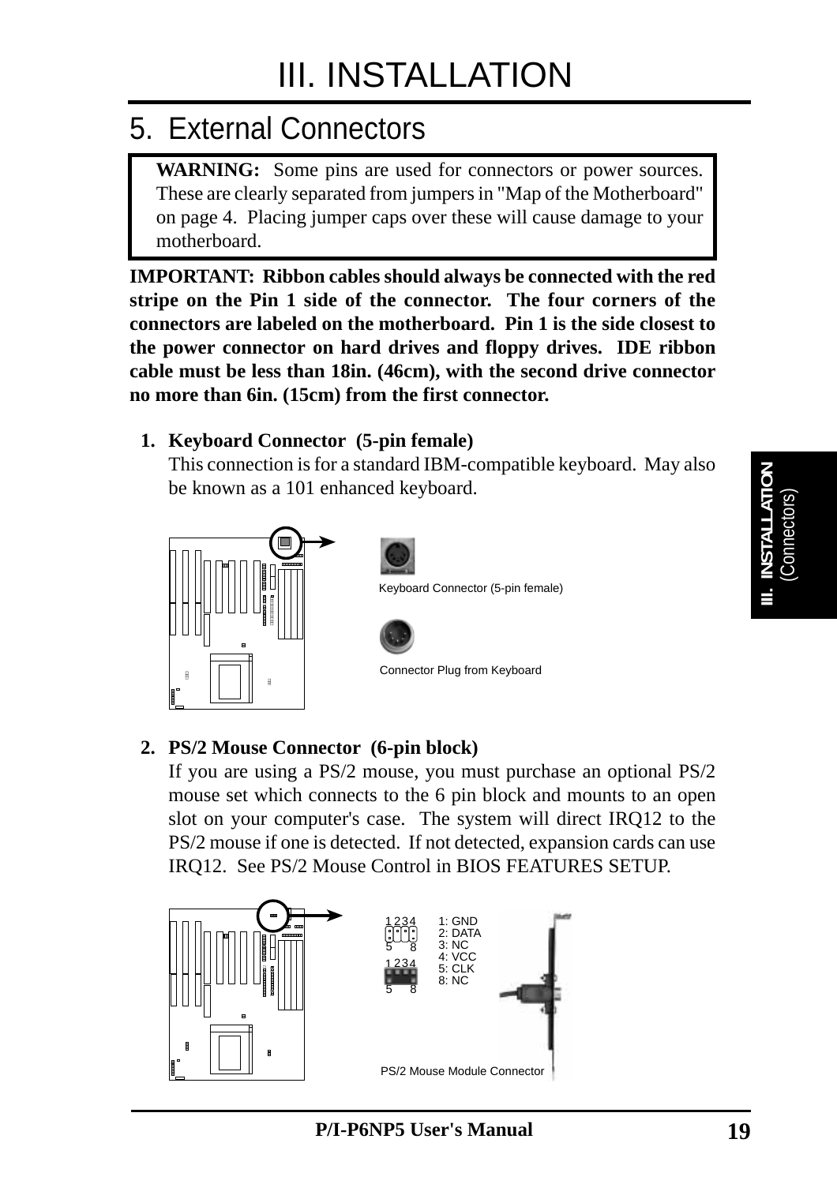# III. INSTALLATION

## 5. External Connectors

**WARNING:** Some pins are used for connectors or power sources. These are clearly separated from jumpers in "Map of the Motherboard" on page 4. Placing jumper caps over these will cause damage to your motherboard.

**IMPORTANT: Ribbon cables should always be connected with the red stripe on the Pin 1 side of the connector. The four corners of the connectors are labeled on the motherboard. Pin 1 is the side closest to the power connector on hard drives and floppy drives. IDE ribbon cable must be less than 18in. (46cm), with the second drive connector no more than 6in. (15cm) from the first connector.**

1. **Keyboard Connector (5-pin female)**
   This connection is for a standard IBM-compatible keyboard. May also be known as a 101 enhanced keyboard.

Keyboard Connector (5-pin female)

Connector Plug from Keyboard

2. **PS/2 Mouse Connector (6-pin block)**
   If you are using a PS/2 mouse, you must purchase an optional PS/2 mouse set which connects to the 6 pin block and mounts to an open slot on your computer's case. The system will direct IRQ12 to the PS/2 mouse if one is detected. If not detected, expansion cards can use IRQ12. See PS/2 Mouse Control in BIOS FEATURES SETUP.

1: GND
2: DATA
3: NC
4: VCC
5: CLK
8: NC

PS/2 Mouse Module Connector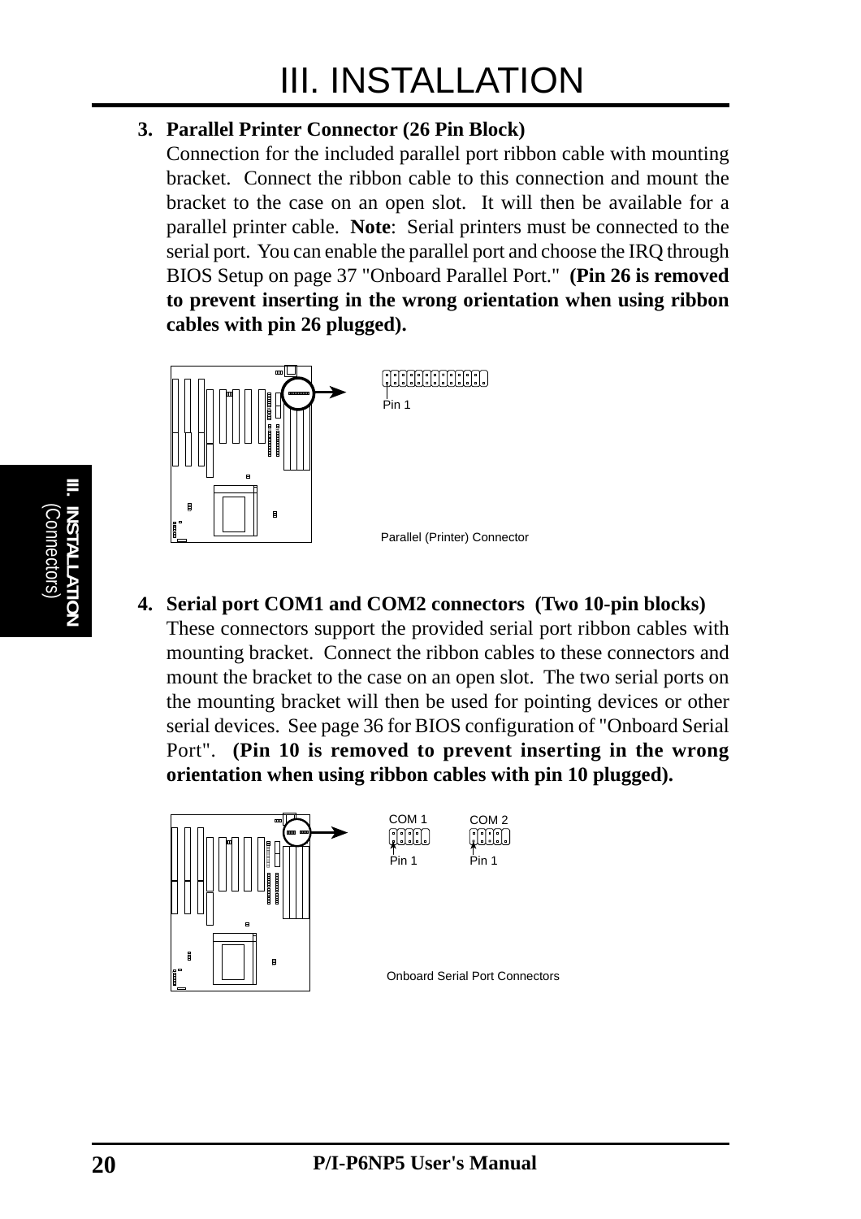# III. INSTALLATION

**3. Parallel Printer Connector (26 Pin Block)**

Connection for the included parallel port ribbon cable with mounting bracket. Connect the ribbon cable to this connection and mount the bracket to the case on an open slot. It will then be available for a parallel printer cable. **Note**: Serial printers must be connected to the serial port. You can enable the parallel port and choose the IRQ through BIOS Setup on page 37 "Onboard Parallel Port." **(Pin 26 is removed to prevent inserting in the wrong orientation when using ribbon cables with pin 26 plugged).**

Pin 1

Parallel (Printer) Connector

**4. Serial port COM1 and COM2 connectors (Two 10-pin blocks)**

These connectors support the provided serial port ribbon cables with mounting bracket. Connect the ribbon cables to these connectors and mount the bracket to the case on an open slot. The two serial ports on the mounting bracket will then be used for pointing devices or other serial devices. See page 36 for BIOS configuration of "Onboard Serial Port". **(Pin 10 is removed to prevent inserting in the wrong orientation when using ribbon cables with pin 10 plugged).**

COM 1 COM 2

Pin 1 Pin 1

Onboard Serial Port Connectors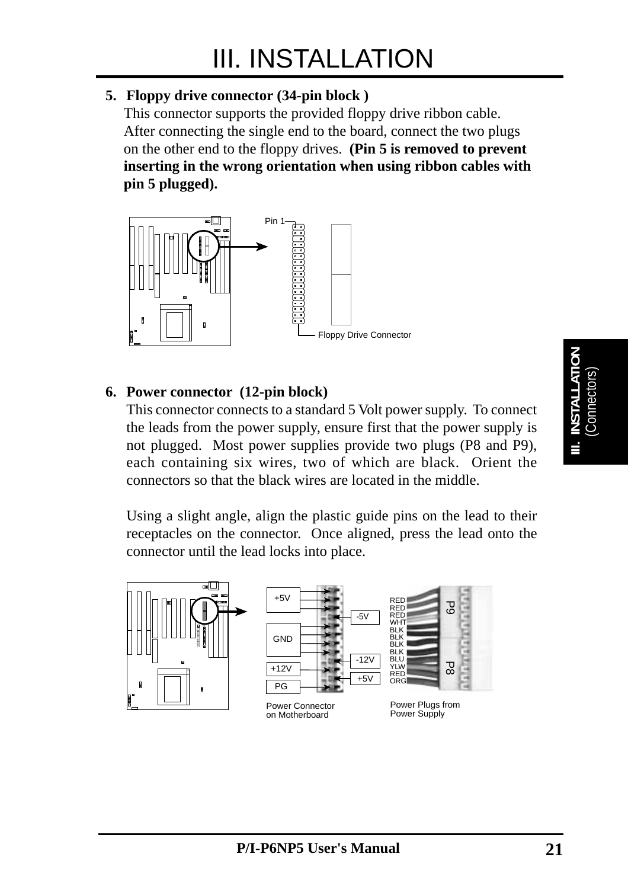# III. INSTALLATION

**5. Floppy drive connector (34-pin block )**

This connector supports the provided floppy drive ribbon cable. After connecting the single end to the board, connect the two plugs on the other end to the floppy drives. **(Pin 5 is removed to prevent inserting in the wrong orientation when using ribbon cables with pin 5 plugged).**

Pin 1

Floppy Drive Connector

**6. Power connector (12-pin block)**

This connector connects to a standard 5 Volt power supply. To connect the leads from the power supply, ensure first that the power supply is not plugged. Most power supplies provide two plugs (P8 and P9), each containing six wires, two of which are black. Orient the connectors so that the black wires are located in the middle.

Using a slight angle, align the plastic guide pins on the lead to their receptacles on the connector. Once aligned, press the lead onto the connector until the lead locks into place.

+5V, GND, +12V, PG, -5V, -12V, +5V

RED, RED, RED, WHT, BLK, BLK, BLK, BLK, BLU, YLW, RED, ORG

P9, P8

Power Connector on Motherboard

Power Plugs from Power Supply

**P/I-P6NP5 User's Manual**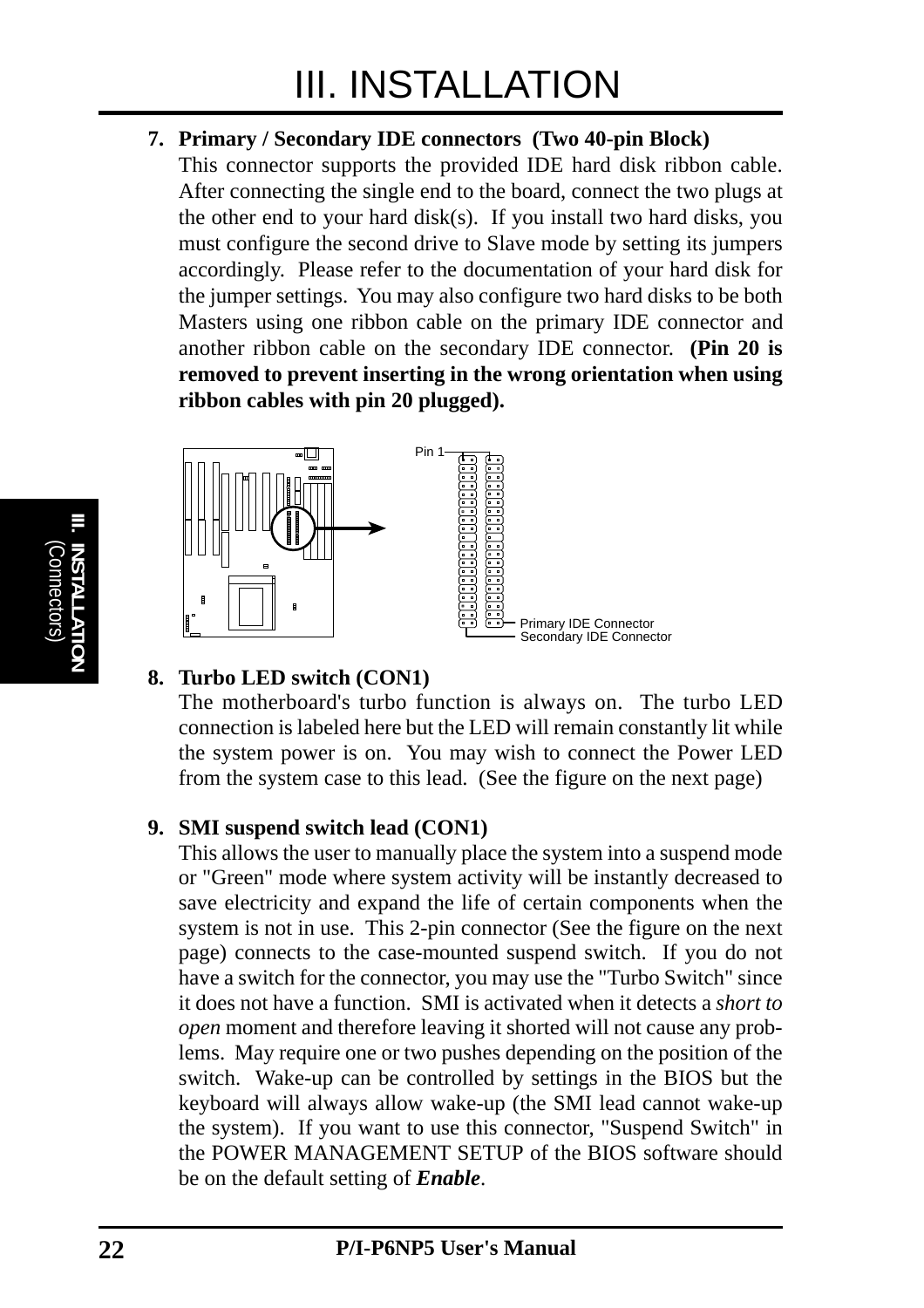# III. INSTALLATION

**7. Primary / Secondary IDE connectors (Two 40-pin Block)**

This connector supports the provided IDE hard disk ribbon cable. After connecting the single end to the board, connect the two plugs at the other end to your hard disk(s). If you install two hard disks, you must configure the second drive to Slave mode by setting its jumpers accordingly. Please refer to the documentation of your hard disk for the jumper settings. You may also configure two hard disks to be both Masters using one ribbon cable on the primary IDE connector and another ribbon cable on the secondary IDE connector. **(Pin 20 is removed to prevent inserting in the wrong orientation when using ribbon cables with pin 20 plugged).**

Pin 1

Primary IDE Connector
Secondary IDE Connector

**8. Turbo LED switch (CON1)**

The motherboard's turbo function is always on. The turbo LED connection is labeled here but the LED will remain constantly lit while the system power is on. You may wish to connect the Power LED from the system case to this lead. (See the figure on the next page)

**9. SMI suspend switch lead (CON1)**

This allows the user to manually place the system into a suspend mode or "Green" mode where system activity will be instantly decreased to save electricity and expand the life of certain components when the system is not in use. This 2-pin connector (See the figure on the next page) connects to the case-mounted suspend switch. If you do not have a switch for the connector, you may use the "Turbo Switch" since it does not have a function. SMI is activated when it detects a *short to open* moment and therefore leaving it shorted will not cause any problems. May require one or two pushes depending on the position of the switch. Wake-up can be controlled by settings in the BIOS but the keyboard will always allow wake-up (the SMI lead cannot wake-up the system). If you want to use this connector, "Suspend Switch" in the POWER MANAGEMENT SETUP of the BIOS software should be on the default setting of ***Enable***.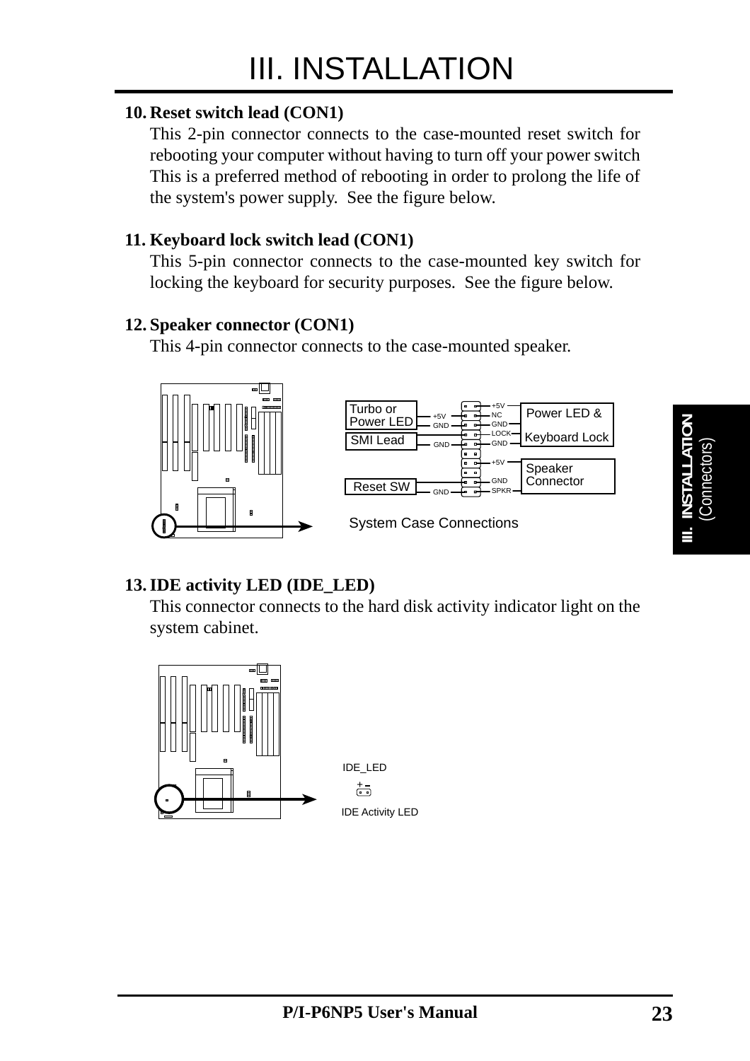# III. INSTALLATION

**10. Reset switch lead (CON1)**

This 2-pin connector connects to the case-mounted reset switch for rebooting your computer without having to turn off your power switch This is a preferred method of rebooting in order to prolong the life of the system's power supply. See the figure below.

**11. Keyboard lock switch lead (CON1)**

This 5-pin connector connects to the case-mounted key switch for locking the keyboard for security purposes. See the figure below.

**12. Speaker connector (CON1)**

This 4-pin connector connects to the case-mounted speaker.

Turbo or Power LED | +5V | GND
SMI Lead | GND
Reset SW | GND
+5V | NC | GND | LOCK | GND — Power LED & Keyboard Lock
+5V | GND | SPKR — Speaker Connector

System Case Connections

**13. IDE activity LED (IDE_LED)**

This connector connects to the hard disk activity indicator light on the system cabinet.

IDE_LED

+ –

IDE Activity LED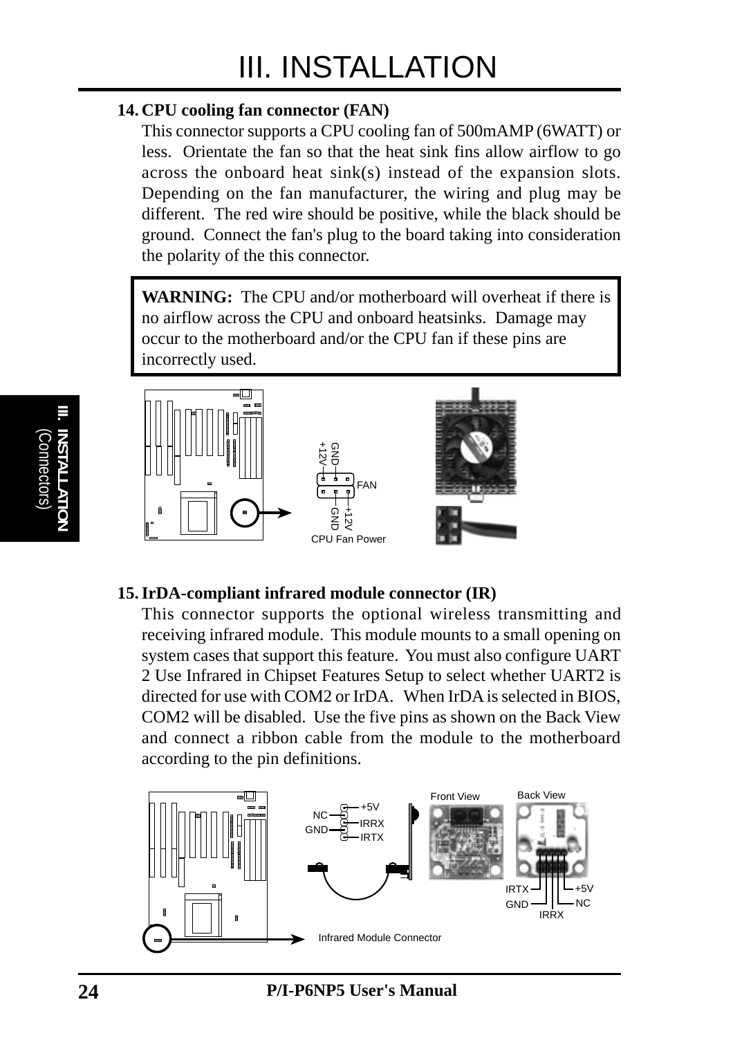# III. INSTALLATION

**14. CPU cooling fan connector (FAN)**

This connector supports a CPU cooling fan of 500mAMP (6WATT) or less. Orientate the fan so that the heat sink fins allow airflow to go across the onboard heat sink(s) instead of the expansion slots. Depending on the fan manufacturer, the wiring and plug may be different. The red wire should be positive, while the black should be ground. Connect the fan's plug to the board taking into consideration the polarity of the this connector.

> **WARNING:** The CPU and/or motherboard will overheat if there is no airflow across the CPU and onboard heatsinks. Damage may occur to the motherboard and/or the CPU fan if these pins are incorrectly used.

GND +12V FAN +12V GND

CPU Fan Power

**15. IrDA-compliant infrared module connector (IR)**

This connector supports the optional wireless transmitting and receiving infrared module. This module mounts to a small opening on system cases that support this feature. You must also configure UART 2 Use Infrared in Chipset Features Setup to select whether UART2 is directed for use with COM2 or IrDA. When IrDA is selected in BIOS, COM2 will be disabled. Use the five pins as shown on the Back View and connect a ribbon cable from the module to the motherboard according to the pin definitions.

NC GND +5V IRRX IRTX

Front View Back View

IRTX GND IRRX NC +5V

Infrared Module Connector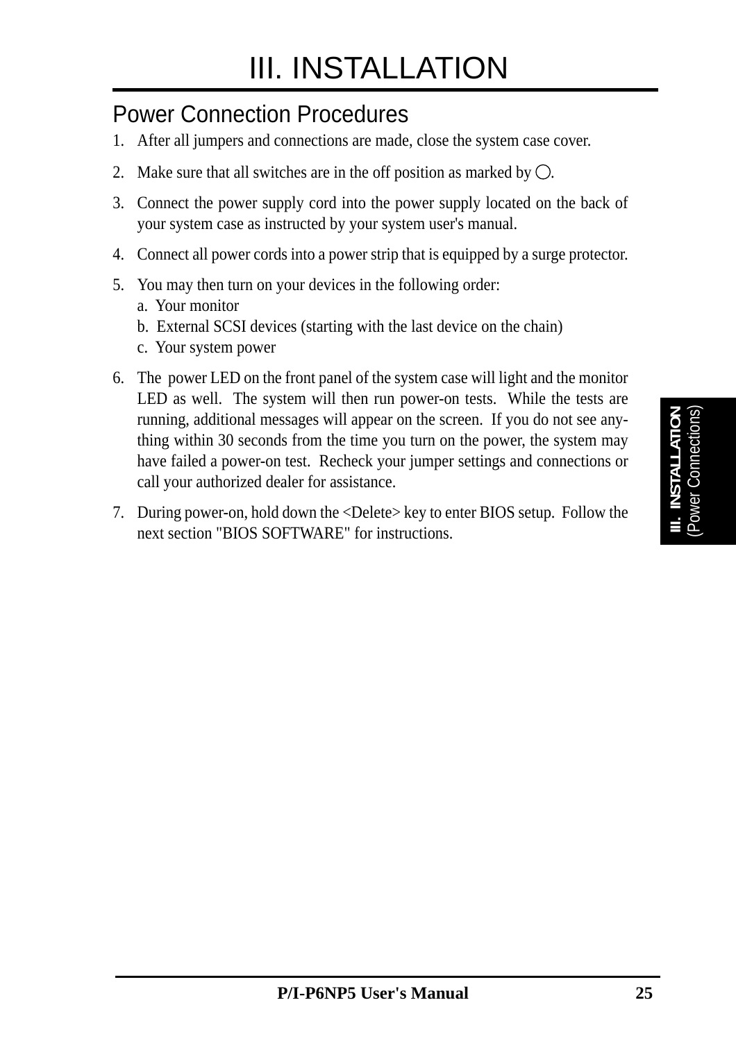# III. INSTALLATION

## Power Connection Procedures

1. After all jumpers and connections are made, close the system case cover.
2. Make sure that all switches are in the off position as marked by ◯.
3. Connect the power supply cord into the power supply located on the back of your system case as instructed by your system user's manual.
4. Connect all power cords into a power strip that is equipped by a surge protector.
5. You may then turn on your devices in the following order:
   a. Your monitor
   b. External SCSI devices (starting with the last device on the chain)
   c. Your system power
6. The power LED on the front panel of the system case will light and the monitor LED as well. The system will then run power-on tests. While the tests are running, additional messages will appear on the screen. If you do not see anything within 30 seconds from the time you turn on the power, the system may have failed a power-on test. Recheck your jumper settings and connections or call your authorized dealer for assistance.
7. During power-on, hold down the <Delete> key to enter BIOS setup. Follow the next section "BIOS SOFTWARE" for instructions.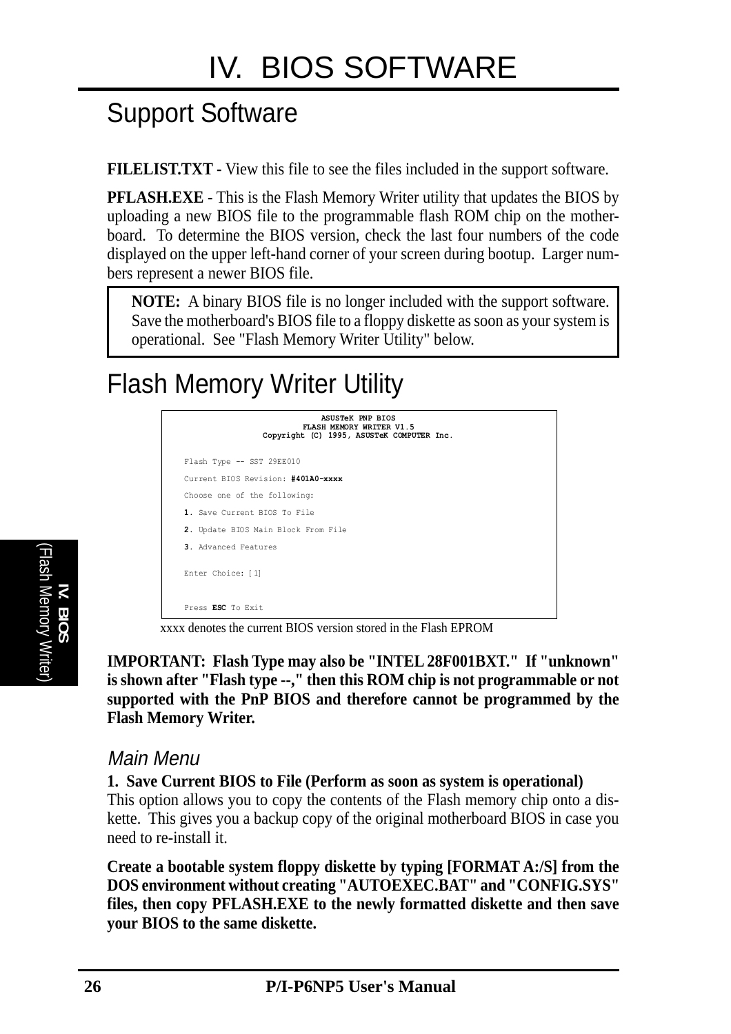# IV. BIOS SOFTWARE

## Support Software

**FILELIST.TXT -** View this file to see the files included in the support software.

**PFLASH.EXE -** This is the Flash Memory Writer utility that updates the BIOS by uploading a new BIOS file to the programmable flash ROM chip on the motherboard. To determine the BIOS version, check the last four numbers of the code displayed on the upper left-hand corner of your screen during bootup. Larger numbers represent a newer BIOS file.

> **NOTE:** A binary BIOS file is no longer included with the support software. Save the motherboard's BIOS file to a floppy diskette as soon as your system is operational. See "Flash Memory Writer Utility" below.

## Flash Memory Writer Utility

```
                    ASUSTeK PNP BIOS
                 FLASH MEMORY WRITER V1.5
       Copyright (C) 1995, ASUSTeK COMPUTER Inc.

Flash Type -- SST 29EE010

Current BIOS Revision: #401A0-xxxx

Choose one of the following:

1. Save Current BIOS To File

2. Update BIOS Main Block From File

3. Advanced Features

Enter Choice: [1]


Press ESC To Exit
```

xxxx denotes the current BIOS version stored in the Flash EPROM

**IMPORTANT: Flash Type may also be "INTEL 28F001BXT." If "unknown" is shown after "Flash type --," then this ROM chip is not programmable or not supported with the PnP BIOS and therefore cannot be programmed by the Flash Memory Writer.**

### *Main Menu*

**1. Save Current BIOS to File (Perform as soon as system is operational)**
This option allows you to copy the contents of the Flash memory chip onto a diskette. This gives you a backup copy of the original motherboard BIOS in case you need to re-install it.

**Create a bootable system floppy diskette by typing [FORMAT A:/S] from the DOS environment without creating "AUTOEXEC.BAT" and "CONFIG.SYS" files, then copy PFLASH.EXE to the newly formatted diskette and then save your BIOS to the same diskette.**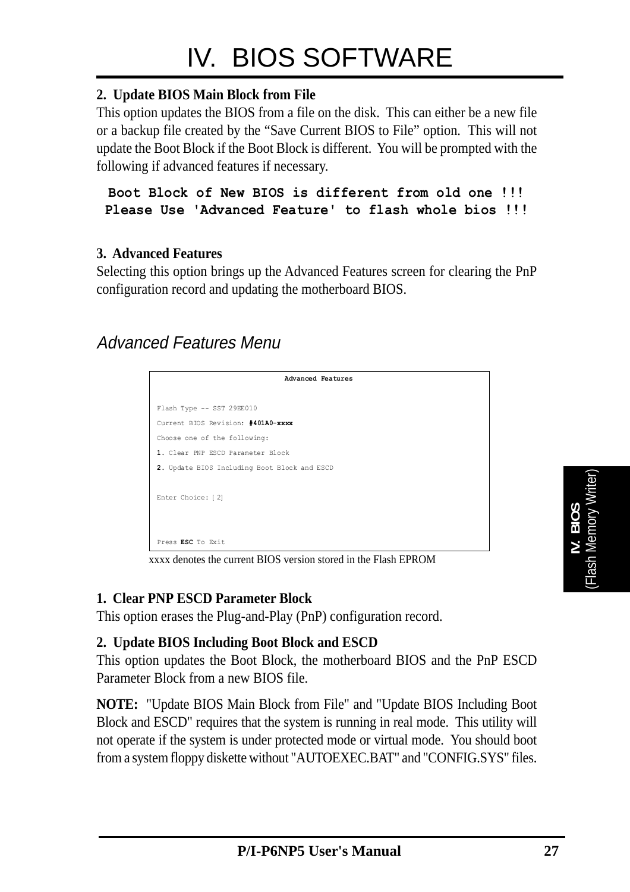# IV. BIOS SOFTWARE

**2. Update BIOS Main Block from File**

This option updates the BIOS from a file on the disk. This can either be a new file or a backup file created by the "Save Current BIOS to File" option. This will not update the Boot Block if the Boot Block is different. You will be prompted with the following if advanced features if necessary.

```
Boot Block of New BIOS is different from old one !!!
Please Use 'Advanced Feature' to flash whole bios !!!
```

**3. Advanced Features**

Selecting this option brings up the Advanced Features screen for clearing the PnP configuration record and updating the motherboard BIOS.

## *Advanced Features Menu*

```
                    Advanced Features

Flash Type -- SST 29EE010
Current BIOS Revision: #401A0-xxxx
Choose one of the following:
1. Clear PNP ESCD Parameter Block
2. Update BIOS Including Boot Block and ESCD

Enter Choice: [ 2]


Press ESC To Exit
```

xxxx denotes the current BIOS version stored in the Flash EPROM

**1. Clear PNP ESCD Parameter Block**

This option erases the Plug-and-Play (PnP) configuration record.

**2. Update BIOS Including Boot Block and ESCD**

This option updates the Boot Block, the motherboard BIOS and the PnP ESCD Parameter Block from a new BIOS file.

**NOTE:** "Update BIOS Main Block from File" and "Update BIOS Including Boot Block and ESCD" requires that the system is running in real mode. This utility will not operate if the system is under protected mode or virtual mode. You should boot from a system floppy diskette without "AUTOEXEC.BAT" and "CONFIG.SYS" files.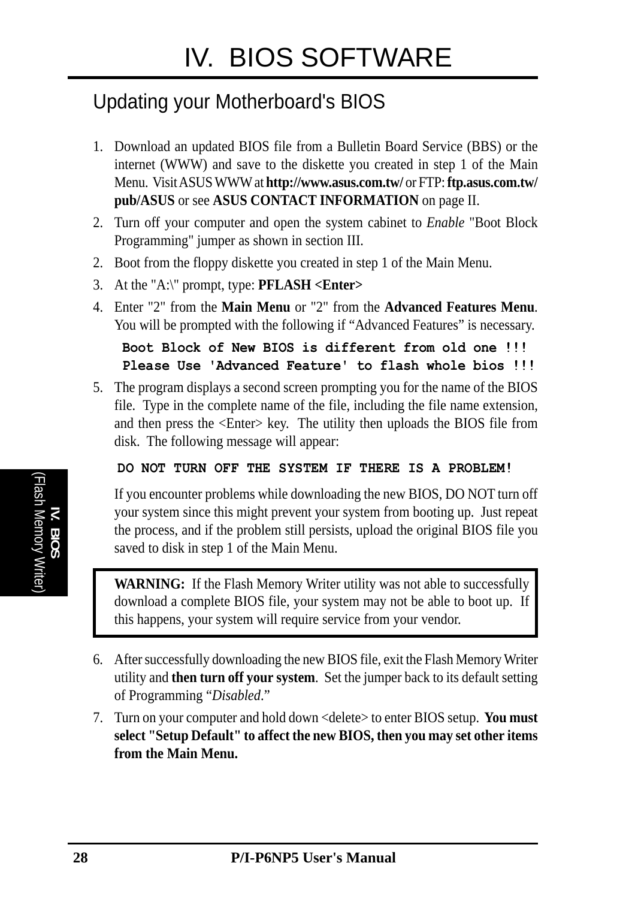# IV. BIOS SOFTWARE

## Updating your Motherboard's BIOS

1. Download an updated BIOS file from a Bulletin Board Service (BBS) or the internet (WWW) and save to the diskette you created in step 1 of the Main Menu. Visit ASUS WWW at **http://www.asus.com.tw/** or FTP: **ftp.asus.com.tw/pub/ASUS** or see **ASUS CONTACT INFORMATION** on page II.
2. Turn off your computer and open the system cabinet to *Enable* "Boot Block Programming" jumper as shown in section III.
2. Boot from the floppy diskette you created in step 1 of the Main Menu.
3. At the "A:\" prompt, type: **PFLASH <Enter>**
4. Enter "2" from the **Main Menu** or "2" from the **Advanced Features Menu**. You will be prompted with the following if “Advanced Features” is necessary.

   ```
   Boot Block of New BIOS is different from old one !!!
   Please Use 'Advanced Feature' to flash whole bios !!!
   ```

5. The program displays a second screen prompting you for the name of the BIOS file. Type in the complete name of the file, including the file name extension, and then press the <Enter> key. The utility then uploads the BIOS file from disk. The following message will appear:

   ```
   DO NOT TURN OFF THE SYSTEM IF THERE IS A PROBLEM!
   ```

   If you encounter problems while downloading the new BIOS, DO NOT turn off your system since this might prevent your system from booting up. Just repeat the process, and if the problem still persists, upload the original BIOS file you saved to disk in step 1 of the Main Menu.

   > **WARNING:** If the Flash Memory Writer utility was not able to successfully download a complete BIOS file, your system may not be able to boot up. If this happens, your system will require service from your vendor.

6. After successfully downloading the new BIOS file, exit the Flash Memory Writer utility and **then turn off your system**. Set the jumper back to its default setting of Programming “*Disabled*.”
7. Turn on your computer and hold down <delete> to enter BIOS setup. **You must select "Setup Default" to affect the new BIOS, then you may set other items from the Main Menu.**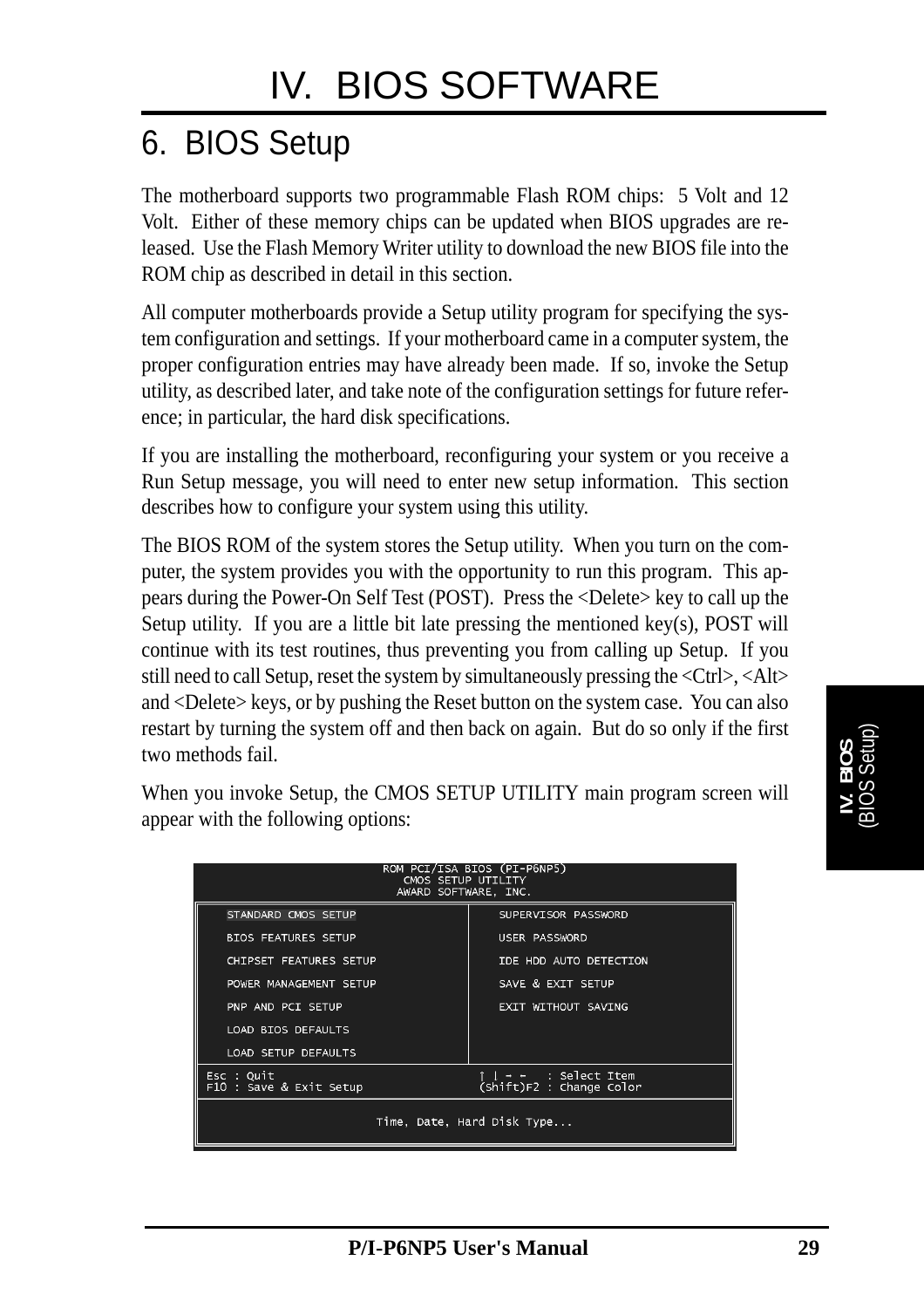# IV. BIOS SOFTWARE

## 6. BIOS Setup

The motherboard supports two programmable Flash ROM chips: 5 Volt and 12 Volt. Either of these memory chips can be updated when BIOS upgrades are released. Use the Flash Memory Writer utility to download the new BIOS file into the ROM chip as described in detail in this section.

All computer motherboards provide a Setup utility program for specifying the system configuration and settings. If your motherboard came in a computer system, the proper configuration entries may have already been made. If so, invoke the Setup utility, as described later, and take note of the configuration settings for future reference; in particular, the hard disk specifications.

If you are installing the motherboard, reconfiguring your system or you receive a Run Setup message, you will need to enter new setup information. This section describes how to configure your system using this utility.

The BIOS ROM of the system stores the Setup utility. When you turn on the computer, the system provides you with the opportunity to run this program. This appears during the Power-On Self Test (POST). Press the <Delete> key to call up the Setup utility. If you are a little bit late pressing the mentioned key(s), POST will continue with its test routines, thus preventing you from calling up Setup. If you still need to call Setup, reset the system by simultaneously pressing the <Ctrl>, <Alt> and <Delete> keys, or by pushing the Reset button on the system case. You can also restart by turning the system off and then back on again. But do so only if the first two methods fail.

When you invoke Setup, the CMOS SETUP UTILITY main program screen will appear with the following options:

```
                    ROM PCI/ISA BIOS (PI-P6NP5)
                        CMOS SETUP UTILITY
                       AWARD SOFTWARE, INC.

   STANDARD CMOS SETUP                  SUPERVISOR PASSWORD
   BIOS FEATURES SETUP                  USER PASSWORD
   CHIPSET FEATURES SETUP               IDE HDD AUTO DETECTION
   POWER MANAGEMENT SETUP               SAVE & EXIT SETUP
   PNP AND PCI SETUP                    EXIT WITHOUT SAVING
   LOAD BIOS DEFAULTS
   LOAD SETUP DEFAULTS

 Esc : Quit                            ↑ ↓ → ←   : Select Item
 F10 : Save & Exit Setup               (Shift)F2 : Change Color

                    Time, Date, Hard Disk Type...
```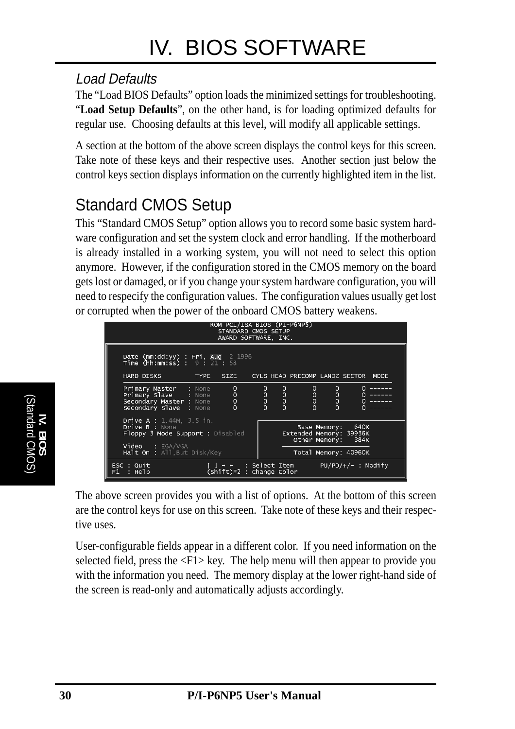# IV. BIOS SOFTWARE

### *Load Defaults*

The “Load BIOS Defaults” option loads the minimized settings for troubleshooting. “**Load Setup Defaults**”, on the other hand, is for loading optimized defaults for regular use. Choosing defaults at this level, will modify all applicable settings.

A section at the bottom of the above screen displays the control keys for this screen. Take note of these keys and their respective uses. Another section just below the control keys section displays information on the currently highlighted item in the list.

## Standard CMOS Setup

This “Standard CMOS Setup” option allows you to record some basic system hardware configuration and set the system clock and error handling. If the motherboard is already installed in a working system, you will not need to select this option anymore. However, if the configuration stored in the CMOS memory on the board gets lost or damaged, or if you change your system hardware configuration, you will need to respecify the configuration values. The configuration values usually get lost or corrupted when the power of the onboard CMOS battery weakens.

```
                    ROM PCI/ISA BIOS (PI-P6NP5)
                       STANDARD CMOS SETUP
                       AWARD SOFTWARE, INC.

  Date (mm:dd:yy) : Fri, Aug  2 1996
  Time (hh:mm:ss) :  9 : 21 : 58

  HARD DISKS        TYPE   SIZE    CYLS HEAD PRECOMP LANDZ SECTOR  MODE

  Primary Master   : None     0       0    0       0     0      0 ------
  Primary Slave    : None     0       0    0       0     0      0 ------
  Secondary Master : None     0       0    0       0     0      0 ------
  Secondary Slave  : None     0       0    0       0     0      0 ------

  Drive A : 1.44M, 3.5 in.
  Drive B : None                              Base Memory:   640K
  Floppy 3 Mode Support : Disabled        Extended Memory: 39936K
                                             Other Memory:   384K
  Video   : EGA/VGA
  Halt On : All,But Disk/Key                 Total Memory: 40960K

ESC : Quit           ↑ ↓ → ←   : Select Item       PU/PD/+/- : Modify
F1  : Help           (Shift)F2 : Change Color
```

The above screen provides you with a list of options. At the bottom of this screen are the control keys for use on this screen. Take note of these keys and their respective uses.

User-configurable fields appear in a different color. If you need information on the selected field, press the <F1> key. The help menu will then appear to provide you with the information you need. The memory display at the lower right-hand side of the screen is read-only and automatically adjusts accordingly.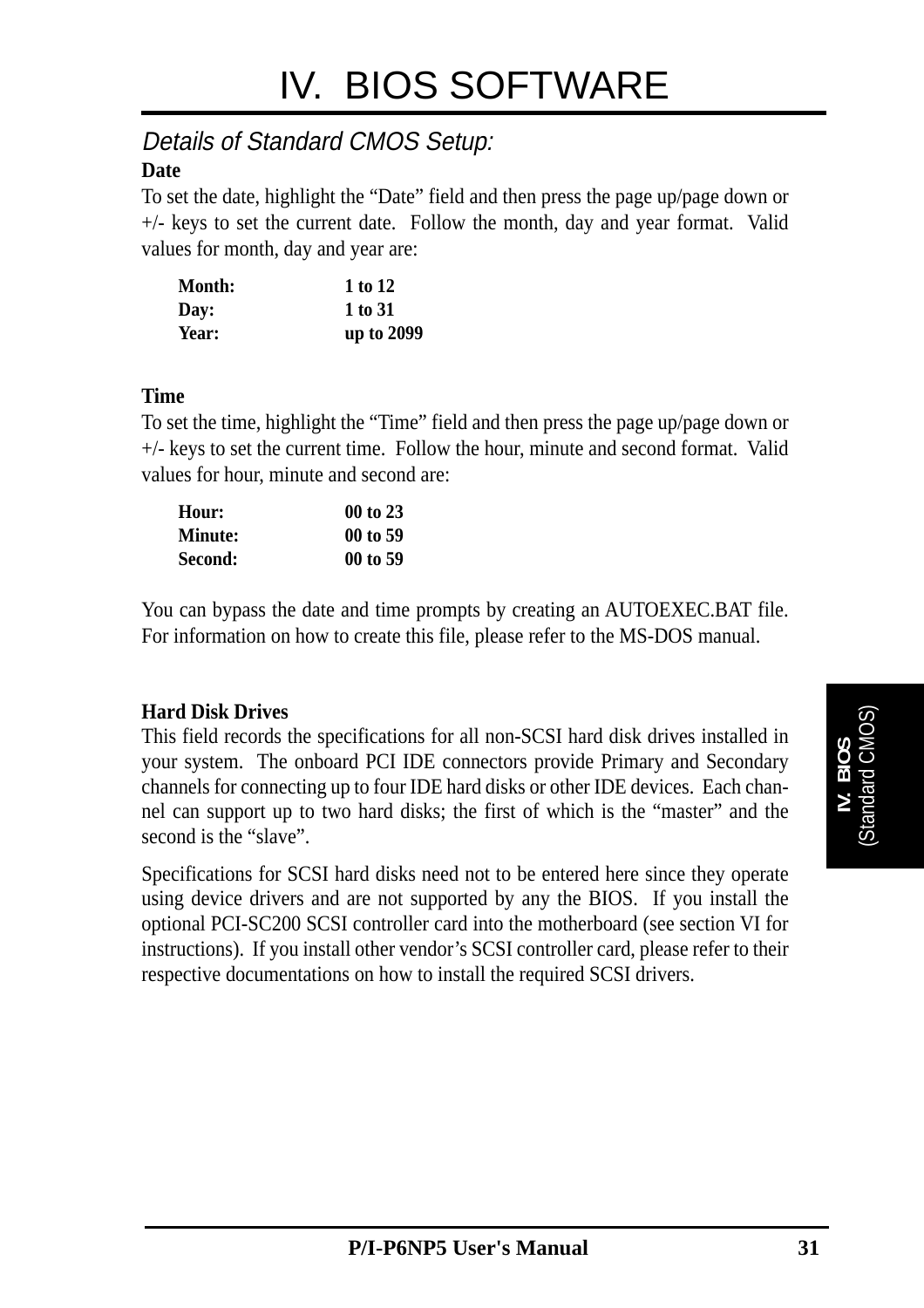# IV. BIOS SOFTWARE

## *Details of Standard CMOS Setup:*

**Date**

To set the date, highlight the “Date” field and then press the page up/page down or +/- keys to set the current date. Follow the month, day and year format. Valid values for month, day and year are:

| | |
|---|---|
| **Month:** | **1 to 12** |
| **Day:** | **1 to 31** |
| **Year:** | **up to 2099** |

**Time**

To set the time, highlight the “Time” field and then press the page up/page down or +/- keys to set the current time. Follow the hour, minute and second format. Valid values for hour, minute and second are:

| | |
|---|---|
| **Hour:** | **00 to 23** |
| **Minute:** | **00 to 59** |
| **Second:** | **00 to 59** |

You can bypass the date and time prompts by creating an AUTOEXEC.BAT file. For information on how to create this file, please refer to the MS-DOS manual.

**Hard Disk Drives**

This field records the specifications for all non-SCSI hard disk drives installed in your system. The onboard PCI IDE connectors provide Primary and Secondary channels for connecting up to four IDE hard disks or other IDE devices. Each channel can support up to two hard disks; the first of which is the “master” and the second is the “slave”.

Specifications for SCSI hard disks need not to be entered here since they operate using device drivers and are not supported by any the BIOS. If you install the optional PCI-SC200 SCSI controller card into the motherboard (see section VI for instructions). If you install other vendor’s SCSI controller card, please refer to their respective documentations on how to install the required SCSI drivers.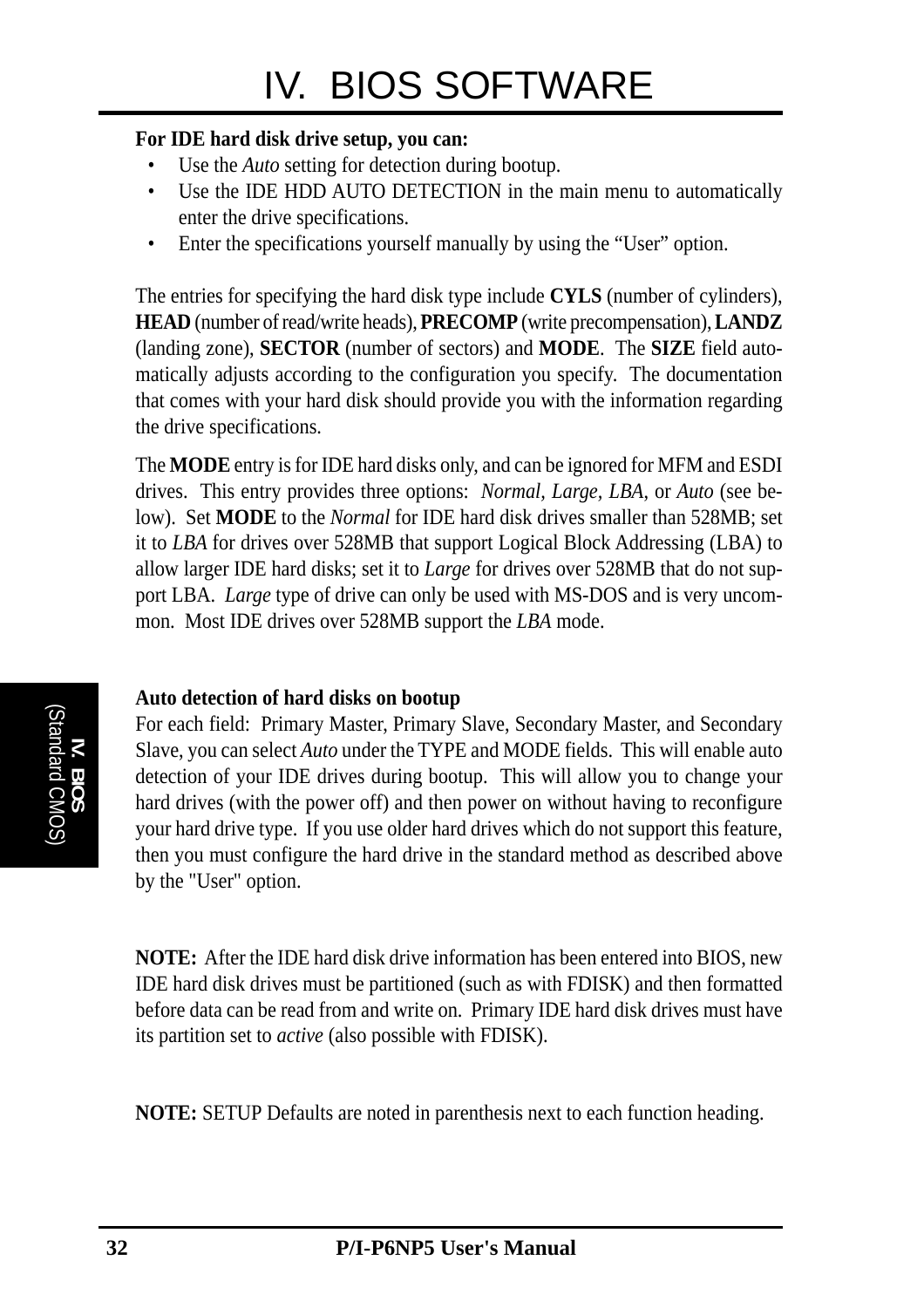**For IDE hard disk drive setup, you can:**

- Use the *Auto* setting for detection during bootup.
- Use the IDE HDD AUTO DETECTION in the main menu to automatically enter the drive specifications.
- Enter the specifications yourself manually by using the “User” option.

The entries for specifying the hard disk type include **CYLS** (number of cylinders), **HEAD** (number of read/write heads), **PRECOMP** (write precompensation), **LANDZ** (landing zone), **SECTOR** (number of sectors) and **MODE**. The **SIZE** field automatically adjusts according to the configuration you specify. The documentation that comes with your hard disk should provide you with the information regarding the drive specifications.

The **MODE** entry is for IDE hard disks only, and can be ignored for MFM and ESDI drives. This entry provides three options: *Normal, Large, LBA*, or *Auto* (see below). Set **MODE** to the *Normal* for IDE hard disk drives smaller than 528MB; set it to *LBA* for drives over 528MB that support Logical Block Addressing (LBA) to allow larger IDE hard disks; set it to *Large* for drives over 528MB that do not support LBA. *Large* type of drive can only be used with MS-DOS and is very uncommon. Most IDE drives over 528MB support the *LBA* mode.

**Auto detection of hard disks on bootup**

For each field: Primary Master, Primary Slave, Secondary Master, and Secondary Slave, you can select *Auto* under the TYPE and MODE fields. This will enable auto detection of your IDE drives during bootup. This will allow you to change your hard drives (with the power off) and then power on without having to reconfigure your hard drive type. If you use older hard drives which do not support this feature, then you must configure the hard drive in the standard method as described above by the "User" option.

**NOTE:** After the IDE hard disk drive information has been entered into BIOS, new IDE hard disk drives must be partitioned (such as with FDISK) and then formatted before data can be read from and write on. Primary IDE hard disk drives must have its partition set to *active* (also possible with FDISK).

**NOTE:** SETUP Defaults are noted in parenthesis next to each function heading.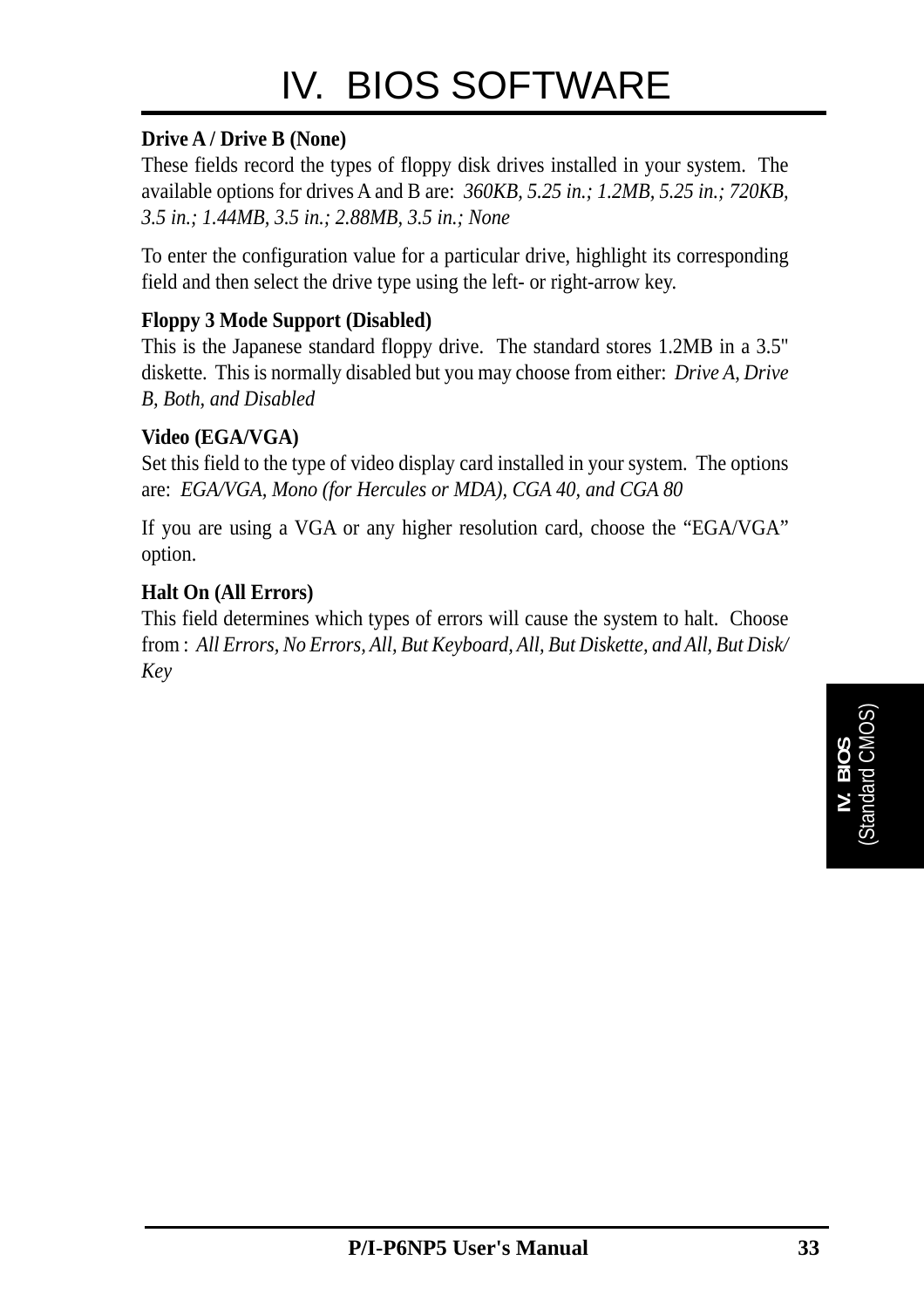**Drive A / Drive B (None)**
These fields record the types of floppy disk drives installed in your system. The available options for drives A and B are: *360KB, 5.25 in.; 1.2MB, 5.25 in.; 720KB, 3.5 in.; 1.44MB, 3.5 in.; 2.88MB, 3.5 in.; None*

To enter the configuration value for a particular drive, highlight its corresponding field and then select the drive type using the left- or right-arrow key.

**Floppy 3 Mode Support (Disabled)**
This is the Japanese standard floppy drive. The standard stores 1.2MB in a 3.5" diskette. This is normally disabled but you may choose from either: *Drive A, Drive B, Both, and Disabled*

**Video (EGA/VGA)**
Set this field to the type of video display card installed in your system. The options are: *EGA/VGA, Mono (for Hercules or MDA), CGA 40, and CGA 80*

If you are using a VGA or any higher resolution card, choose the "EGA/VGA" option.

**Halt On (All Errors)**
This field determines which types of errors will cause the system to halt. Choose from : *All Errors, No Errors, All, But Keyboard, All, But Diskette, and All, But Disk/Key*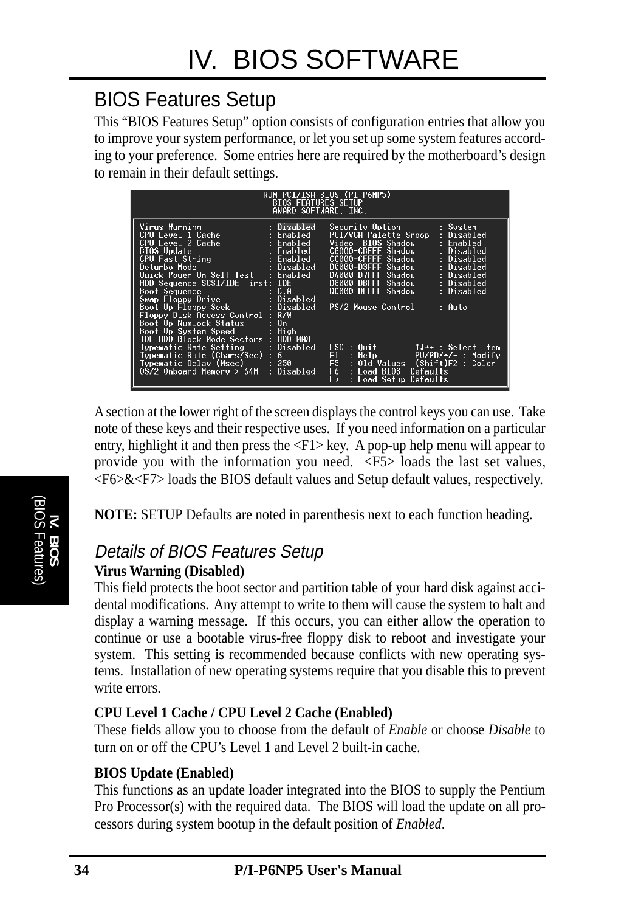# IV. BIOS SOFTWARE

## BIOS Features Setup

This "BIOS Features Setup" option consists of configuration entries that allow you to improve your system performance, or let you set up some system features according to your preference. Some entries here are required by the motherboard's design to remain in their default settings.

```
                     ROM PCI/ISA BIOS (PI-P6NP5)
                        BIOS FEATURES SETUP
                        AWARD SOFTWARE, INC.

Virus Warning                : Disabled  | Security Option         : System
CPU Level 1 Cache            : Enabled   | PCI/VGA Palette Snoop   : Disabled
CPU Level 2 Cache            : Enabled   | Video  BIOS Shadow      : Enabled
BIOS Update                  : Enabled   | C8000-CBFFF Shadow      : Disabled
CPU Fast String              : Enabled   | CC000-CFFFF Shadow      : Disabled
Deturbo Mode                 : Disabled  | D0000-D3FFF Shadow      : Disabled
Quick Power On Self Test     : Enabled   | D4000-D7FFF Shadow      : Disabled
HDD Sequence SCSI/IDE First: IDE         | D8000-DBFFF Shadow      : Disabled
Boot Sequence                : C,A       | DC000-DFFFF Shadow      : Disabled
Swap Floppy Drive            : Disabled  |
Boot Up Floppy Seek          : Disabled  | PS/2 Mouse Control      : Auto
Floppy Disk Access Control : R/W         |
Boot Up NumLock Status       : On        |
Boot Up System Speed         : High      |
IDE HDD Block Mode Sectors : HDD MAX     |
Typematic Rate Setting       : Disabled  | ESC : Quit          ↑↓→← : Select Item
Typematic Rate (Chars/Sec) : 6           | F1  : Help          PU/PD/+/- : Modify
Typematic Delay (Msec)       : 250       | F5  : Old Values  (Shift)F2 : Color
OS/2 Onboard Memory > 64M  : Disabled    | F6  : Load BIOS  Defaults
                                         | F7  : Load Setup Defaults
```

A section at the lower right of the screen displays the control keys you can use. Take note of these keys and their respective uses. If you need information on a particular entry, highlight it and then press the <F1> key. A pop-up help menu will appear to provide you with the information you need. <F5> loads the last set values, <F6>&<F7> loads the BIOS default values and Setup default values, respectively.

**NOTE:** SETUP Defaults are noted in parenthesis next to each function heading.

### *Details of BIOS Features Setup*

**Virus Warning (Disabled)**
This field protects the boot sector and partition table of your hard disk against accidental modifications. Any attempt to write to them will cause the system to halt and display a warning message. If this occurs, you can either allow the operation to continue or use a bootable virus-free floppy disk to reboot and investigate your system. This setting is recommended because conflicts with new operating systems. Installation of new operating systems require that you disable this to prevent write errors.

**CPU Level 1 Cache / CPU Level 2 Cache (Enabled)**
These fields allow you to choose from the default of *Enable* or choose *Disable* to turn on or off the CPU's Level 1 and Level 2 built-in cache.

**BIOS Update (Enabled)**
This functions as an update loader integrated into the BIOS to supply the Pentium Pro Processor(s) with the required data. The BIOS will load the update on all processors during system bootup in the default position of *Enabled*.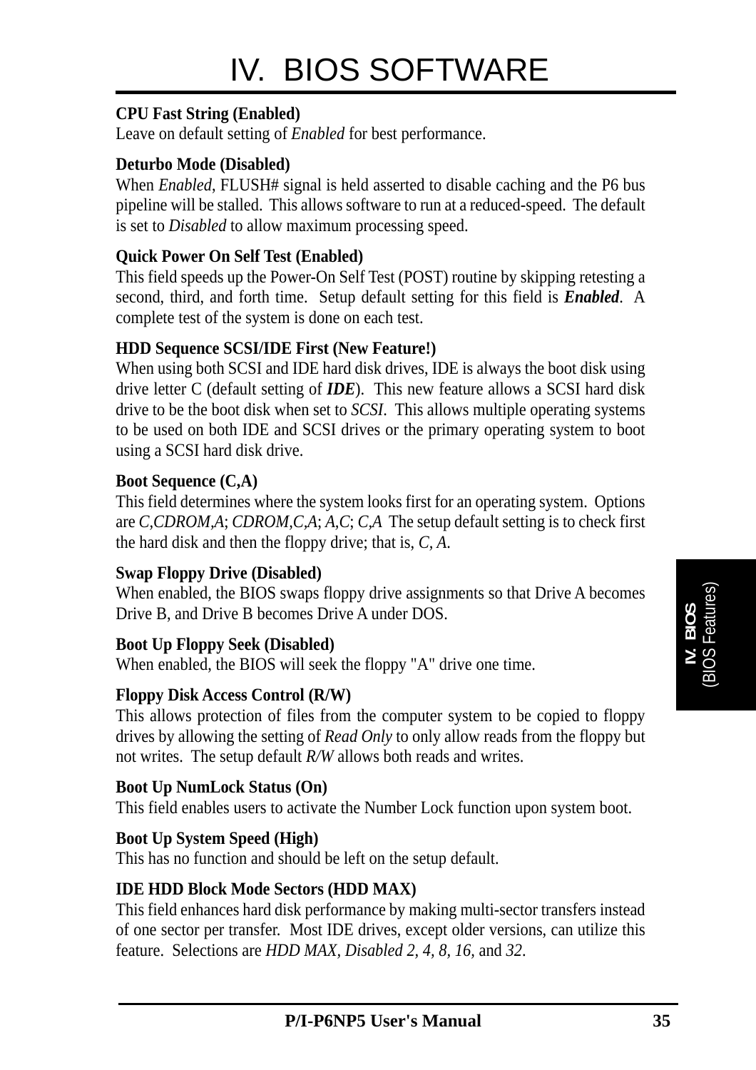# IV. BIOS SOFTWARE

**CPU Fast String (Enabled)**
Leave on default setting of *Enabled* for best performance.

**Deturbo Mode (Disabled)**
When *Enabled*, FLUSH# signal is held asserted to disable caching and the P6 bus pipeline will be stalled. This allows software to run at a reduced-speed. The default is set to *Disabled* to allow maximum processing speed.

**Quick Power On Self Test (Enabled)**
This field speeds up the Power-On Self Test (POST) routine by skipping retesting a second, third, and forth time. Setup default setting for this field is ***Enabled***. A complete test of the system is done on each test.

**HDD Sequence SCSI/IDE First (New Feature!)**
When using both SCSI and IDE hard disk drives, IDE is always the boot disk using drive letter C (default setting of ***IDE***). This new feature allows a SCSI hard disk drive to be the boot disk when set to *SCSI*. This allows multiple operating systems to be used on both IDE and SCSI drives or the primary operating system to boot using a SCSI hard disk drive.

**Boot Sequence (C,A)**
This field determines where the system looks first for an operating system. Options are *C,CDROM,A*; *CDROM,C,A*; *A,C*; *C,A* The setup default setting is to check first the hard disk and then the floppy drive; that is, *C, A*.

**Swap Floppy Drive (Disabled)**
When enabled, the BIOS swaps floppy drive assignments so that Drive A becomes Drive B, and Drive B becomes Drive A under DOS.

**Boot Up Floppy Seek (Disabled)**
When enabled, the BIOS will seek the floppy "A" drive one time.

**Floppy Disk Access Control (R/W)**
This allows protection of files from the computer system to be copied to floppy drives by allowing the setting of *Read Only* to only allow reads from the floppy but not writes. The setup default *R/W* allows both reads and writes.

**Boot Up NumLock Status (On)**
This field enables users to activate the Number Lock function upon system boot.

**Boot Up System Speed (High)**
This has no function and should be left on the setup default.

**IDE HDD Block Mode Sectors (HDD MAX)**
This field enhances hard disk performance by making multi-sector transfers instead of one sector per transfer. Most IDE drives, except older versions, can utilize this feature. Selections are *HDD MAX*, *Disabled 2*, *4*, *8*, *16*, and *32*.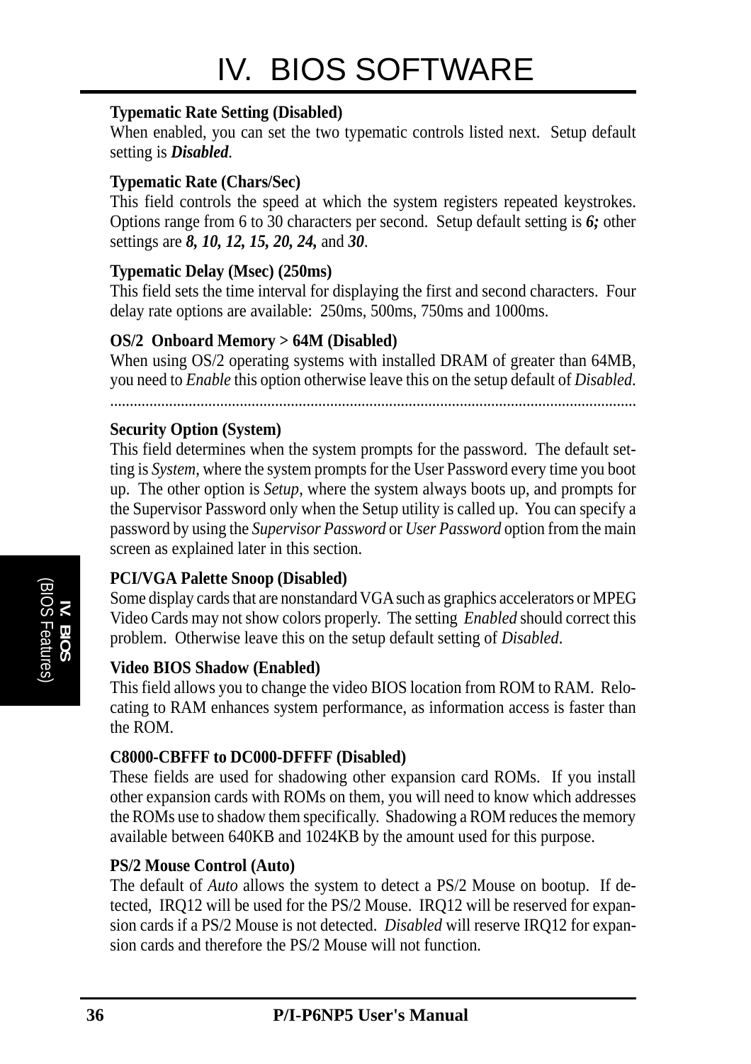**Typematic Rate Setting (Disabled)**
When enabled, you can set the two typematic controls listed next. Setup default setting is ***Disabled***.

**Typematic Rate (Chars/Sec)**
This field controls the speed at which the system registers repeated keystrokes. Options range from 6 to 30 characters per second. Setup default setting is ***6;*** other settings are ***8, 10, 12, 15, 20, 24,*** and ***30***.

**Typematic Delay (Msec) (250ms)**
This field sets the time interval for displaying the first and second characters. Four delay rate options are available: 250ms, 500ms, 750ms and 1000ms.

**OS/2 Onboard Memory > 64M (Disabled)**
When using OS/2 operating systems with installed DRAM of greater than 64MB, you need to *Enable* this option otherwise leave this on the setup default of *Disabled*.

.......................................................................................................................................

**Security Option (System)**
This field determines when the system prompts for the password. The default setting is *System*, where the system prompts for the User Password every time you boot up. The other option is *Setup*, where the system always boots up, and prompts for the Supervisor Password only when the Setup utility is called up. You can specify a password by using the *Supervisor Password* or *User Password* option from the main screen as explained later in this section.

**PCI/VGA Palette Snoop (Disabled)**
Some display cards that are nonstandard VGA such as graphics accelerators or MPEG Video Cards may not show colors properly. The setting *Enabled* should correct this problem. Otherwise leave this on the setup default setting of *Disabled*.

**Video BIOS Shadow (Enabled)**
This field allows you to change the video BIOS location from ROM to RAM. Relocating to RAM enhances system performance, as information access is faster than the ROM.

**C8000-CBFFF to DC000-DFFFF (Disabled)**
These fields are used for shadowing other expansion card ROMs. If you install other expansion cards with ROMs on them, you will need to know which addresses the ROMs use to shadow them specifically. Shadowing a ROM reduces the memory available between 640KB and 1024KB by the amount used for this purpose.

**PS/2 Mouse Control (Auto)**
The default of *Auto* allows the system to detect a PS/2 Mouse on bootup. If detected, IRQ12 will be used for the PS/2 Mouse. IRQ12 will be reserved for expansion cards if a PS/2 Mouse is not detected. *Disabled* will reserve IRQ12 for expansion cards and therefore the PS/2 Mouse will not function.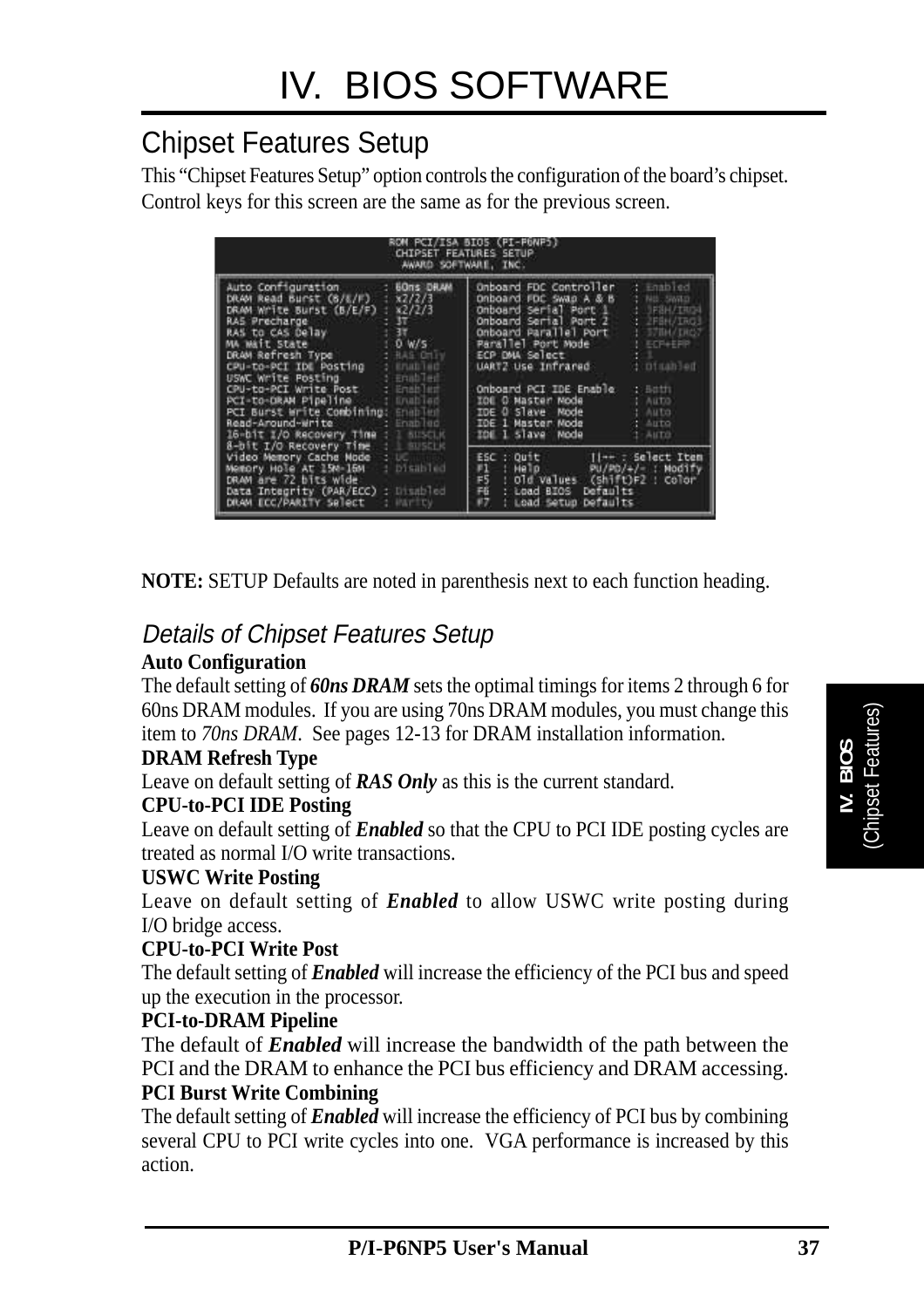# IV. BIOS SOFTWARE

## Chipset Features Setup

This "Chipset Features Setup" option controls the configuration of the board's chipset. Control keys for this screen are the same as for the previous screen.

```
                    ROM PCI/ISA BIOS (PI-P6NP5)
                     CHIPSET FEATURES SETUP
                      AWARD SOFTWARE, INC.

Auto Configuration          : 60ns DRAM  | Onboard FDC Controller   : Enabled
DRAM Read Burst (B/E/F)     : x2/2/3     | Onboard FDC Swap A & B   : No Swap
DRAM Write Burst (B/E/F)    : x2/2/3     | Onboard Serial Port 1    : 3F8H/IRQ4
RAS Precharge               : 3T         | Onboard Serial Port 2    : 2F8H/IRQ3
RAS to CAS Delay            : 3T         | Onboard Parallel Port    : 378H/IRQ7
MA Wait State               : 0 W/S      | Parallel Port Mode       : ECP+EPP
DRAM Refresh Type           : RAS Only   | ECP DMA Select           : 3
CPU-to-PCI IDE Posting      : Enabled    | UART2 Use Infrared       : Disabled
USWC Write Posting          : Enabled    |
CPU-to-PCI Write Post       : Enabled    | Onboard PCI IDE Enable   : Both
PCI-to-DRAM Pipeline        : Enabled    | IDE 0 Master Mode        : Auto
PCI Burst Write Combining   : Enabled    | IDE 0 Slave  Mode        : Auto
Read-Around-Write           : Enabled    | IDE 1 Master Mode        : Auto
16-bit I/O Recovery Time    : 1 BUSCLK   | IDE 1 Slave  Mode        : Auto
8-bit I/O Recovery Time     : 1 BUSCLK   |
Video Memory Cache Mode     : UC         | ESC : Quit       ↑↓→← : Select Item
Memory Hole At 15M-16M      : Disabled   | F1  : Help       PU/PD/+/- : Modify
DRAM are 72 bits wide                    | F5  : Old Values  (Shift)F2 : Color
Data Integrity (PAR/ECC)    : Disabled   | F6  : Load BIOS  Defaults
DRAM ECC/PARITY Select      : Parity     | F7  : Load Setup Defaults
```

**NOTE:** SETUP Defaults are noted in parenthesis next to each function heading.

### *Details of Chipset Features Setup*

**Auto Configuration**

The default setting of ***60ns DRAM*** sets the optimal timings for items 2 through 6 for 60ns DRAM modules. If you are using 70ns DRAM modules, you must change this item to *70ns DRAM*. See pages 12-13 for DRAM installation information.

**DRAM Refresh Type**

Leave on default setting of ***RAS Only*** as this is the current standard.

**CPU-to-PCI IDE Posting**

Leave on default setting of ***Enabled*** so that the CPU to PCI IDE posting cycles are treated as normal I/O write transactions.

**USWC Write Posting**

Leave on default setting of ***Enabled*** to allow USWC write posting during I/O bridge access.

**CPU-to-PCI Write Post**

The default setting of ***Enabled*** will increase the efficiency of the PCI bus and speed up the execution in the processor.

**PCI-to-DRAM Pipeline**

The default of ***Enabled*** will increase the bandwidth of the path between the PCI and the DRAM to enhance the PCI bus efficiency and DRAM accessing.

**PCI Burst Write Combining**

The default setting of ***Enabled*** will increase the efficiency of PCI bus by combining several CPU to PCI write cycles into one. VGA performance is increased by this action.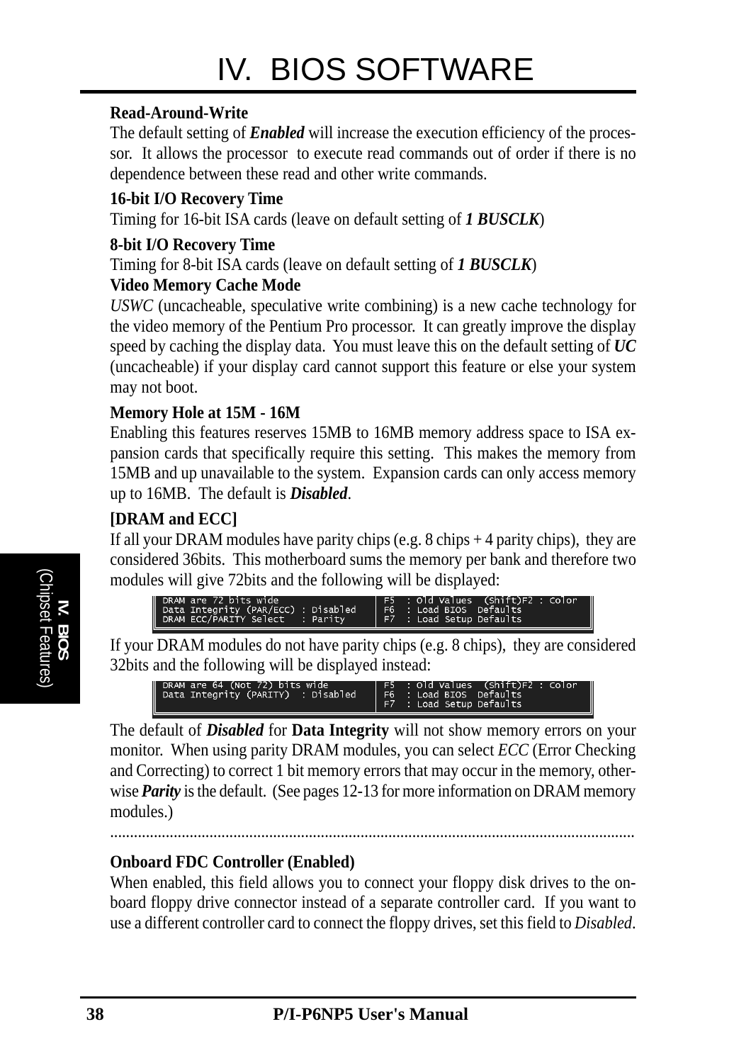**Read-Around-Write**

The default setting of ***Enabled*** will increase the execution efficiency of the processor. It allows the processor to execute read commands out of order if there is no dependence between these read and other write commands.

**16-bit I/O Recovery Time**

Timing for 16-bit ISA cards (leave on default setting of ***1 BUSCLK***)

**8-bit I/O Recovery Time**

Timing for 8-bit ISA cards (leave on default setting of ***1 BUSCLK***)

**Video Memory Cache Mode**

*USWC* (uncacheable, speculative write combining) is a new cache technology for the video memory of the Pentium Pro processor. It can greatly improve the display speed by caching the display data. You must leave this on the default setting of ***UC*** (uncacheable) if your display card cannot support this feature or else your system may not boot.

**Memory Hole at 15M - 16M**

Enabling this features reserves 15MB to 16MB memory address space to ISA expansion cards that specifically require this setting. This makes the memory from 15MB and up unavailable to the system. Expansion cards can only access memory up to 16MB. The default is ***Disabled***.

**[DRAM and ECC]**

If all your DRAM modules have parity chips (e.g. 8 chips + 4 parity chips), they are considered 36bits. This motherboard sums the memory per bank and therefore two modules will give 72bits and the following will be displayed:

```
DRAM are 72 bits wide                   F5  : Old Values  (Shift)F2 : Color
Data Integrity (PAR/ECC) : Disabled     F6  : Load BIOS  Defaults
DRAM ECC/PARITY Select   : Parity       F7  : Load Setup Defaults
```

If your DRAM modules do not have parity chips (e.g. 8 chips), they are considered 32bits and the following will be displayed instead:

```
DRAM are 64 (Not 72) bits wide          F5  : Old Values  (Shift)F2 : Color
Data Integrity (PARITY)  : Disabled     F6  : Load BIOS  Defaults
                                        F7  : Load Setup Defaults
```

The default of ***Disabled*** for **Data Integrity** will not show memory errors on your monitor. When using parity DRAM modules, you can select *ECC* (Error Checking and Correcting) to correct 1 bit memory errors that may occur in the memory, otherwise ***Parity*** is the default. (See pages 12-13 for more information on DRAM memory modules.)

..................................................................................................................................

**Onboard FDC Controller (Enabled)**

When enabled, this field allows you to connect your floppy disk drives to the onboard floppy drive connector instead of a separate controller card. If you want to use a different controller card to connect the floppy drives, set this field to *Disabled*.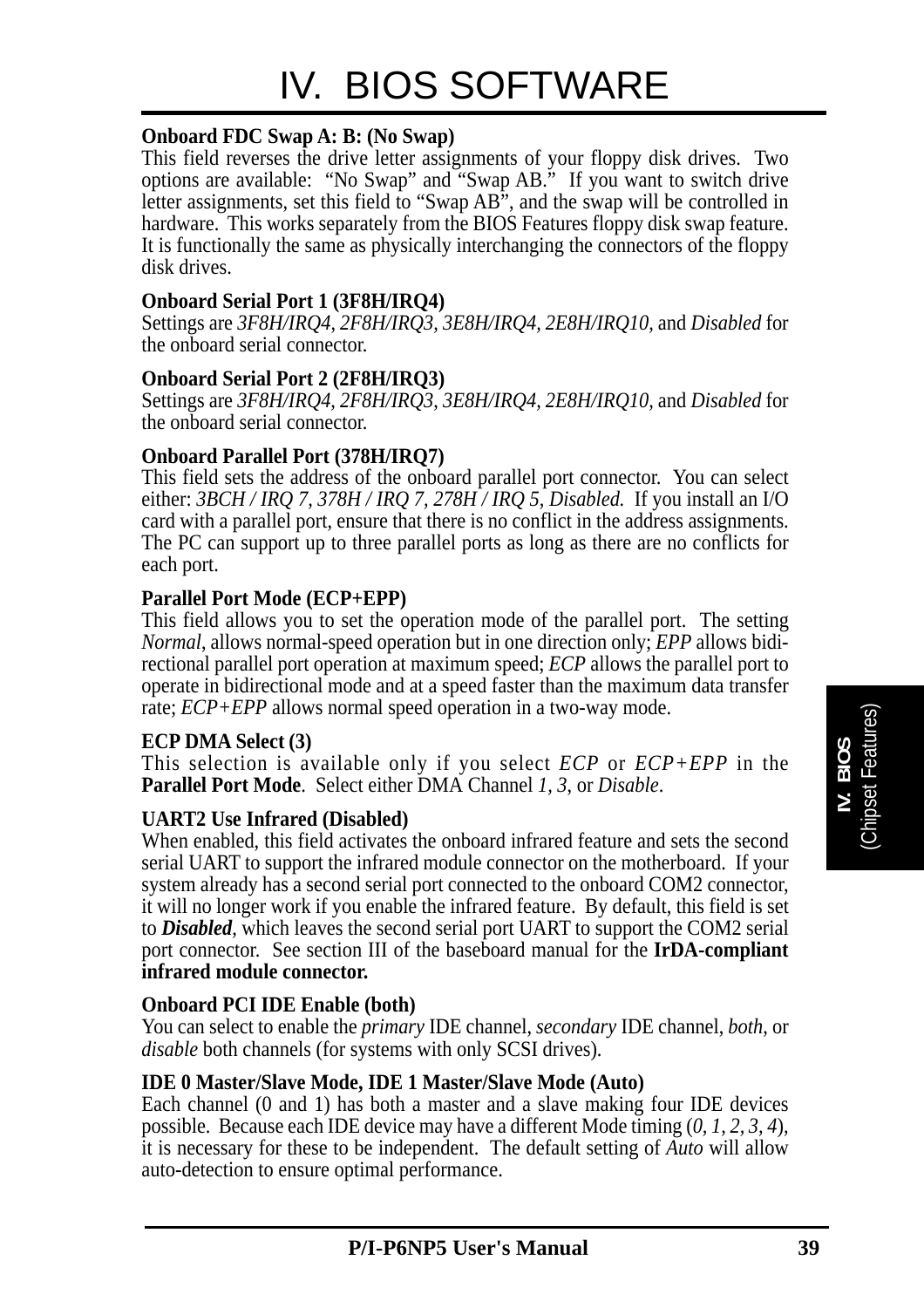**Onboard FDC Swap A: B: (No Swap)**
This field reverses the drive letter assignments of your floppy disk drives. Two options are available: "No Swap" and "Swap AB." If you want to switch drive letter assignments, set this field to "Swap AB", and the swap will be controlled in hardware. This works separately from the BIOS Features floppy disk swap feature. It is functionally the same as physically interchanging the connectors of the floppy disk drives.

**Onboard Serial Port 1 (3F8H/IRQ4)**
Settings are *3F8H/IRQ4, 2F8H/IRQ3, 3E8H/IRQ4, 2E8H/IRQ10,* and *Disabled* for the onboard serial connector.

**Onboard Serial Port 2 (2F8H/IRQ3)**
Settings are *3F8H/IRQ4, 2F8H/IRQ3, 3E8H/IRQ4, 2E8H/IRQ10,* and *Disabled* for the onboard serial connector.

**Onboard Parallel Port (378H/IRQ7)**
This field sets the address of the onboard parallel port connector. You can select either: *3BCH / IRQ 7, 378H / IRQ 7, 278H / IRQ 5, Disabled.* If you install an I/O card with a parallel port, ensure that there is no conflict in the address assignments. The PC can support up to three parallel ports as long as there are no conflicts for each port.

**Parallel Port Mode (ECP+EPP)**
This field allows you to set the operation mode of the parallel port. The setting *Normal*, allows normal-speed operation but in one direction only; *EPP* allows bidirectional parallel port operation at maximum speed; *ECP* allows the parallel port to operate in bidirectional mode and at a speed faster than the maximum data transfer rate; *ECP+EPP* allows normal speed operation in a two-way mode.

**ECP DMA Select (3)**
This selection is available only if you select *ECP* or *ECP+EPP* in the **Parallel Port Mode**. Select either DMA Channel *1, 3*, or *Disable*.

**UART2 Use Infrared (Disabled)**
When enabled, this field activates the onboard infrared feature and sets the second serial UART to support the infrared module connector on the motherboard. If your system already has a second serial port connected to the onboard COM2 connector, it will no longer work if you enable the infrared feature. By default, this field is set to ***Disabled***, which leaves the second serial port UART to support the COM2 serial port connector. See section III of the baseboard manual for the **IrDA-compliant infrared module connector.**

**Onboard PCI IDE Enable (both)**
You can select to enable the *primary* IDE channel, *secondary* IDE channel, *both*, or *disable* both channels (for systems with only SCSI drives).

**IDE 0 Master/Slave Mode, IDE 1 Master/Slave Mode (Auto)**
Each channel (0 and 1) has both a master and a slave making four IDE devices possible. Because each IDE device may have a different Mode timing (*0, 1, 2, 3, 4*), it is necessary for these to be independent. The default setting of *Auto* will allow auto-detection to ensure optimal performance.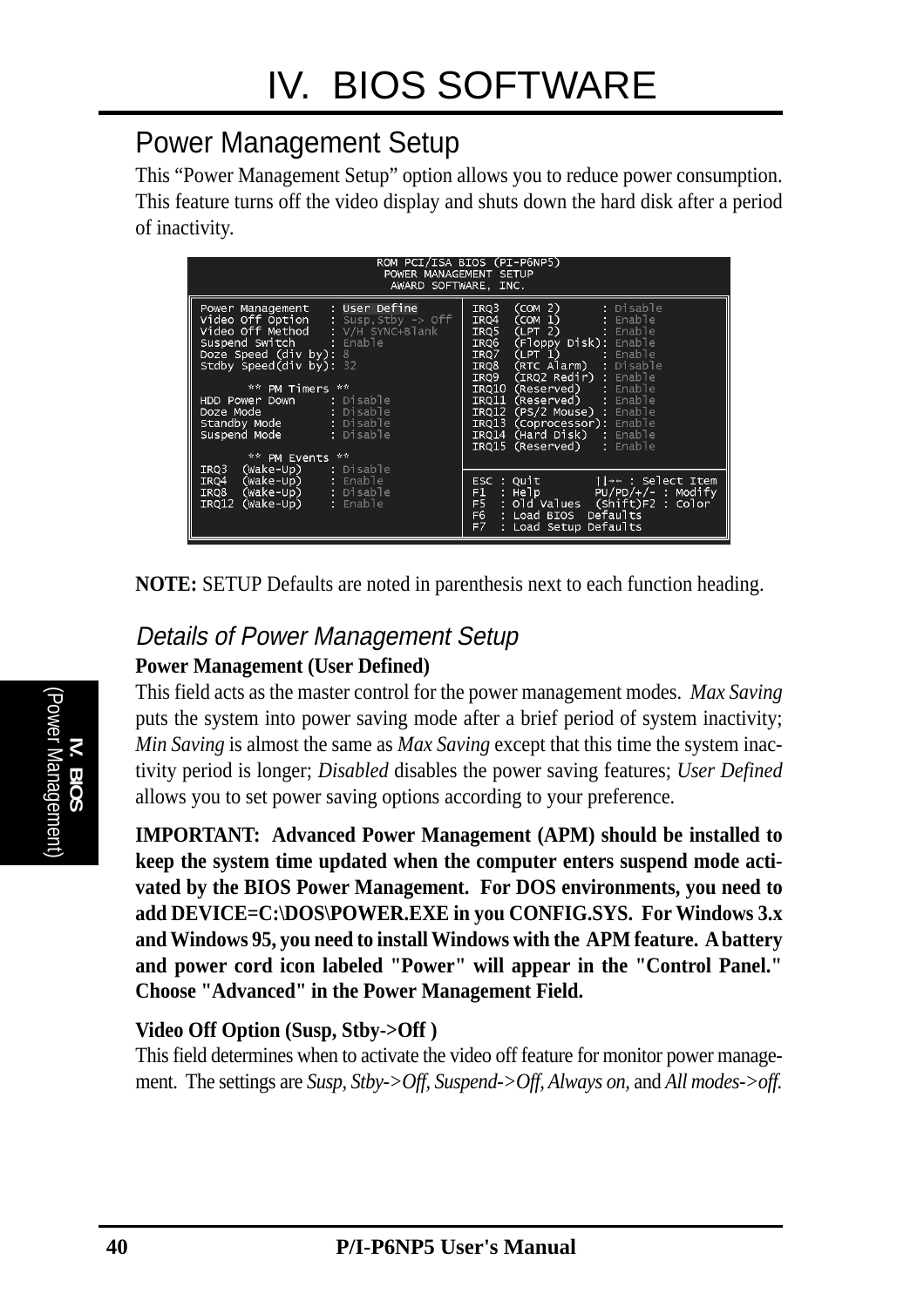# IV. BIOS SOFTWARE

## Power Management Setup

This "Power Management Setup" option allows you to reduce power consumption. This feature turns off the video display and shuts down the hard disk after a period of inactivity.

```
ROM PCI/ISA BIOS (PI-P6NP5)
POWER MANAGEMENT SETUP
AWARD SOFTWARE, INC.

Power Management   : User Define        IRQ3  (COM 2)       : Disable
Video Off Option   : Susp,Stby -> Off   IRQ4  (COM 1)       : Enable
Video Off Method   : V/H SYNC+Blank     IRQ5  (LPT 2)       : Enable
Suspend Switch     : Enable             IRQ6  (Floppy Disk): Enable
Doze Speed (div by): 8                  IRQ7  (LPT 1)       : Enable
Stdby Speed(div by): 32                 IRQ8  (RTC Alarm)   : Disable
                                        IRQ9  (IRQ2 Redir) : Enable
       ** PM Timers **                  IRQ10 (Reserved)    : Enable
HDD Power Down     : Disable            IRQ11 (Reserved)    : Enable
Doze Mode          : Disable            IRQ12 (PS/2 Mouse) : Enable
Standby Mode       : Disable            IRQ13 (Coprocessor): Enable
Suspend Mode       : Disable            IRQ14 (Hard Disk)   : Enable
                                        IRQ15 (Reserved)    : Enable
       ** PM Events **
IRQ3  (Wake-Up)    : Disable            ESC : Quit        ↑↓→← : Select Item
IRQ4  (Wake-Up)    : Enable             F1  : Help       PU/PD/+/- : Modify
IRQ8  (Wake-Up)    : Disable            F5  : Old Values  (Shift)F2 : Color
IRQ12 (Wake-Up)    : Enable             F6  : Load BIOS  Defaults
                                        F7  : Load Setup Defaults
```

**NOTE:** SETUP Defaults are noted in parenthesis next to each function heading.

### *Details of Power Management Setup*

**Power Management (User Defined)**

This field acts as the master control for the power management modes. *Max Saving* puts the system into power saving mode after a brief period of system inactivity; *Min Saving* is almost the same as *Max Saving* except that this time the system inactivity period is longer; *Disabled* disables the power saving features; *User Defined* allows you to set power saving options according to your preference.

**IMPORTANT: Advanced Power Management (APM) should be installed to keep the system time updated when the computer enters suspend mode activated by the BIOS Power Management. For DOS environments, you need to add DEVICE=C:\DOS\POWER.EXE in you CONFIG.SYS. For Windows 3.x and Windows 95, you need to install Windows with the APM feature. A battery and power cord icon labeled "Power" will appear in the "Control Panel." Choose "Advanced" in the Power Management Field.**

**Video Off Option (Susp, Stby->Off )**

This field determines when to activate the video off feature for monitor power management. The settings are *Susp, Stby->Off, Suspend->Off, Always on,* and *All modes->off*.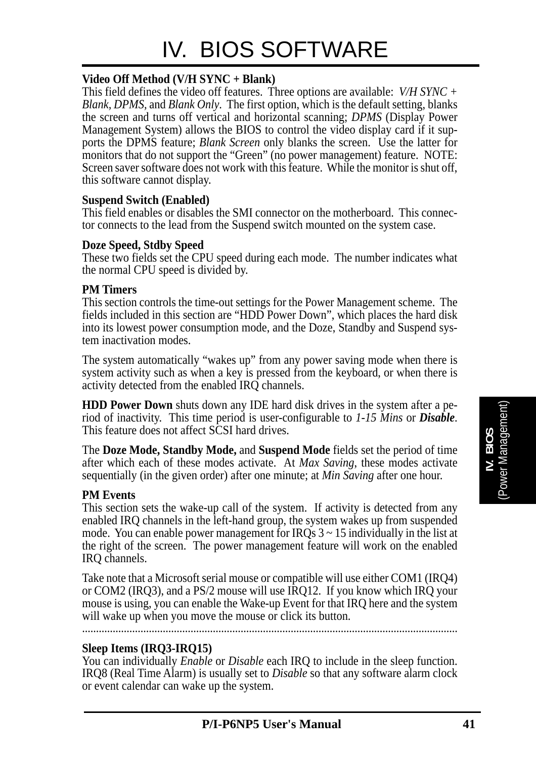# IV. BIOS SOFTWARE

**Video Off Method (V/H SYNC + Blank)**
This field defines the video off features. Three options are available: *V/H SYNC + Blank, DPMS,* and *Blank Only*. The first option, which is the default setting, blanks the screen and turns off vertical and horizontal scanning; *DPMS* (Display Power Management System) allows the BIOS to control the video display card if it supports the DPMS feature; *Blank Screen* only blanks the screen. Use the latter for monitors that do not support the "Green" (no power management) feature. NOTE: Screen saver software does not work with this feature. While the monitor is shut off, this software cannot display.

**Suspend Switch (Enabled)**
This field enables or disables the SMI connector on the motherboard. This connector connects to the lead from the Suspend switch mounted on the system case.

**Doze Speed, Stdby Speed**
These two fields set the CPU speed during each mode. The number indicates what the normal CPU speed is divided by.

**PM Timers**
This section controls the time-out settings for the Power Management scheme. The fields included in this section are "HDD Power Down", which places the hard disk into its lowest power consumption mode, and the Doze, Standby and Suspend system inactivation modes.

The system automatically "wakes up" from any power saving mode when there is system activity such as when a key is pressed from the keyboard, or when there is activity detected from the enabled IRQ channels.

**HDD Power Down** shuts down any IDE hard disk drives in the system after a period of inactivity. This time period is user-configurable to *1-15 Mins* or ***Disable***. This feature does not affect SCSI hard drives.

The **Doze Mode, Standby Mode,** and **Suspend Mode** fields set the period of time after which each of these modes activate. At *Max Saving*, these modes activate sequentially (in the given order) after one minute; at *Min Saving* after one hour.

**PM Events**
This section sets the wake-up call of the system. If activity is detected from any enabled IRQ channels in the left-hand group, the system wakes up from suspended mode. You can enable power management for IRQs 3 ~ 15 individually in the list at the right of the screen. The power management feature will work on the enabled IRQ channels.

Take note that a Microsoft serial mouse or compatible will use either COM1 (IRQ4) or COM2 (IRQ3), and a PS/2 mouse will use IRQ12. If you know which IRQ your mouse is using, you can enable the Wake-up Event for that IRQ here and the system will wake up when you move the mouse or click its button.

.......................................................................................................................................

**Sleep Items (IRQ3-IRQ15)**
You can individually *Enable* or *Disable* each IRQ to include in the sleep function. IRQ8 (Real Time Alarm) is usually set to *Disable* so that any software alarm clock or event calendar can wake up the system.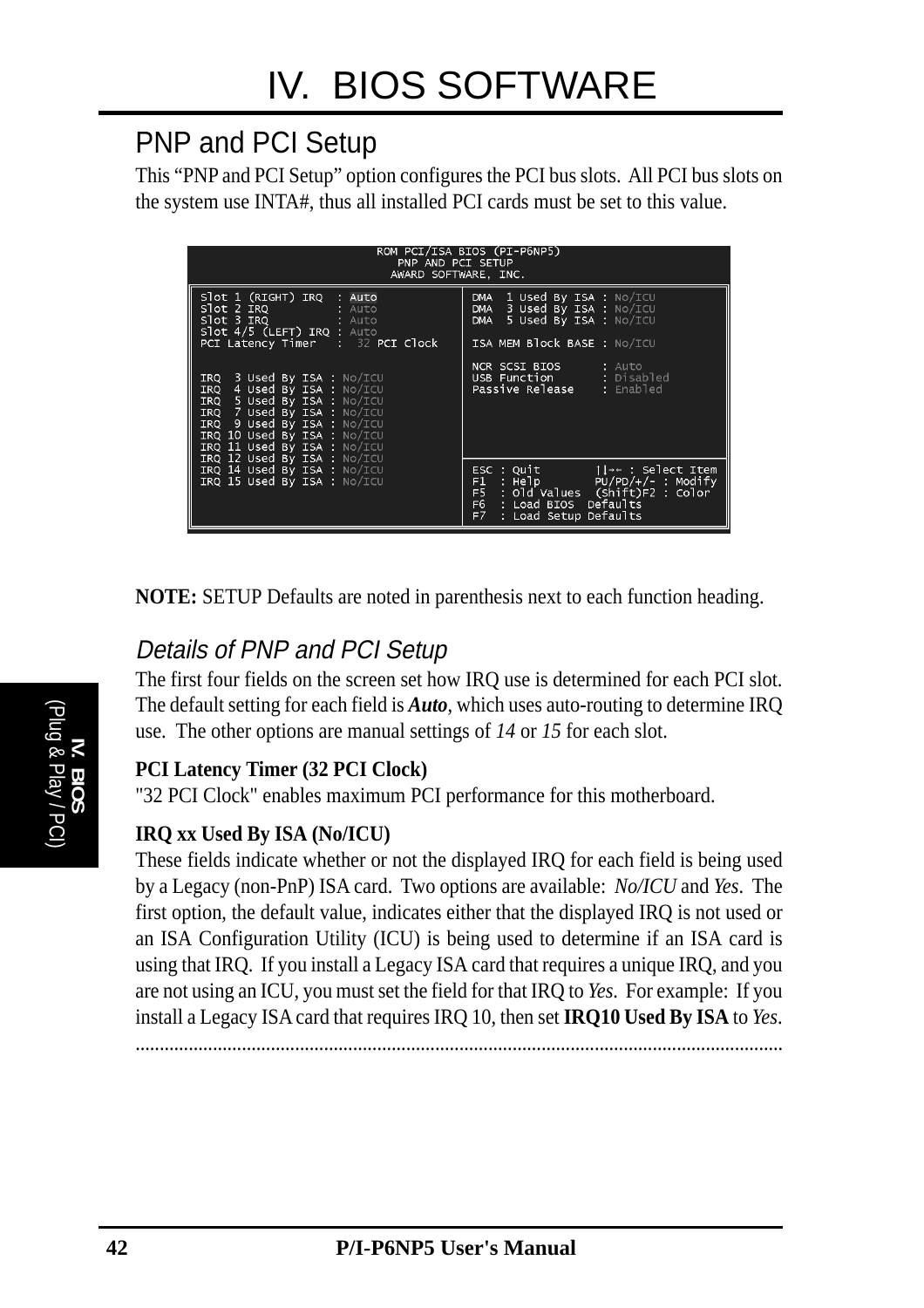# IV. BIOS SOFTWARE

## PNP and PCI Setup

This "PNP and PCI Setup" option configures the PCI bus slots. All PCI bus slots on the system use INTA#, thus all installed PCI cards must be set to this value.

```
                        ROM PCI/ISA BIOS (PI-P6NP5)
                            PNP AND PCI SETUP
                          AWARD SOFTWARE, INC.

Slot 1 (RIGHT) IRQ  : Auto            DMA  1 Used By ISA : No/ICU
Slot 2 IRQ          : Auto            DMA  3 Used By ISA : No/ICU
Slot 3 IRQ          : Auto            DMA  5 Used By ISA : No/ICU
Slot 4/5 (LEFT) IRQ : Auto
PCI Latency Timer   : 32 PCI Clock    ISA MEM Block BASE : No/ICU

                                      NCR SCSI BIOS      : Auto
IRQ  3 Used By ISA : No/ICU           USB Function       : Disabled
IRQ  4 Used By ISA : No/ICU           Passive Release    : Enabled
IRQ  5 Used By ISA : No/ICU
IRQ  7 Used By ISA : No/ICU
IRQ  9 Used By ISA : No/ICU
IRQ 10 Used By ISA : No/ICU
IRQ 11 Used By ISA : No/ICU
IRQ 12 Used By ISA : No/ICU
IRQ 14 Used By ISA : No/ICU           ESC : Quit        ↑↓→← : Select Item
IRQ 15 Used By ISA : No/ICU           F1  : Help        PU/PD/+/- : Modify
                                      F5  : Old Values  (Shift)F2 : Color
                                      F6  : Load BIOS  Defaults
                                      F7  : Load Setup Defaults
```

**NOTE:** SETUP Defaults are noted in parenthesis next to each function heading.

### *Details of PNP and PCI Setup*

The first four fields on the screen set how IRQ use is determined for each PCI slot. The default setting for each field is ***Auto***, which uses auto-routing to determine IRQ use. The other options are manual settings of *14* or *15* for each slot.

**PCI Latency Timer (32 PCI Clock)**

"32 PCI Clock" enables maximum PCI performance for this motherboard.

**IRQ xx Used By ISA (No/ICU)**

These fields indicate whether or not the displayed IRQ for each field is being used by a Legacy (non-PnP) ISA card. Two options are available: *No/ICU* and *Yes*. The first option, the default value, indicates either that the displayed IRQ is not used or an ISA Configuration Utility (ICU) is being used to determine if an ISA card is using that IRQ. If you install a Legacy ISA card that requires a unique IRQ, and you are not using an ICU, you must set the field for that IRQ to *Yes*. For example: If you install a Legacy ISA card that requires IRQ 10, then set **IRQ10 Used By ISA** to *Yes*.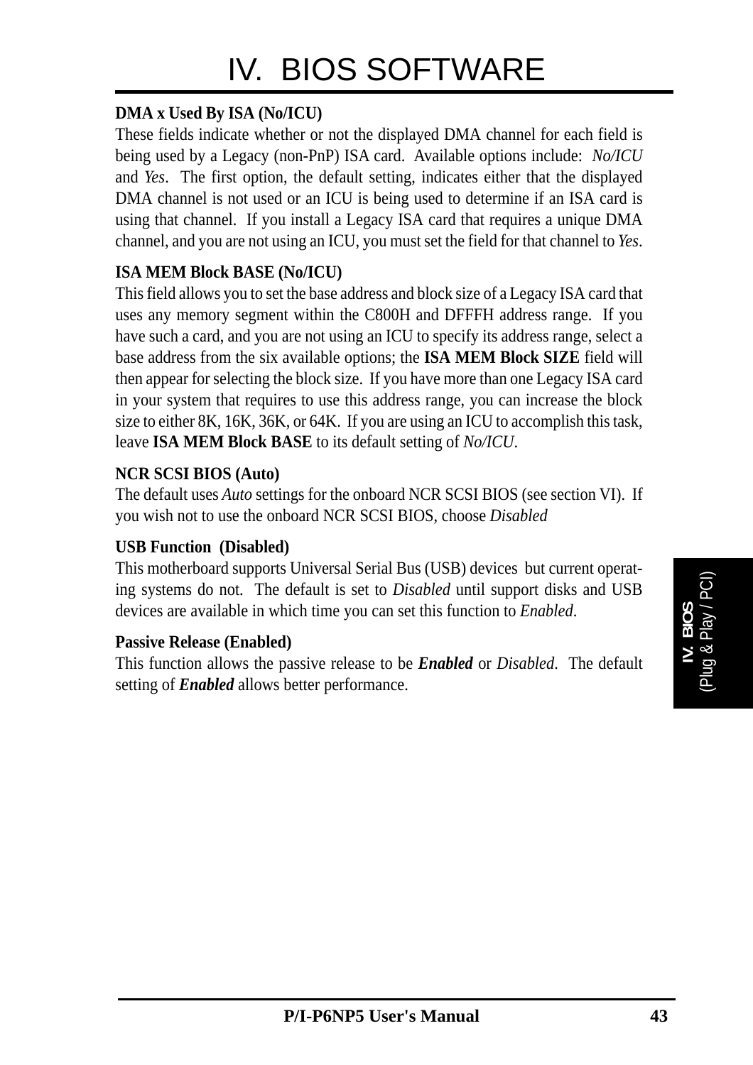**DMA x Used By ISA (No/ICU)**

These fields indicate whether or not the displayed DMA channel for each field is being used by a Legacy (non-PnP) ISA card. Available options include: *No/ICU* and *Yes*. The first option, the default setting, indicates either that the displayed DMA channel is not used or an ICU is being used to determine if an ISA card is using that channel. If you install a Legacy ISA card that requires a unique DMA channel, and you are not using an ICU, you must set the field for that channel to *Yes*.

**ISA MEM Block BASE (No/ICU)**

This field allows you to set the base address and block size of a Legacy ISA card that uses any memory segment within the C800H and DFFFH address range. If you have such a card, and you are not using an ICU to specify its address range, select a base address from the six available options; the **ISA MEM Block SIZE** field will then appear for selecting the block size. If you have more than one Legacy ISA card in your system that requires to use this address range, you can increase the block size to either 8K, 16K, 36K, or 64K. If you are using an ICU to accomplish this task, leave **ISA MEM Block BASE** to its default setting of *No/ICU*.

**NCR SCSI BIOS (Auto)**

The default uses *Auto* settings for the onboard NCR SCSI BIOS (see section VI). If you wish not to use the onboard NCR SCSI BIOS, choose *Disabled*

**USB Function (Disabled)**

This motherboard supports Universal Serial Bus (USB) devices but current operating systems do not. The default is set to *Disabled* until support disks and USB devices are available in which time you can set this function to *Enabled*.

**Passive Release (Enabled)**

This function allows the passive release to be ***Enabled*** or *Disabled*. The default setting of ***Enabled*** allows better performance.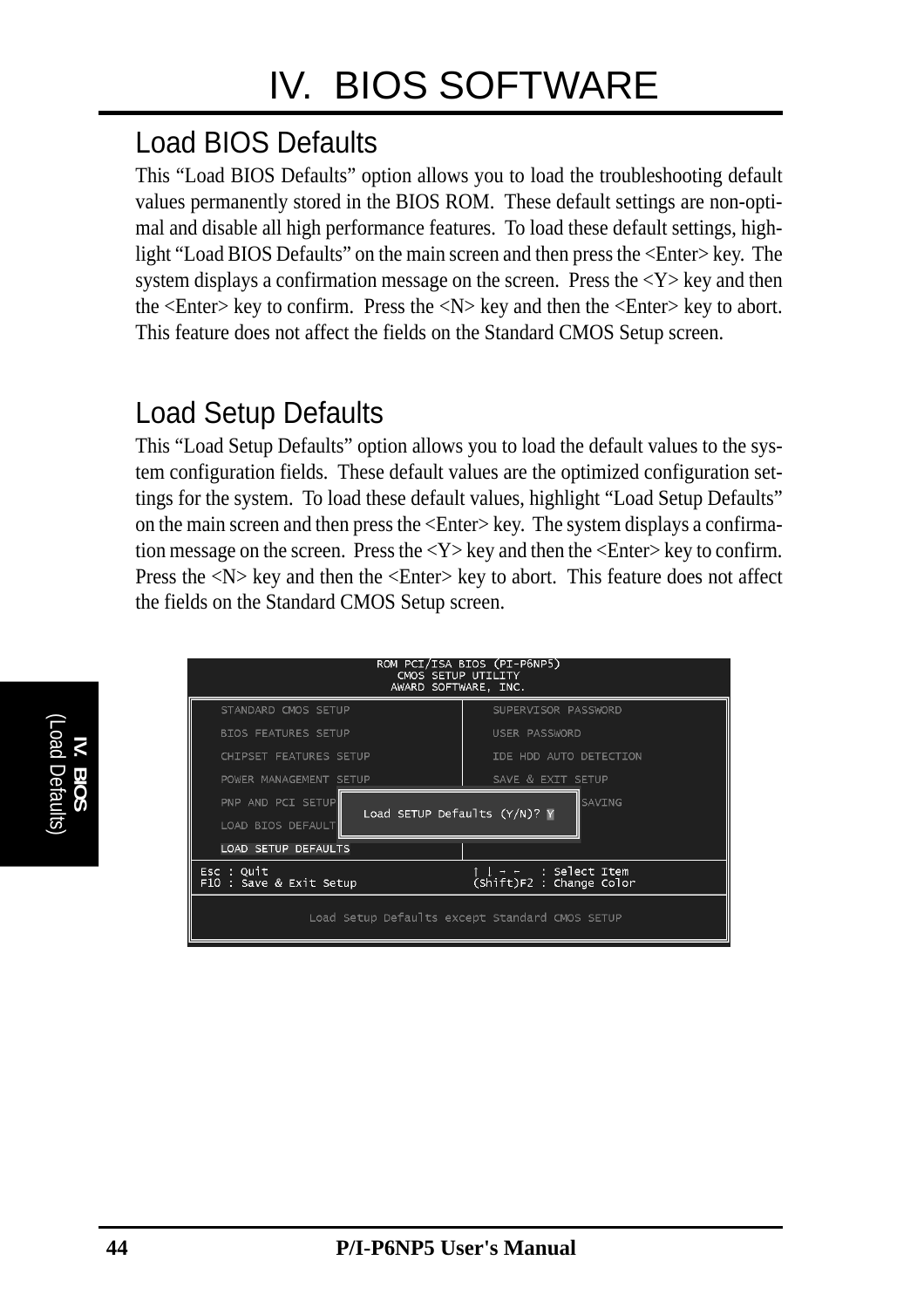# IV. BIOS SOFTWARE

## Load BIOS Defaults

This "Load BIOS Defaults" option allows you to load the troubleshooting default values permanently stored in the BIOS ROM. These default settings are non-optimal and disable all high performance features. To load these default settings, highlight "Load BIOS Defaults" on the main screen and then press the <Enter> key. The system displays a confirmation message on the screen. Press the <Y> key and then the <Enter> key to confirm. Press the <N> key and then the <Enter> key to abort. This feature does not affect the fields on the Standard CMOS Setup screen.

## Load Setup Defaults

This "Load Setup Defaults" option allows you to load the default values to the system configuration fields. These default values are the optimized configuration settings for the system. To load these default values, highlight "Load Setup Defaults" on the main screen and then press the <Enter> key. The system displays a confirmation message on the screen. Press the <Y> key and then the <Enter> key to confirm. Press the <N> key and then the <Enter> key to abort. This feature does not affect the fields on the Standard CMOS Setup screen.

```
                    ROM PCI/ISA BIOS (PI-P6NP5)
                        CMOS SETUP UTILITY
                       AWARD SOFTWARE, INC.

    STANDARD CMOS SETUP                 SUPERVISOR PASSWORD
    BIOS FEATURES SETUP                 USER PASSWORD
    CHIPSET FEATURES SETUP              IDE HDD AUTO DETECTION
    POWER MANAGEMENT SETUP              SAVE & EXIT SETUP
    PNP AND PCI SETUP                          SAVING
    LOAD BIOS DEFAULT   Load SETUP Defaults (Y/N)? Y
    LOAD SETUP DEFAULTS

 Esc : Quit                         ↑ ↓ → ←   : Select Item
 F10 : Save & Exit Setup            (Shift)F2 : Change Color

            Load Setup Defaults except Standard CMOS SETUP
```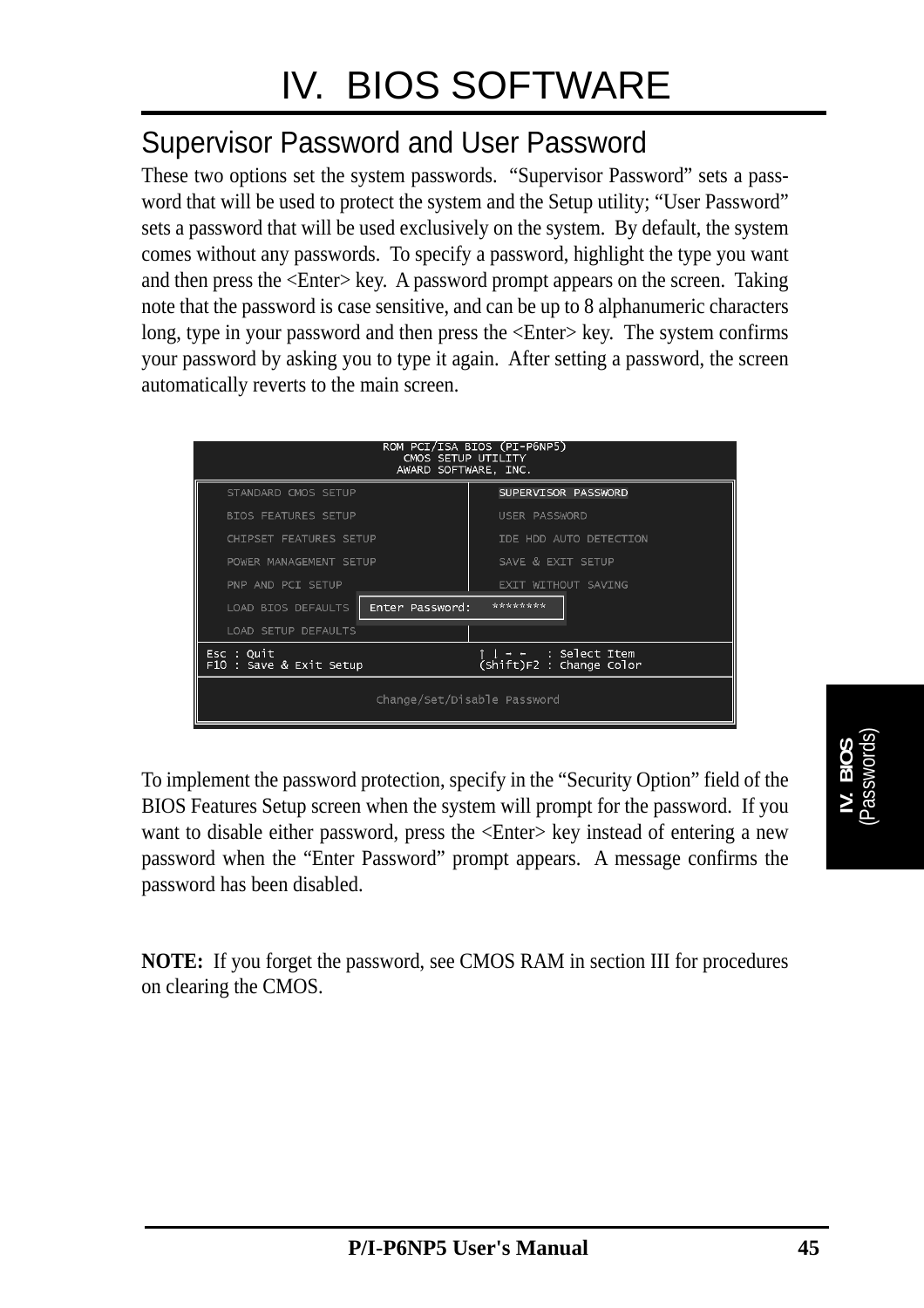## Supervisor Password and User Password

These two options set the system passwords. "Supervisor Password" sets a password that will be used to protect the system and the Setup utility; "User Password" sets a password that will be used exclusively on the system. By default, the system comes without any passwords. To specify a password, highlight the type you want and then press the <Enter> key. A password prompt appears on the screen. Taking note that the password is case sensitive, and can be up to 8 alphanumeric characters long, type in your password and then press the <Enter> key. The system confirms your password by asking you to type it again. After setting a password, the screen automatically reverts to the main screen.

```
                    ROM PCI/ISA BIOS (PI-P6NP5)
                        CMOS SETUP UTILITY
                       AWARD SOFTWARE, INC.

   STANDARD CMOS SETUP                  SUPERVISOR PASSWORD
   BIOS FEATURES SETUP                  USER PASSWORD
   CHIPSET FEATURES SETUP               IDE HDD AUTO DETECTION
   POWER MANAGEMENT SETUP               SAVE & EXIT SETUP
   PNP AND PCI SETUP                    EXIT WITHOUT SAVING
   LOAD BIOS DEFAULTS   Enter Password:   ********
   LOAD SETUP DEFAULTS

 Esc : Quit                            ↑ ↓ → ←   : Select Item
 F10 : Save & Exit Setup               (Shift)F2 : Change Color

                    Change/Set/Disable Password
```

To implement the password protection, specify in the "Security Option" field of the BIOS Features Setup screen when the system will prompt for the password. If you want to disable either password, press the <Enter> key instead of entering a new password when the "Enter Password" prompt appears. A message confirms the password has been disabled.

**NOTE:** If you forget the password, see CMOS RAM in section III for procedures on clearing the CMOS.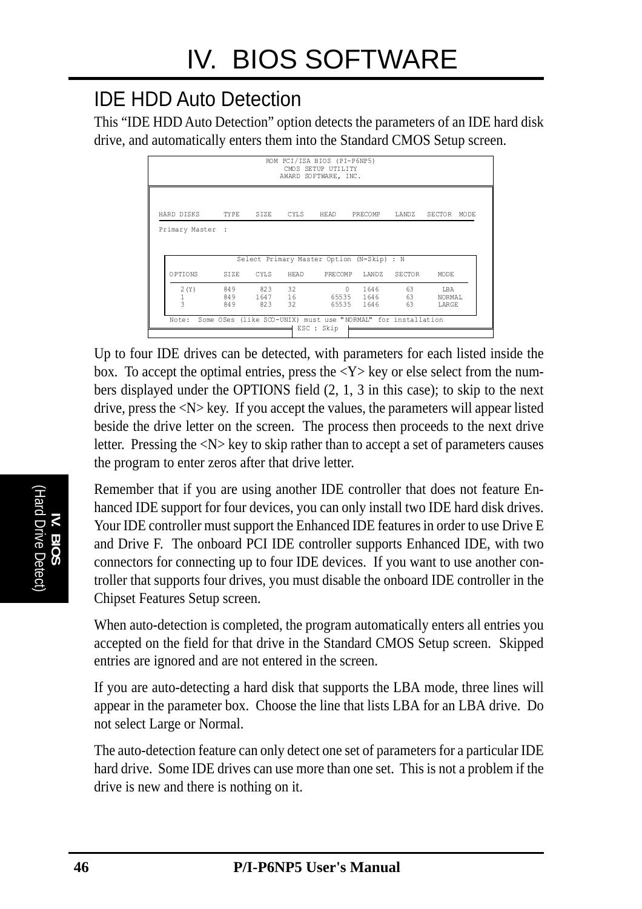## IDE HDD Auto Detection

This “IDE HDD Auto Detection” option detects the parameters of an IDE hard disk drive, and automatically enters them into the Standard CMOS Setup screen.

```
                    ROM PCI/ISA BIOS (PI-P6NP5)
                        CMOS SETUP UTILITY
                       AWARD SOFTWARE, INC.


HARD DISKS      TYPE    SIZE    CYLS    HEAD    PRECOMP    LANDZ   SECTOR  MODE

Primary Master  :


               Select Primary Master Option (N=Skip) : N

  OPTIONS      SIZE    CYLS    HEAD     PRECOMP   LANDZ   SECTOR    MODE

    2(Y)       849      823    32             0   1646      63       LBA
    1          849     1647    16         65535   1646      63      NORMAL
    3          849      823    32         65535   1646      63      LARGE

  Note:  Some OSes (like SCO-UNIX) must use "NORMAL" for installation
                              ESC : Skip
```

Up to four IDE drives can be detected, with parameters for each listed inside the box. To accept the optimal entries, press the <Y> key or else select from the numbers displayed under the OPTIONS field (2, 1, 3 in this case); to skip to the next drive, press the <N> key. If you accept the values, the parameters will appear listed beside the drive letter on the screen. The process then proceeds to the next drive letter. Pressing the <N> key to skip rather than to accept a set of parameters causes the program to enter zeros after that drive letter.

Remember that if you are using another IDE controller that does not feature Enhanced IDE support for four devices, you can only install two IDE hard disk drives. Your IDE controller must support the Enhanced IDE features in order to use Drive E and Drive F. The onboard PCI IDE controller supports Enhanced IDE, with two connectors for connecting up to four IDE devices. If you want to use another controller that supports four drives, you must disable the onboard IDE controller in the Chipset Features Setup screen.

When auto-detection is completed, the program automatically enters all entries you accepted on the field for that drive in the Standard CMOS Setup screen. Skipped entries are ignored and are not entered in the screen.

If you are auto-detecting a hard disk that supports the LBA mode, three lines will appear in the parameter box. Choose the line that lists LBA for an LBA drive. Do not select Large or Normal.

The auto-detection feature can only detect one set of parameters for a particular IDE hard drive. Some IDE drives can use more than one set. This is not a problem if the drive is new and there is nothing on it.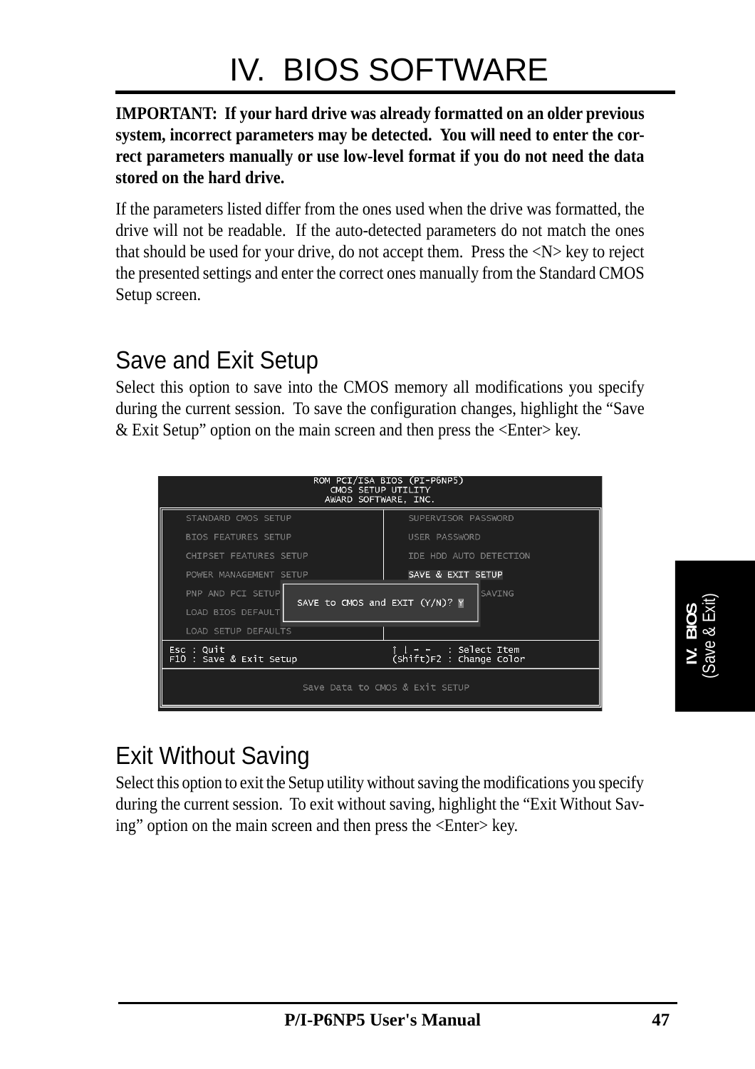# IV. BIOS SOFTWARE

**IMPORTANT: If your hard drive was already formatted on an older previous system, incorrect parameters may be detected. You will need to enter the correct parameters manually or use low-level format if you do not need the data stored on the hard drive.**

If the parameters listed differ from the ones used when the drive was formatted, the drive will not be readable. If the auto-detected parameters do not match the ones that should be used for your drive, do not accept them. Press the <N> key to reject the presented settings and enter the correct ones manually from the Standard CMOS Setup screen.

## Save and Exit Setup

Select this option to save into the CMOS memory all modifications you specify during the current session. To save the configuration changes, highlight the "Save & Exit Setup" option on the main screen and then press the <Enter> key.

```
ROM PCI/ISA BIOS (PI-P6NP5)
CMOS SETUP UTILITY
AWARD SOFTWARE, INC.

STANDARD CMOS SETUP          SUPERVISOR PASSWORD
BIOS FEATURES SETUP          USER PASSWORD
CHIPSET FEATURES SETUP       IDE HDD AUTO DETECTION
POWER MANAGEMENT SETUP       SAVE & EXIT SETUP
PNP AND PCI SETUP            SAVE to CMOS and EXIT (Y/N)? Y   SAVING
LOAD BIOS DEFAULT
LOAD SETUP DEFAULTS

Esc : Quit                   ↑ ↓ → ←   : Select Item
F10 : Save & Exit Setup      (Shift)F2 : Change Color

Save Data to CMOS & Exit SETUP
```

## Exit Without Saving

Select this option to exit the Setup utility without saving the modifications you specify during the current session. To exit without saving, highlight the "Exit Without Saving" option on the main screen and then press the <Enter> key.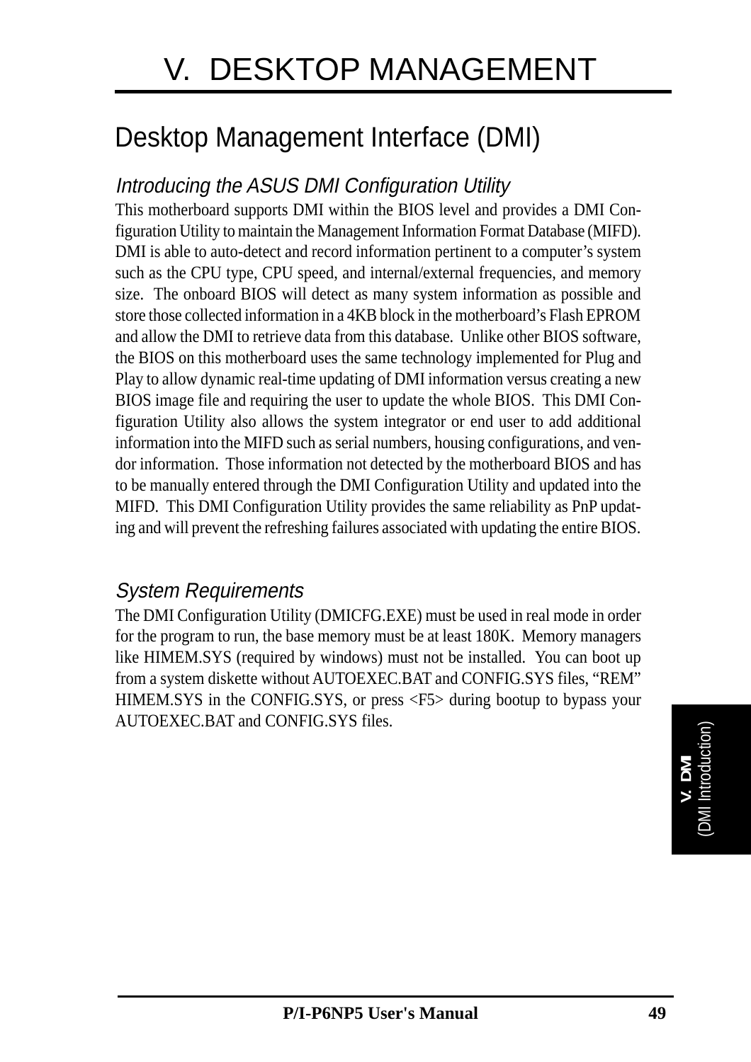# V. DESKTOP MANAGEMENT

## Desktop Management Interface (DMI)

### *Introducing the ASUS DMI Configuration Utility*

This motherboard supports DMI within the BIOS level and provides a DMI Configuration Utility to maintain the Management Information Format Database (MIFD). DMI is able to auto-detect and record information pertinent to a computer's system such as the CPU type, CPU speed, and internal/external frequencies, and memory size. The onboard BIOS will detect as many system information as possible and store those collected information in a 4KB block in the motherboard's Flash EPROM and allow the DMI to retrieve data from this database. Unlike other BIOS software, the BIOS on this motherboard uses the same technology implemented for Plug and Play to allow dynamic real-time updating of DMI information versus creating a new BIOS image file and requiring the user to update the whole BIOS. This DMI Configuration Utility also allows the system integrator or end user to add additional information into the MIFD such as serial numbers, housing configurations, and vendor information. Those information not detected by the motherboard BIOS and has to be manually entered through the DMI Configuration Utility and updated into the MIFD. This DMI Configuration Utility provides the same reliability as PnP updating and will prevent the refreshing failures associated with updating the entire BIOS.

### *System Requirements*

The DMI Configuration Utility (DMICFG.EXE) must be used in real mode in order for the program to run, the base memory must be at least 180K. Memory managers like HIMEM.SYS (required by windows) must not be installed. You can boot up from a system diskette without AUTOEXEC.BAT and CONFIG.SYS files, "REM" HIMEM.SYS in the CONFIG.SYS, or press <F5> during bootup to bypass your AUTOEXEC.BAT and CONFIG.SYS files.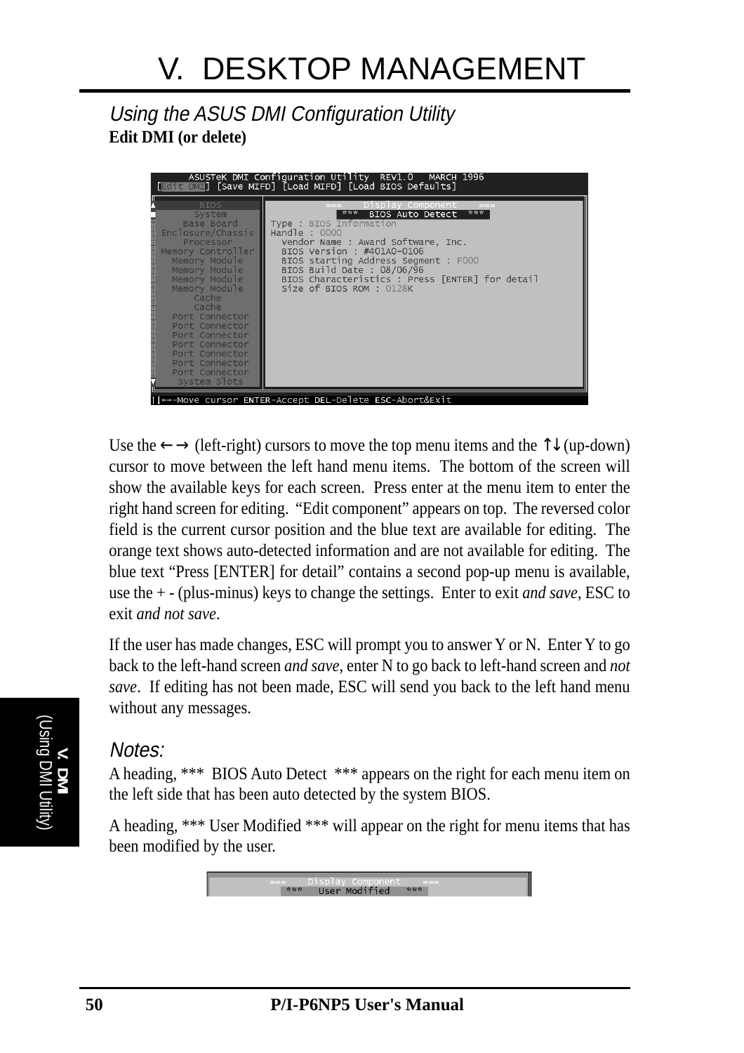# V. DESKTOP MANAGEMENT

*Using the ASUS DMI Configuration Utility*

**Edit DMI (or delete)**

```
      ASUSTeK DMI Configuration Utility  REV1.0   MARCH 1996
[Edit DMI] [Save MIFD] [Load MIFD] [Load BIOS Defaults]

        BIOS                ===    Display Component    ===
       System                    ***  BIOS Auto Detect  ***
     Base Board        Type : BIOS Information
 Enclosure/Chassis     Handle : 0000
     Processor           Vendor Name : Award Software, Inc.
 Memory Controller       BIOS Version : #401A0-0106
   Memory Module         BIOS starting Address Segment : F000
   Memory Module         BIOS Build Date : 08/06/96
   Memory Module         BIOS Characteristics : Press [ENTER] for detail
   Memory Module         Size of BIOS ROM : 0128K
       Cache
       Cache
   Port Connector
   Port Connector
   Port Connector
   Port Connector
   Port Connector
   Port Connector
   Port Connector
    System Slots

↑↓←→-Move cursor ENTER-Accept DEL-Delete ESC-Abort&Exit
```

Use the ←→ (left-right) cursors to move the top menu items and the ↑↓ (up-down) cursor to move between the left hand menu items. The bottom of the screen will show the available keys for each screen. Press enter at the menu item to enter the right hand screen for editing. "Edit component" appears on top. The reversed color field is the current cursor position and the blue text are available for editing. The orange text shows auto-detected information and are not available for editing. The blue text "Press [ENTER] for detail" contains a second pop-up menu is available, use the + - (plus-minus) keys to change the settings. Enter to exit *and save*, ESC to exit *and not save*.

If the user has made changes, ESC will prompt you to answer Y or N. Enter Y to go back to the left-hand screen *and save*, enter N to go back to left-hand screen and *not save*. If editing has not been made, ESC will send you back to the left hand menu without any messages.

*Notes:*

A heading, *** BIOS Auto Detect *** appears on the right for each menu item on the left side that has been auto detected by the system BIOS.

A heading, *** User Modified *** will appear on the right for menu items that has been modified by the user.

```
===    Display Component    ===
     ***   User Modified   ***
```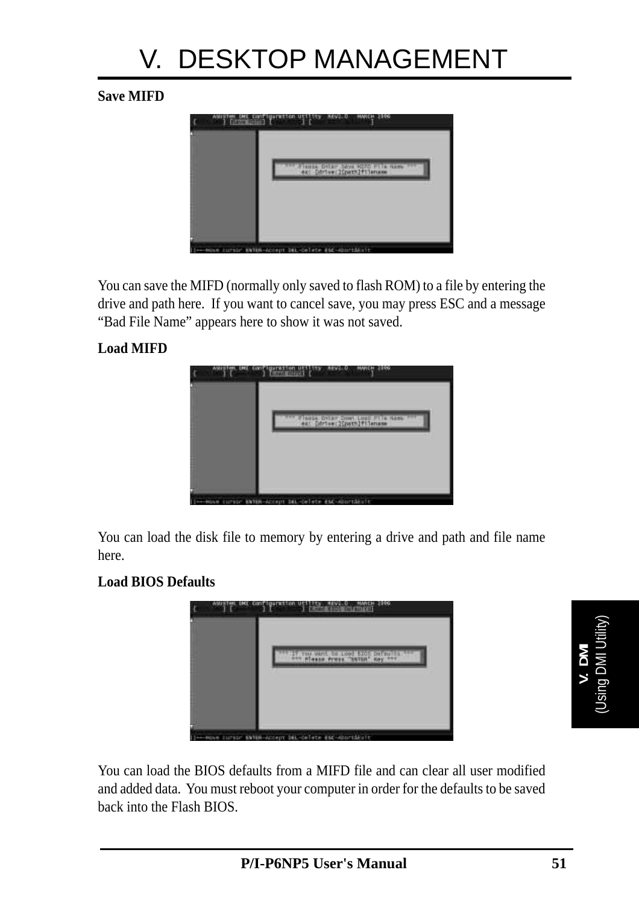**Save MIFD**

You can save the MIFD (normally only saved to flash ROM) to a file by entering the drive and path here. If you want to cancel save, you may press ESC and a message “Bad File Name” appears here to show it was not saved.

**Load MIFD**

You can load the disk file to memory by entering a drive and path and file name here.

**Load BIOS Defaults**

You can load the BIOS defaults from a MIFD file and can clear all user modified and added data. You must reboot your computer in order for the defaults to be saved back into the Flash BIOS.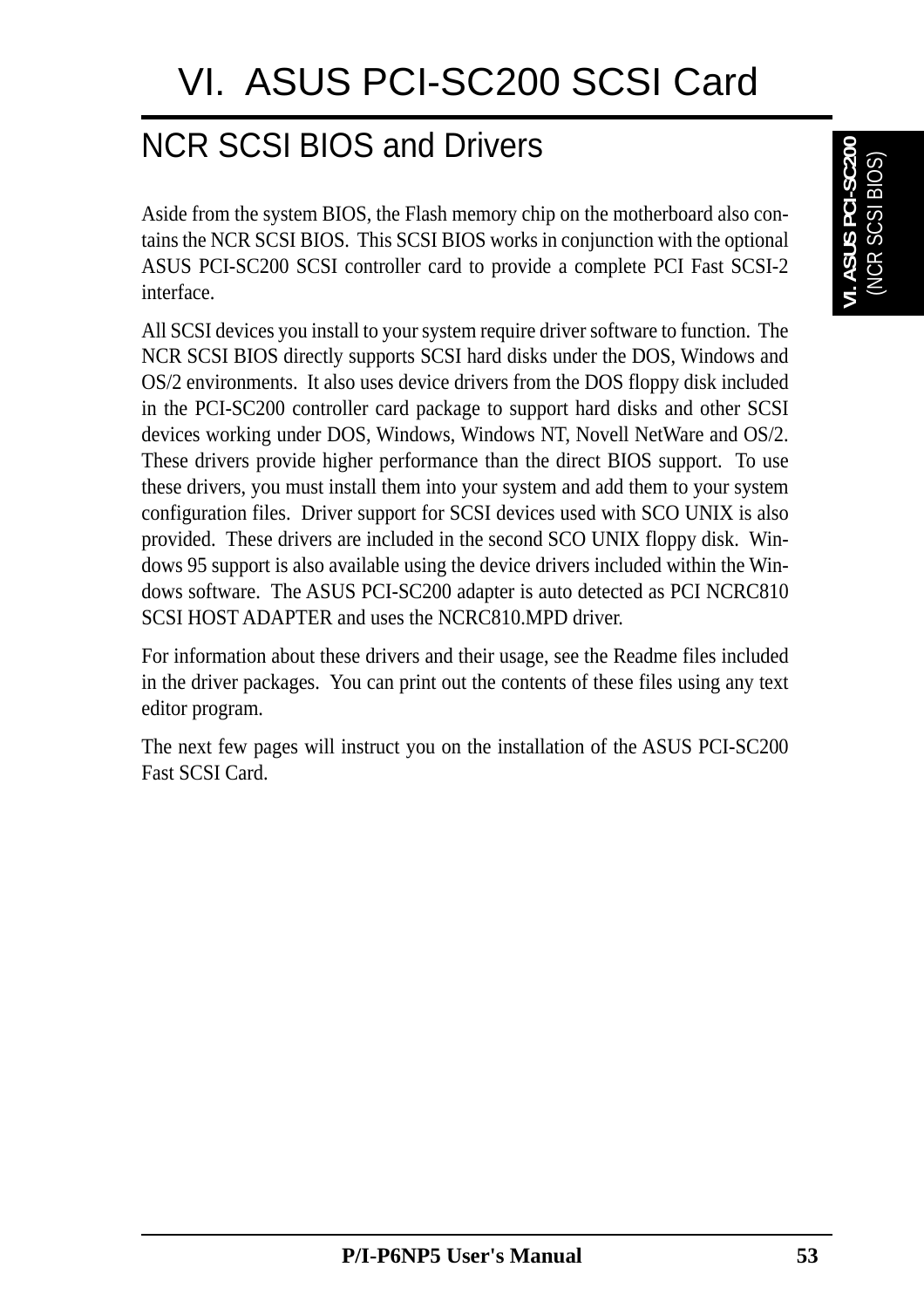# VI. ASUS PCI-SC200 SCSI Card

## NCR SCSI BIOS and Drivers

Aside from the system BIOS, the Flash memory chip on the motherboard also contains the NCR SCSI BIOS. This SCSI BIOS works in conjunction with the optional ASUS PCI-SC200 SCSI controller card to provide a complete PCI Fast SCSI-2 interface.

All SCSI devices you install to your system require driver software to function. The NCR SCSI BIOS directly supports SCSI hard disks under the DOS, Windows and OS/2 environments. It also uses device drivers from the DOS floppy disk included in the PCI-SC200 controller card package to support hard disks and other SCSI devices working under DOS, Windows, Windows NT, Novell NetWare and OS/2. These drivers provide higher performance than the direct BIOS support. To use these drivers, you must install them into your system and add them to your system configuration files. Driver support for SCSI devices used with SCO UNIX is also provided. These drivers are included in the second SCO UNIX floppy disk. Windows 95 support is also available using the device drivers included within the Windows software. The ASUS PCI-SC200 adapter is auto detected as PCI NCRC810 SCSI HOST ADAPTER and uses the NCRC810.MPD driver.

For information about these drivers and their usage, see the Readme files included in the driver packages. You can print out the contents of these files using any text editor program.

The next few pages will instruct you on the installation of the ASUS PCI-SC200 Fast SCSI Card.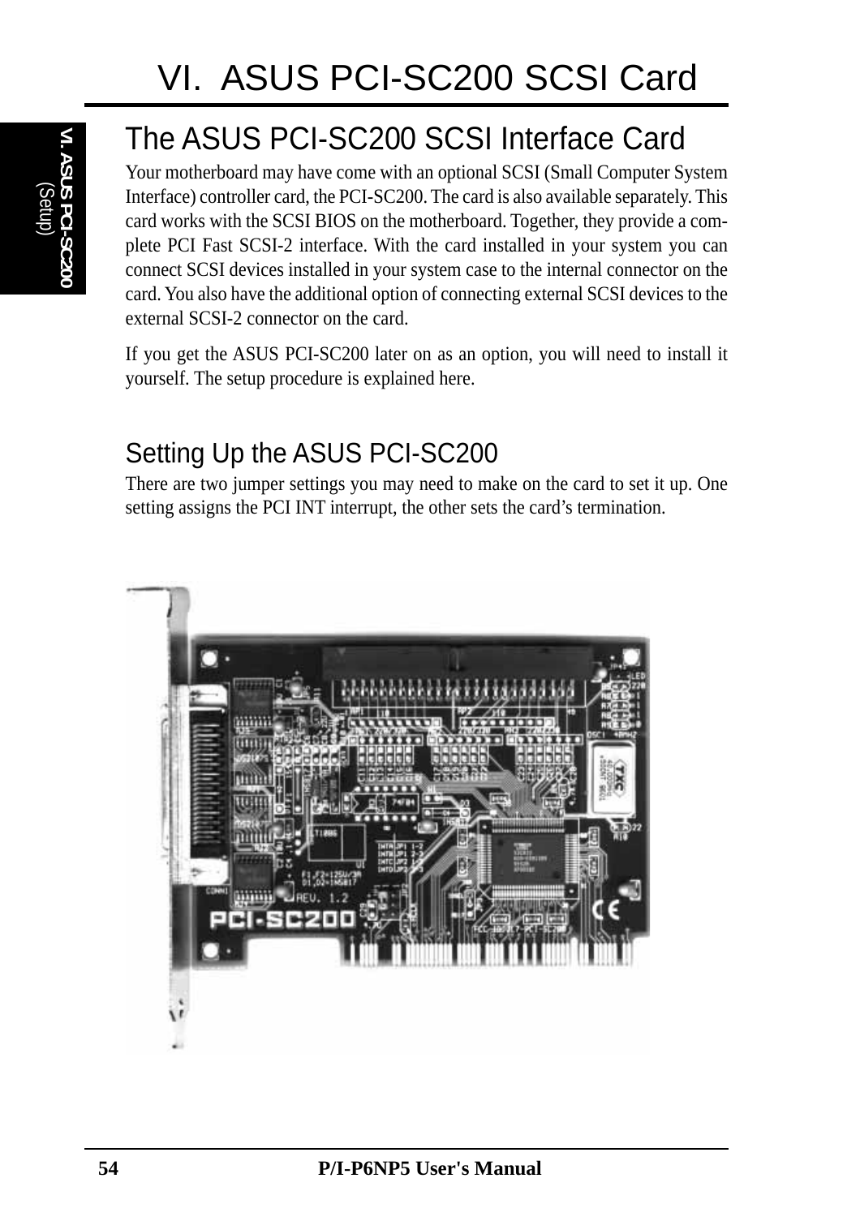# VI. ASUS PCI-SC200 SCSI Card

## The ASUS PCI-SC200 SCSI Interface Card

Your motherboard may have come with an optional SCSI (Small Computer System Interface) controller card, the PCI-SC200. The card is also available separately. This card works with the SCSI BIOS on the motherboard. Together, they provide a complete PCI Fast SCSI-2 interface. With the card installed in your system you can connect SCSI devices installed in your system case to the internal connector on the card. You also have the additional option of connecting external SCSI devices to the external SCSI-2 connector on the card.

If you get the ASUS PCI-SC200 later on as an option, you will need to install it yourself. The setup procedure is explained here.

### Setting Up the ASUS PCI-SC200

There are two jumper settings you may need to make on the card to set it up. One setting assigns the PCI INT interrupt, the other sets the card's termination.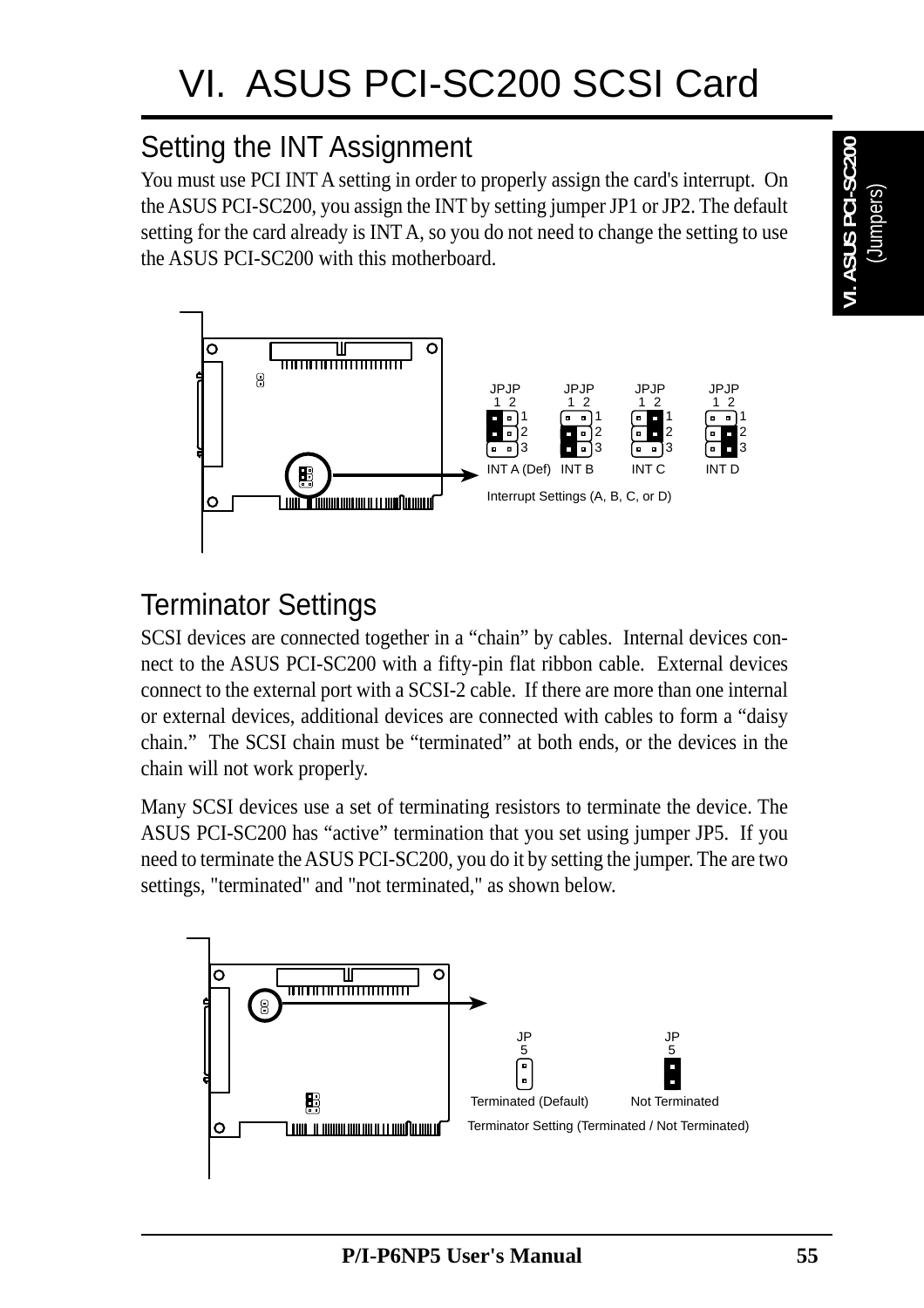# VI. ASUS PCI-SC200 SCSI Card

## Setting the INT Assignment

You must use PCI INT A setting in order to properly assign the card's interrupt. On the ASUS PCI-SC200, you assign the INT by setting jumper JP1 or JP2. The default setting for the card already is INT A, so you do not need to change the setting to use the ASUS PCI-SC200 with this motherboard.

JPJP 1 2 — INT A (Def) | INT B | INT C | INT D

Interrupt Settings (A, B, C, or D)

## Terminator Settings

SCSI devices are connected together in a “chain” by cables. Internal devices connect to the ASUS PCI-SC200 with a fifty-pin flat ribbon cable. External devices connect to the external port with a SCSI-2 cable. If there are more than one internal or external devices, additional devices are connected with cables to form a “daisy chain.” The SCSI chain must be “terminated” at both ends, or the devices in the chain will not work properly.

Many SCSI devices use a set of terminating resistors to terminate the device. The ASUS PCI-SC200 has “active” termination that you set using jumper JP5. If you need to terminate the ASUS PCI-SC200, you do it by setting the jumper. The are two settings, "terminated" and "not terminated," as shown below.

JP5 — Terminated (Default) | Not Terminated

Terminator Setting (Terminated / Not Terminated)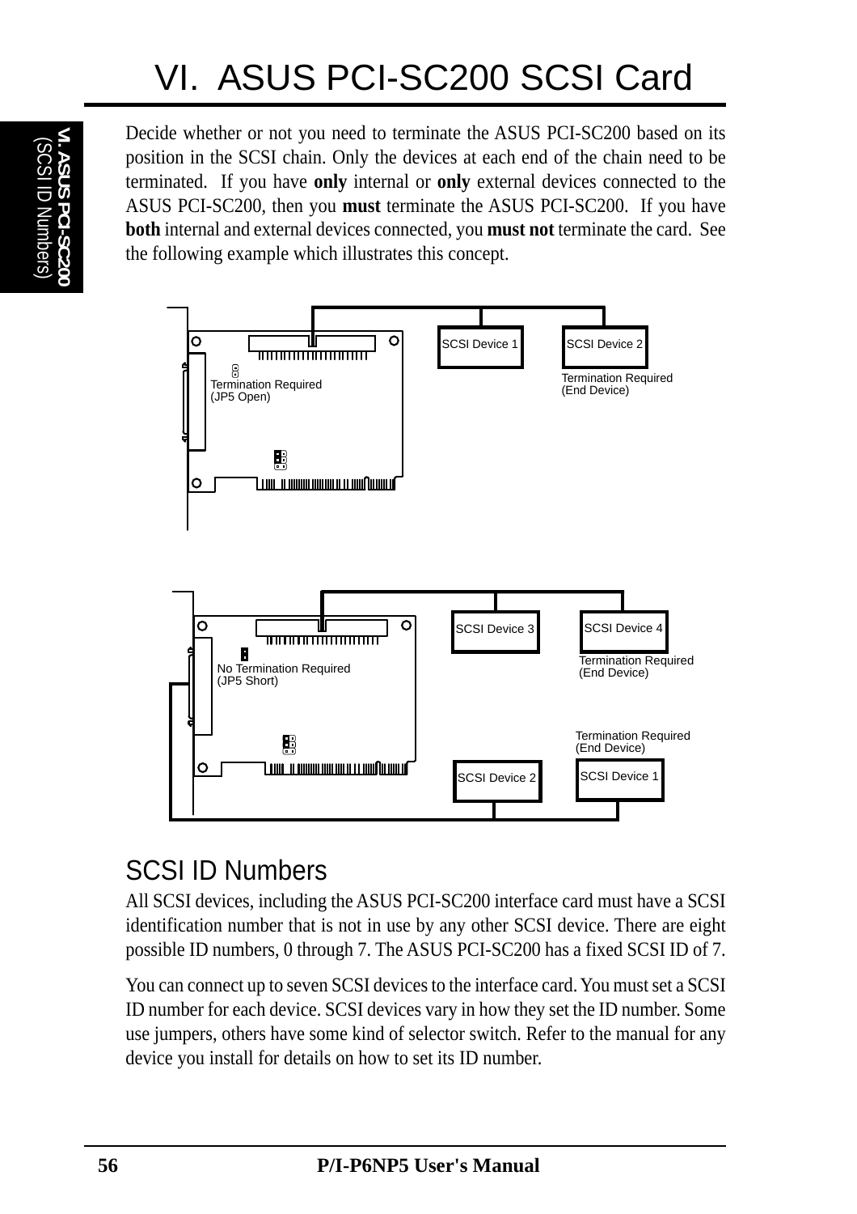# VI. ASUS PCI-SC200 SCSI Card

Decide whether or not you need to terminate the ASUS PCI-SC200 based on its position in the SCSI chain. Only the devices at each end of the chain need to be terminated. If you have **only** internal or **only** external devices connected to the ASUS PCI-SC200, then you **must** terminate the ASUS PCI-SC200. If you have **both** internal and external devices connected, you **must not** terminate the card. See the following example which illustrates this concept.

Termination Required (JP5 Open)

SCSI Device 1

SCSI Device 2

Termination Required (End Device)

No Termination Required (JP5 Short)

SCSI Device 3

SCSI Device 4

Termination Required (End Device)

Termination Required (End Device)

SCSI Device 2

SCSI Device 1

## SCSI ID Numbers

All SCSI devices, including the ASUS PCI-SC200 interface card must have a SCSI identification number that is not in use by any other SCSI device. There are eight possible ID numbers, 0 through 7. The ASUS PCI-SC200 has a fixed SCSI ID of 7.

You can connect up to seven SCSI devices to the interface card. You must set a SCSI ID number for each device. SCSI devices vary in how they set the ID number. Some use jumpers, others have some kind of selector switch. Refer to the manual for any device you install for details on how to set its ID number.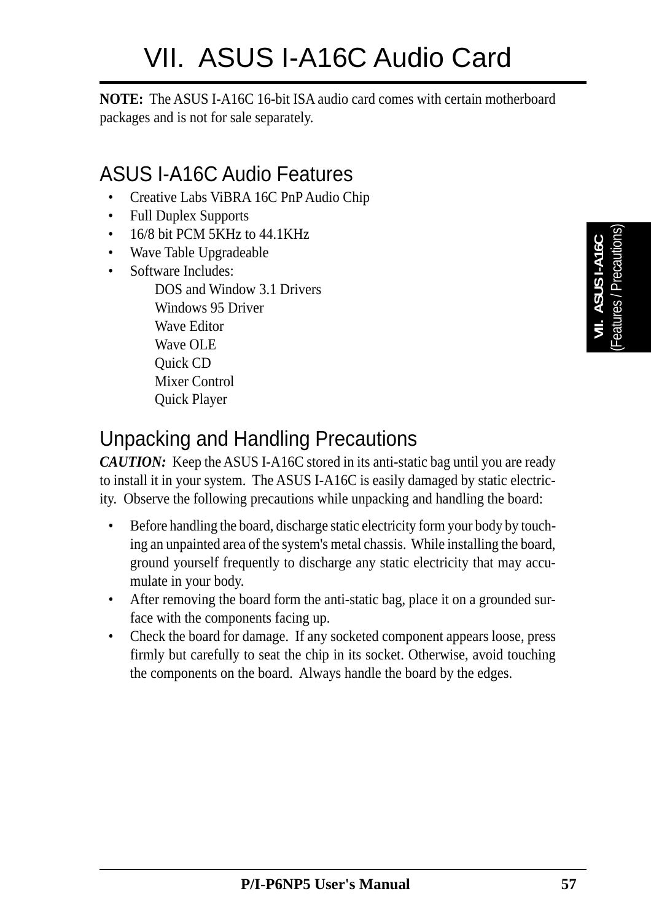# VII. ASUS I-A16C Audio Card

**NOTE:** The ASUS I-A16C 16-bit ISA audio card comes with certain motherboard packages and is not for sale separately.

## ASUS I-A16C Audio Features

- Creative Labs ViBRA 16C PnP Audio Chip
- Full Duplex Supports
- 16/8 bit PCM 5KHz to 44.1KHz
- Wave Table Upgradeable
- Software Includes:
  - DOS and Window 3.1 Drivers
  - Windows 95 Driver
  - Wave Editor
  - Wave OLE
  - Quick CD
  - Mixer Control
  - Quick Player

## Unpacking and Handling Precautions

***CAUTION:*** Keep the ASUS I-A16C stored in its anti-static bag until you are ready to install it in your system. The ASUS I-A16C is easily damaged by static electricity. Observe the following precautions while unpacking and handling the board:

- Before handling the board, discharge static electricity form your body by touching an unpainted area of the system's metal chassis. While installing the board, ground yourself frequently to discharge any static electricity that may accumulate in your body.
- After removing the board form the anti-static bag, place it on a grounded surface with the components facing up.
- Check the board for damage. If any socketed component appears loose, press firmly but carefully to seat the chip in its socket. Otherwise, avoid touching the components on the board. Always handle the board by the edges.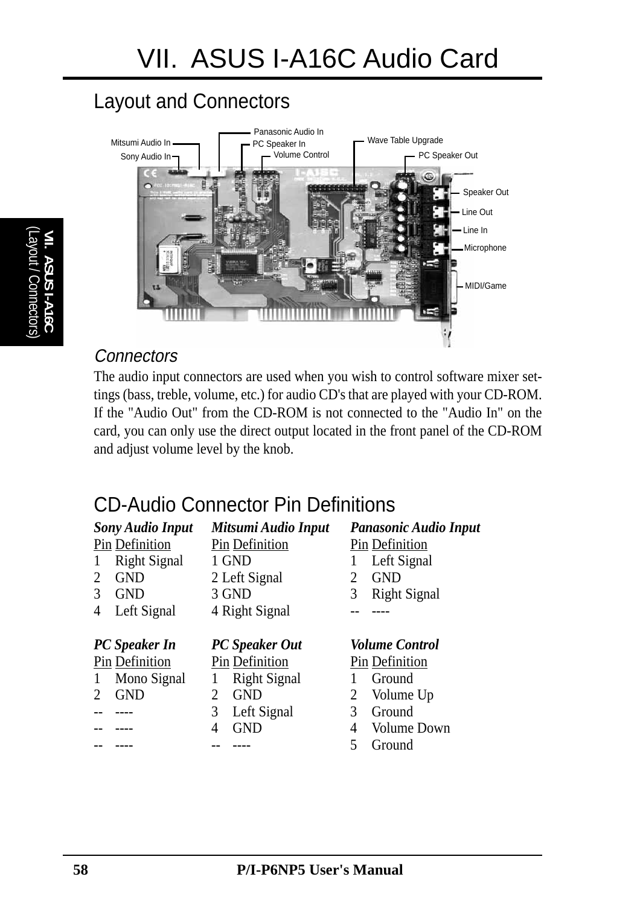# VII. ASUS I-A16C Audio Card

## Layout and Connectors

Mitsumi Audio In
Sony Audio In
Panasonic Audio In
PC Speaker In
Volume Control
Wave Table Upgrade
PC Speaker Out
Speaker Out
Line Out
Line In
Microphone
MIDI/Game

### *Connectors*

The audio input connectors are used when you wish to control software mixer settings (bass, treble, volume, etc.) for audio CD's that are played with your CD-ROM. If the "Audio Out" from the CD-ROM is not connected to the "Audio In" on the card, you can only use the direct output located in the front panel of the CD-ROM and adjust volume level by the knob.

## CD-Audio Connector Pin Definitions

***Sony Audio Input***

| Pin | Definition |
|---|---|
| 1 | Right Signal |
| 2 | GND |
| 3 | GND |
| 4 | Left Signal |

***Mitsumi Audio Input***

| Pin | Definition |
|---|---|
| 1 | GND |
| 2 | Left Signal |
| 3 | GND |
| 4 | Right Signal |

***Panasonic Audio Input***

| Pin | Definition |
|---|---|
| 1 | Left Signal |
| 2 | GND |
| 3 | Right Signal |
| -- | ---- |

***PC Speaker In***

| Pin | Definition |
|---|---|
| 1 | Mono Signal |
| 2 | GND |
| -- | ---- |
| -- | ---- |
| -- | ---- |

***PC Speaker Out***

| Pin | Definition |
|---|---|
| 1 | Right Signal |
| 2 | GND |
| 3 | Left Signal |
| 4 | GND |
| -- | ---- |

***Volume Control***

| Pin | Definition |
|---|---|
| 1 | Ground |
| 2 | Volume Up |
| 3 | Ground |
| 4 | Volume Down |
| 5 | Ground |